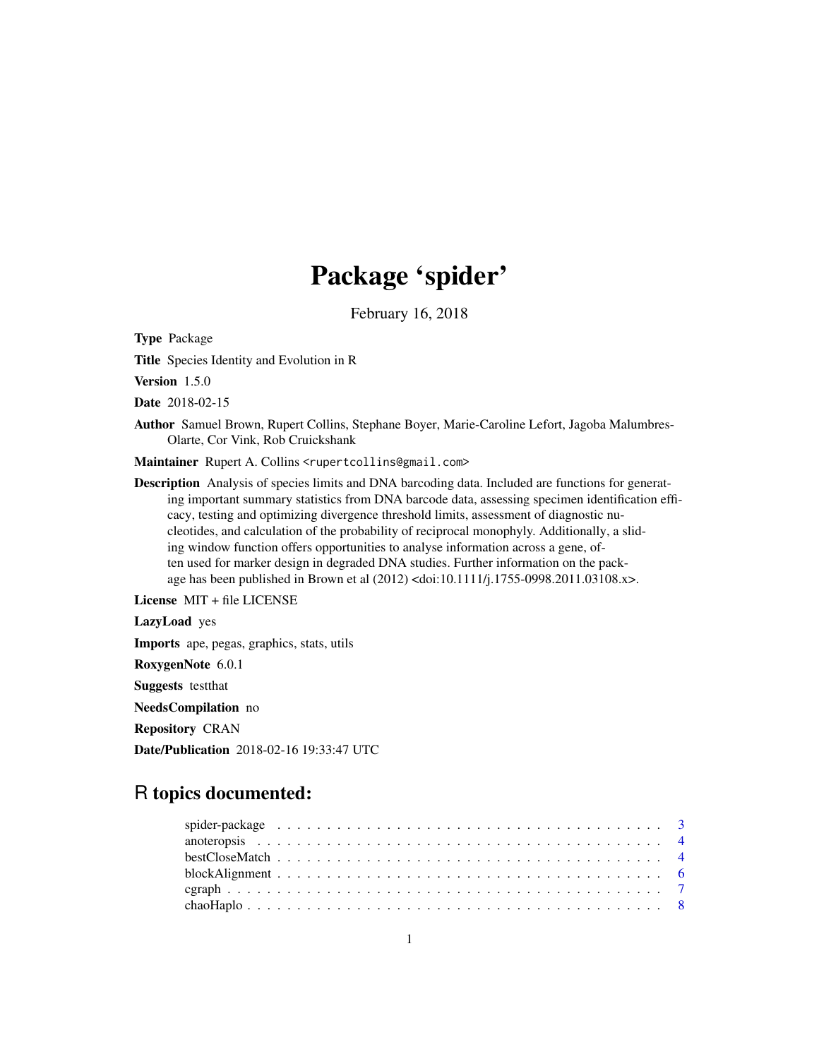# Package 'spider'

February 16, 2018

**Type** Package

**Title** Species Identity and Evolution in R

**Version** 1.5.0

**Date** 2018-02-15

**Author** Samuel Brown, Rupert Collins, Stephane Boyer, Marie-Caroline Lefort, Jagoba Malumbres-Olarte, Cor Vink, Rob Cruickshank

**Maintainer** Rupert A. Collins <rupertcollins@gmail.com>

**Description** Analysis of species limits and DNA barcoding data. Included are functions for generating important summary statistics from DNA barcode data, assessing specimen identification efficacy, testing and optimizing divergence threshold limits, assessment of diagnostic nucleotides, and calculation of the probability of reciprocal monophyly. Additionally, a sliding window function offers opportunities to analyse information across a gene, often used for marker design in degraded DNA studies. Further information on the package has been published in Brown et al (2012) <doi:10.1111/j.1755-0998.2011.03108.x>.

**License** MIT + file LICENSE

**LazyLoad** yes

**Imports** ape, pegas, graphics, stats, utils

**RoxygenNote** 6.0.1

**Suggests** testthat

**NeedsCompilation** no

**Repository** CRAN

**Date/Publication** 2018-02-16 19:33:47 UTC

## R topics documented:

- spider-package . . . . . . . . . . . . . . . . . . . . . . . . . . . . . . . . . . . . 3
- anoteropsis . . . . . . . . . . . . . . . . . . . . . . . . . . . . . . . . . . . . . . 4
- bestCloseMatch . . . . . . . . . . . . . . . . . . . . . . . . . . . . . . . . . . . 4
- blockAlignment . . . . . . . . . . . . . . . . . . . . . . . . . . . . . . . . . . . 6
- cgraph . . . . . . . . . . . . . . . . . . . . . . . . . . . . . . . . . . . . . . . . 7
- chaoHaplo . . . . . . . . . . . . . . . . . . . . . . . . . . . . . . . . . . . . . . 8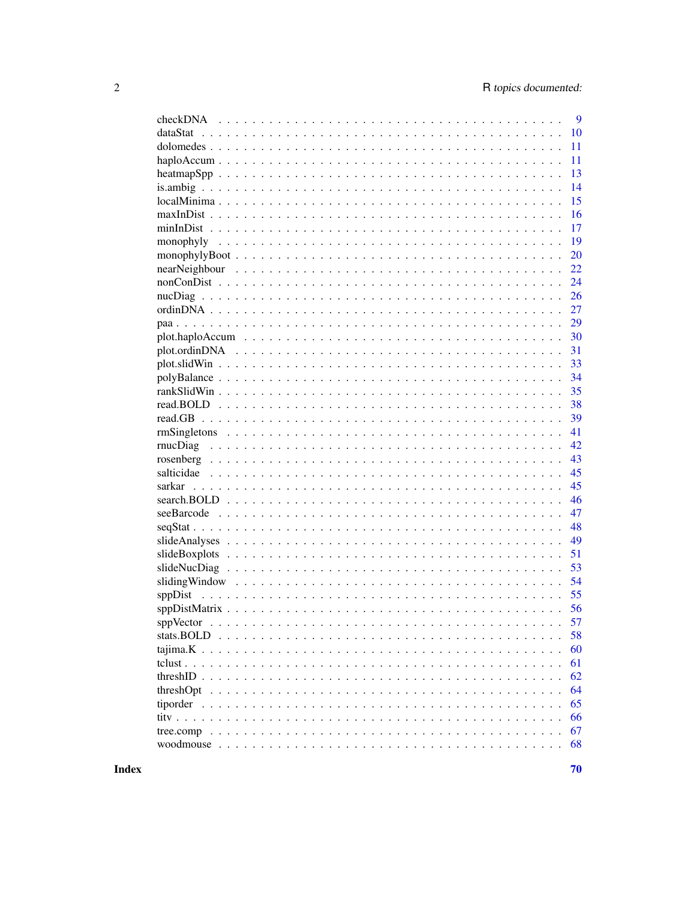checkDNA . . . . . . . . . . . . . . . . . . . . . . . . . . . . . . . . . . . . . . . 9
dataStat . . . . . . . . . . . . . . . . . . . . . . . . . . . . . . . . . . . . . . . . 10
dolomedes . . . . . . . . . . . . . . . . . . . . . . . . . . . . . . . . . . . . . . . 11
haploAccum . . . . . . . . . . . . . . . . . . . . . . . . . . . . . . . . . . . . . . 11
heatmapSpp . . . . . . . . . . . . . . . . . . . . . . . . . . . . . . . . . . . . . . 13
is.ambig . . . . . . . . . . . . . . . . . . . . . . . . . . . . . . . . . . . . . . . . 14
localMinima . . . . . . . . . . . . . . . . . . . . . . . . . . . . . . . . . . . . . . 15
maxInDist . . . . . . . . . . . . . . . . . . . . . . . . . . . . . . . . . . . . . . . 16
minInDist . . . . . . . . . . . . . . . . . . . . . . . . . . . . . . . . . . . . . . . 17
monophyly . . . . . . . . . . . . . . . . . . . . . . . . . . . . . . . . . . . . . . . 19
monophylyBoot . . . . . . . . . . . . . . . . . . . . . . . . . . . . . . . . . . . . . 20
nearNeighbour . . . . . . . . . . . . . . . . . . . . . . . . . . . . . . . . . . . . . 22
nonConDist . . . . . . . . . . . . . . . . . . . . . . . . . . . . . . . . . . . . . . 24
nucDiag . . . . . . . . . . . . . . . . . . . . . . . . . . . . . . . . . . . . . . . . 26
ordinDNA . . . . . . . . . . . . . . . . . . . . . . . . . . . . . . . . . . . . . . . 27
paa . . . . . . . . . . . . . . . . . . . . . . . . . . . . . . . . . . . . . . . . . . 29
plot.haploAccum . . . . . . . . . . . . . . . . . . . . . . . . . . . . . . . . . . . . 30
plot.ordinDNA . . . . . . . . . . . . . . . . . . . . . . . . . . . . . . . . . . . . . 31
plot.slidWin . . . . . . . . . . . . . . . . . . . . . . . . . . . . . . . . . . . . . . 33
polyBalance . . . . . . . . . . . . . . . . . . . . . . . . . . . . . . . . . . . . . . 34
rankSlidWin . . . . . . . . . . . . . . . . . . . . . . . . . . . . . . . . . . . . . . 35
read.BOLD . . . . . . . . . . . . . . . . . . . . . . . . . . . . . . . . . . . . . . . 38
read.GB . . . . . . . . . . . . . . . . . . . . . . . . . . . . . . . . . . . . . . . . 39
rmSingletons . . . . . . . . . . . . . . . . . . . . . . . . . . . . . . . . . . . . . . 41
rnucDiag . . . . . . . . . . . . . . . . . . . . . . . . . . . . . . . . . . . . . . . . 42
rosenberg . . . . . . . . . . . . . . . . . . . . . . . . . . . . . . . . . . . . . . . 43
salticidae . . . . . . . . . . . . . . . . . . . . . . . . . . . . . . . . . . . . . . . 45
sarkar . . . . . . . . . . . . . . . . . . . . . . . . . . . . . . . . . . . . . . . . . 45
search.BOLD . . . . . . . . . . . . . . . . . . . . . . . . . . . . . . . . . . . . . . 46
seeBarcode . . . . . . . . . . . . . . . . . . . . . . . . . . . . . . . . . . . . . . . 47
seqStat . . . . . . . . . . . . . . . . . . . . . . . . . . . . . . . . . . . . . . . . 48
slideAnalyses . . . . . . . . . . . . . . . . . . . . . . . . . . . . . . . . . . . . . 49
slideBoxplots . . . . . . . . . . . . . . . . . . . . . . . . . . . . . . . . . . . . . 51
slideNucDiag . . . . . . . . . . . . . . . . . . . . . . . . . . . . . . . . . . . . . . 53
slidingWindow . . . . . . . . . . . . . . . . . . . . . . . . . . . . . . . . . . . . . 54
sppDist . . . . . . . . . . . . . . . . . . . . . . . . . . . . . . . . . . . . . . . . 55
sppDistMatrix . . . . . . . . . . . . . . . . . . . . . . . . . . . . . . . . . . . . . 56
sppVector . . . . . . . . . . . . . . . . . . . . . . . . . . . . . . . . . . . . . . . 57
stats.BOLD . . . . . . . . . . . . . . . . . . . . . . . . . . . . . . . . . . . . . . . 58
tajima.K . . . . . . . . . . . . . . . . . . . . . . . . . . . . . . . . . . . . . . . . 60
tclust . . . . . . . . . . . . . . . . . . . . . . . . . . . . . . . . . . . . . . . . . 61
threshID . . . . . . . . . . . . . . . . . . . . . . . . . . . . . . . . . . . . . . . . 62
threshOpt . . . . . . . . . . . . . . . . . . . . . . . . . . . . . . . . . . . . . . . 64
tiporder . . . . . . . . . . . . . . . . . . . . . . . . . . . . . . . . . . . . . . . . 65
titv . . . . . . . . . . . . . . . . . . . . . . . . . . . . . . . . . . . . . . . . . . 66
tree.comp . . . . . . . . . . . . . . . . . . . . . . . . . . . . . . . . . . . . . . . 67
woodmouse . . . . . . . . . . . . . . . . . . . . . . . . . . . . . . . . . . . . . . . 68

**Index** **70**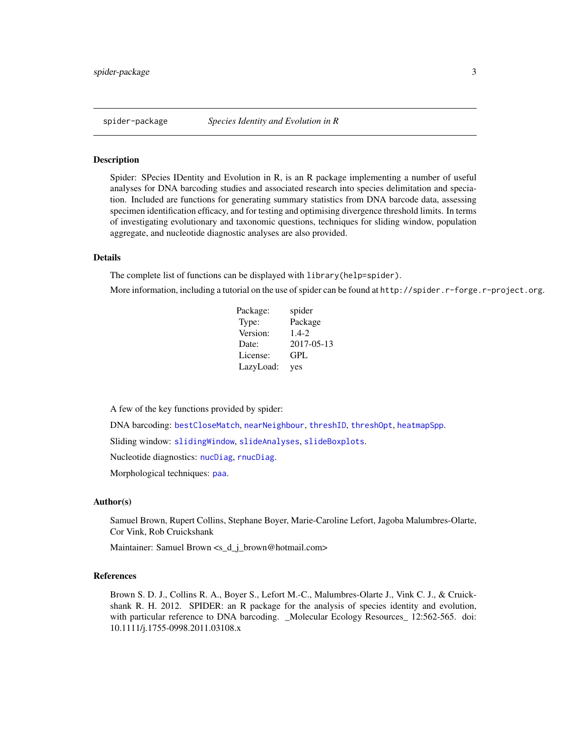## spider-package *Species Identity and Evolution in R*

### Description

Spider: SPecies IDentity and Evolution in R, is an R package implementing a number of useful analyses for DNA barcoding studies and associated research into species delimitation and speciation. Included are functions for generating summary statistics from DNA barcode data, assessing specimen identification efficacy, and for testing and optimising divergence threshold limits. In terms of investigating evolutionary and taxonomic questions, techniques for sliding window, population aggregate, and nucleotide diagnostic analyses are also provided.

### Details

The complete list of functions can be displayed with `library(help=spider)`.

More information, including a tutorial on the use of spider can be found at `http://spider.r-forge.r-project.org`.

| | |
|---|---|
| Package: | spider |
| Type: | Package |
| Version: | 1.4-2 |
| Date: | 2017-05-13 |
| License: | GPL |
| LazyLoad: | yes |

A few of the key functions provided by spider:

DNA barcoding: `bestCloseMatch`, `nearNeighbour`, `threshID`, `threshOpt`, `heatmapSpp`.

Sliding window: `slidingWindow`, `slideAnalyses`, `slideBoxplots`.

Nucleotide diagnostics: `nucDiag`, `rnucDiag`.

Morphological techniques: `paa`.

### Author(s)

Samuel Brown, Rupert Collins, Stephane Boyer, Marie-Caroline Lefort, Jagoba Malumbres-Olarte, Cor Vink, Rob Cruickshank

Maintainer: Samuel Brown <s_d_j_brown@hotmail.com>

### References

Brown S. D. J., Collins R. A., Boyer S., Lefort M.-C., Malumbres-Olarte J., Vink C. J., & Cruickshank R. H. 2012. SPIDER: an R package for the analysis of species identity and evolution, with particular reference to DNA barcoding. _Molecular Ecology Resources_ 12:562-565. doi: 10.1111/j.1755-0998.2011.03108.x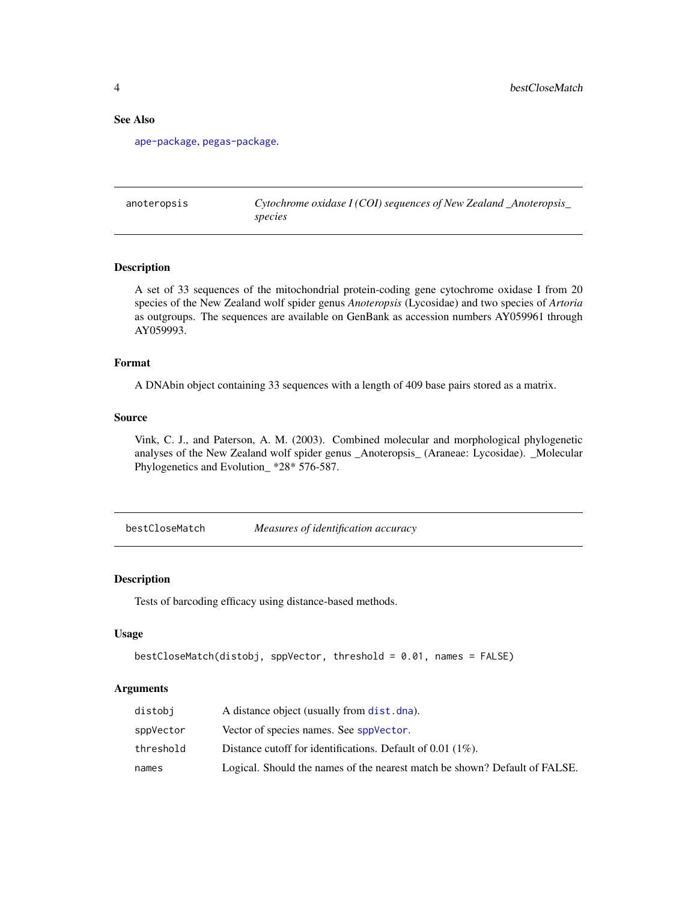### See Also

ape-package, pegas-package.

---

## anoteropsis — *Cytochrome oxidase I (COI) sequences of New Zealand _Anoteropsis_ species*

### Description

A set of 33 sequences of the mitochondrial protein-coding gene cytochrome oxidase I from 20 species of the New Zealand wolf spider genus *Anoteropsis* (Lycosidae) and two species of *Artoria* as outgroups. The sequences are available on GenBank as accession numbers AY059961 through AY059993.

### Format

A DNAbin object containing 33 sequences with a length of 409 base pairs stored as a matrix.

### Source

Vink, C. J., and Paterson, A. M. (2003). Combined molecular and morphological phylogenetic analyses of the New Zealand wolf spider genus _Anoteropsis_ (Araneae: Lycosidae). _Molecular Phylogenetics and Evolution_ *28* 576-587.

---

## bestCloseMatch — *Measures of identification accuracy*

### Description

Tests of barcoding efficacy using distance-based methods.

### Usage

```
bestCloseMatch(distobj, sppVector, threshold = 0.01, names = FALSE)
```

### Arguments

| | |
|---|---|
| distobj | A distance object (usually from dist.dna). |
| sppVector | Vector of species names. See sppVector. |
| threshold | Distance cutoff for identifications. Default of 0.01 (1%). |
| names | Logical. Should the names of the nearest match be shown? Default of FALSE. |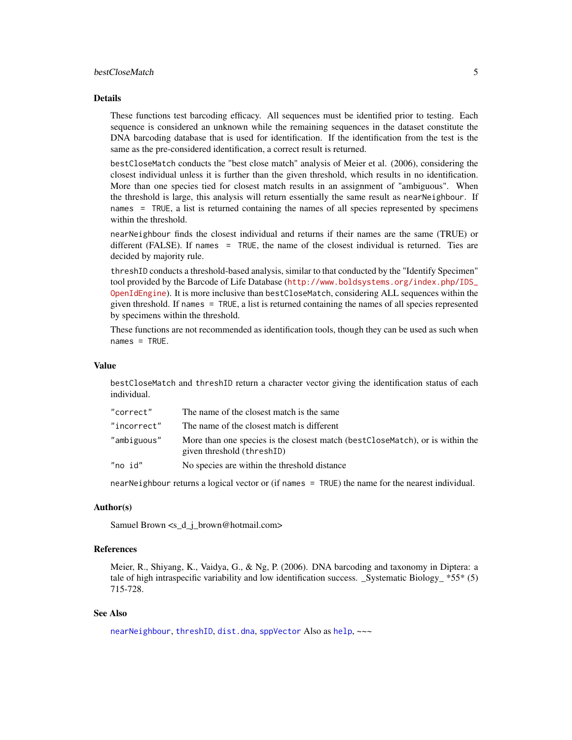## Details

These functions test barcoding efficacy. All sequences must be identified prior to testing. Each sequence is considered an unknown while the remaining sequences in the dataset constitute the DNA barcoding database that is used for identification. If the identification from the test is the same as the pre-considered identification, a correct result is returned.

`bestCloseMatch` conducts the "best close match" analysis of Meier et al. (2006), considering the closest individual unless it is further than the given threshold, which results in no identification. More than one species tied for closest match results in an assignment of "ambiguous". When the threshold is large, this analysis will return essentially the same result as `nearNeighbour`. If `names = TRUE`, a list is returned containing the names of all species represented by specimens within the threshold.

`nearNeighbour` finds the closest individual and returns if their names are the same (TRUE) or different (FALSE). If `names = TRUE`, the name of the closest individual is returned. Ties are decided by majority rule.

`threshID` conducts a threshold-based analysis, similar to that conducted by the "Identify Specimen" tool provided by the Barcode of Life Database (http://www.boldsystems.org/index.php/IDS_OpenIdEngine). It is more inclusive than `bestCloseMatch`, considering ALL sequences within the given threshold. If `names = TRUE`, a list is returned containing the names of all species represented by specimens within the threshold.

These functions are not recommended as identification tools, though they can be used as such when `names = TRUE`.

## Value

`bestCloseMatch` and `threshID` return a character vector giving the identification status of each individual.

| | |
|---|---|
| "correct" | The name of the closest match is the same |
| "incorrect" | The name of the closest match is different |
| "ambiguous" | More than one species is the closest match (`bestCloseMatch`), or is within the given threshold (`threshID`) |
| "no id" | No species are within the threshold distance |

`nearNeighbour` returns a logical vector or (if `names = TRUE`) the name for the nearest individual.

## Author(s)

Samuel Brown <s_d_j_brown@hotmail.com>

## References

Meier, R., Shiyang, K., Vaidya, G., & Ng, P. (2006). DNA barcoding and taxonomy in Diptera: a tale of high intraspecific variability and low identification success. _Systematic Biology_ *55* (5) 715-728.

## See Also

`nearNeighbour`, `threshID`, `dist.dna`, `sppVector` Also as `help`, ~~~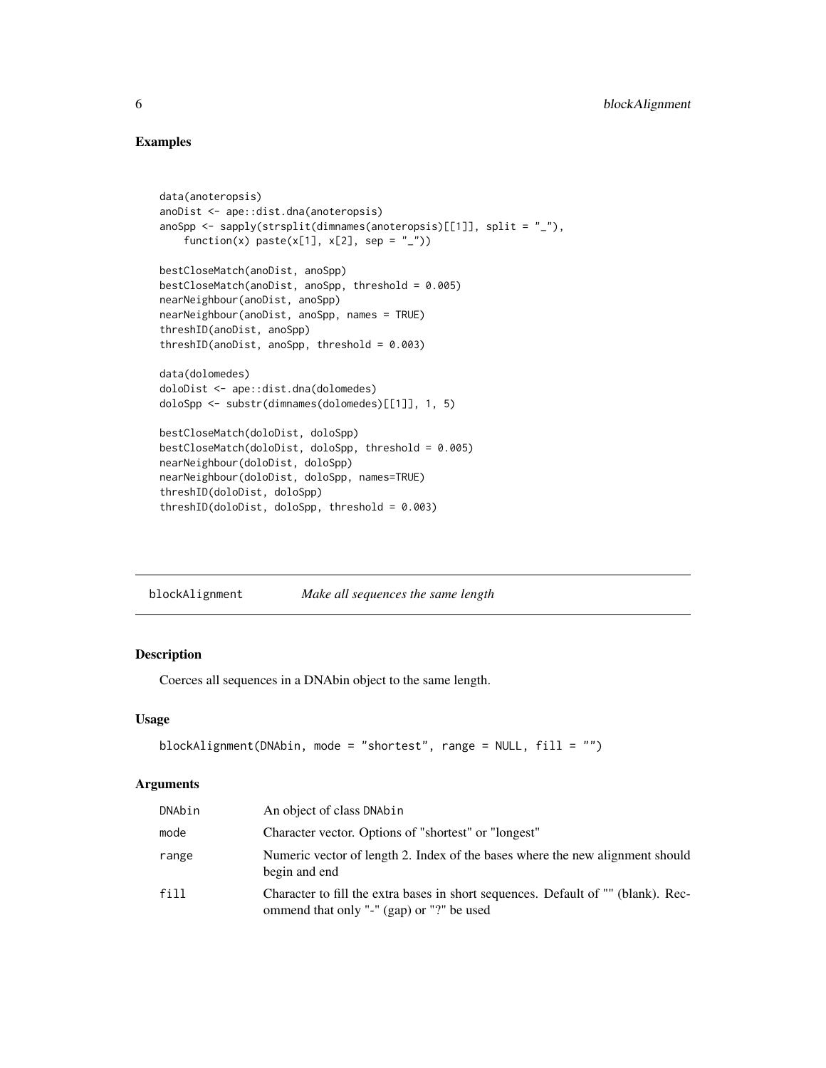## Examples

```
data(anoteropsis)
anoDist <- ape::dist.dna(anoteropsis)
anoSpp <- sapply(strsplit(dimnames(anoteropsis)[[1]], split = "_"),
    function(x) paste(x[1], x[2], sep = "_"))

bestCloseMatch(anoDist, anoSpp)
bestCloseMatch(anoDist, anoSpp, threshold = 0.005)
nearNeighbour(anoDist, anoSpp)
nearNeighbour(anoDist, anoSpp, names = TRUE)
threshID(anoDist, anoSpp)
threshID(anoDist, anoSpp, threshold = 0.003)

data(dolomedes)
doloDist <- ape::dist.dna(dolomedes)
doloSpp <- substr(dimnames(dolomedes)[[1]], 1, 5)

bestCloseMatch(doloDist, doloSpp)
bestCloseMatch(doloDist, doloSpp, threshold = 0.005)
nearNeighbour(doloDist, doloSpp)
nearNeighbour(doloDist, doloSpp, names=TRUE)
threshID(doloDist, doloSpp)
threshID(doloDist, doloSpp, threshold = 0.003)
```

---

# blockAlignment *Make all sequences the same length*

## Description

Coerces all sequences in a DNAbin object to the same length.

## Usage

```
blockAlignment(DNAbin, mode = "shortest", range = NULL, fill = "")
```

## Arguments

| | |
|---|---|
| DNAbin | An object of class DNAbin |
| mode | Character vector. Options of "shortest" or "longest" |
| range | Numeric vector of length 2. Index of the bases where the new alignment should begin and end |
| fill | Character to fill the extra bases in short sequences. Default of "" (blank). Recommend that only "-" (gap) or "?" be used |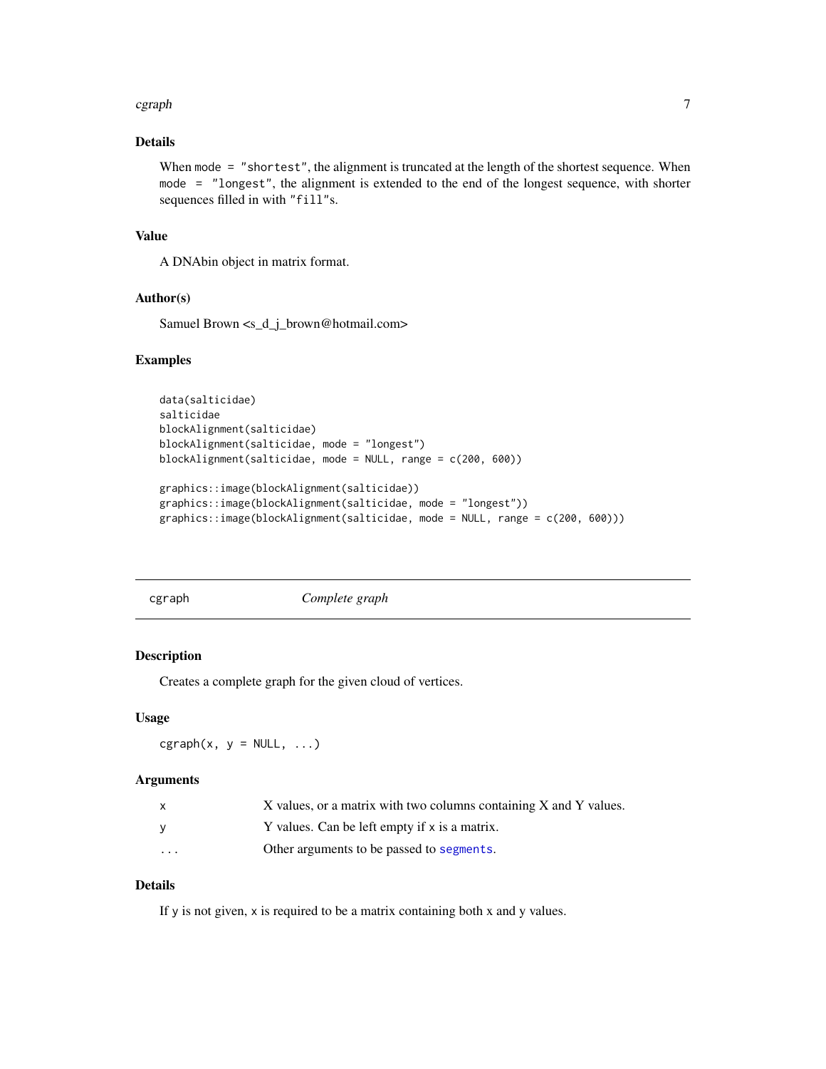### Details

When `mode = "shortest"`, the alignment is truncated at the length of the shortest sequence. When `mode = "longest"`, the alignment is extended to the end of the longest sequence, with shorter sequences filled in with `"fill"`s.

### Value

A DNAbin object in matrix format.

### Author(s)

Samuel Brown <s_d_j_brown@hotmail.com>

### Examples

```
data(salticidae)
salticidae
blockAlignment(salticidae)
blockAlignment(salticidae, mode = "longest")
blockAlignment(salticidae, mode = NULL, range = c(200, 600))

graphics::image(blockAlignment(salticidae))
graphics::image(blockAlignment(salticidae, mode = "longest"))
graphics::image(blockAlignment(salticidae, mode = NULL, range = c(200, 600)))
```

---

## cgraph — *Complete graph*

### Description

Creates a complete graph for the given cloud of vertices.

### Usage

```
cgraph(x, y = NULL, ...)
```

### Arguments

| | |
|---|---|
| `x` | X values, or a matrix with two columns containing X and Y values. |
| `y` | Y values. Can be left empty if `x` is a matrix. |
| `...` | Other arguments to be passed to `segments`. |

### Details

If `y` is not given, `x` is required to be a matrix containing both x and y values.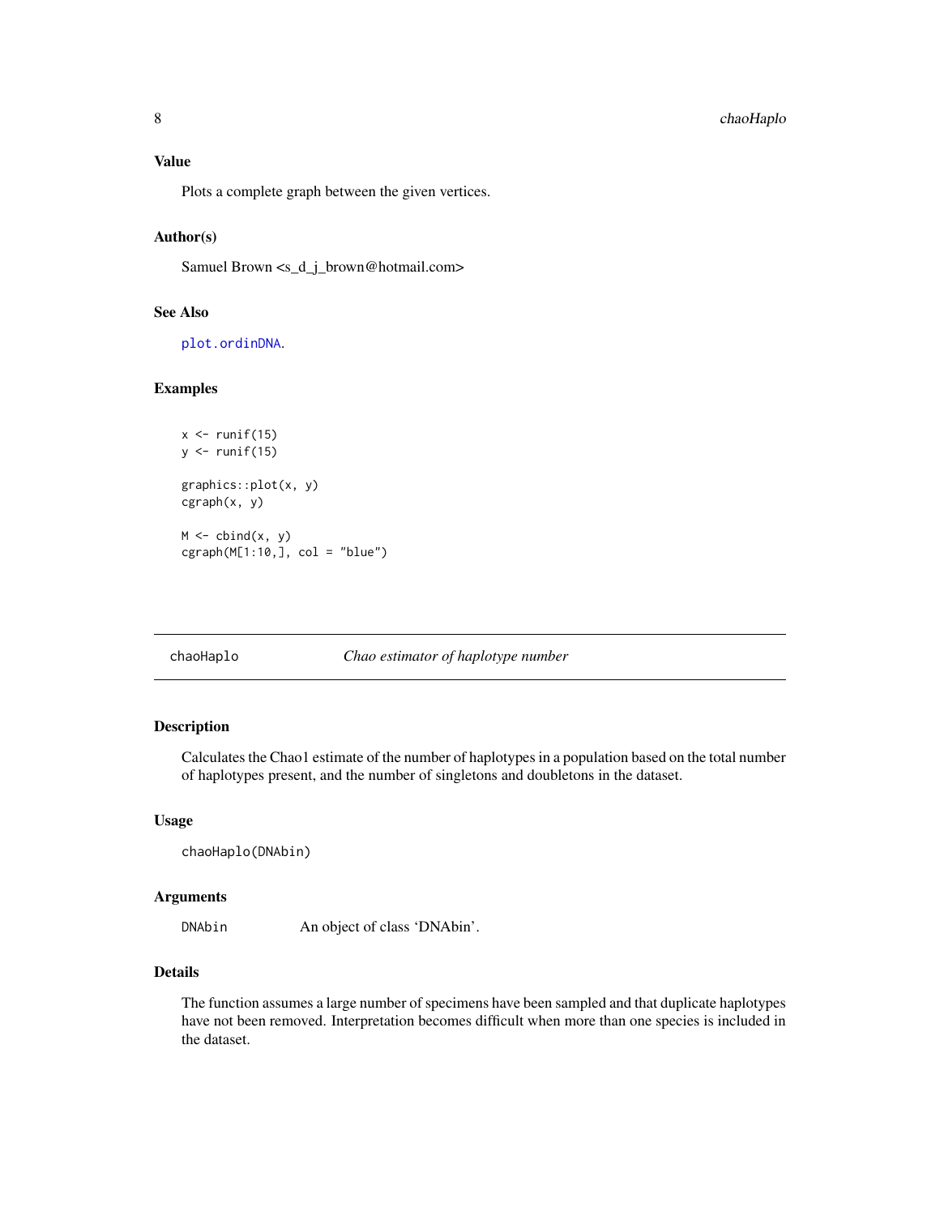### Value

Plots a complete graph between the given vertices.

### Author(s)

Samuel Brown <s_d_j_brown@hotmail.com>

### See Also

plot.ordinDNA.

### Examples

```
x <- runif(15)
y <- runif(15)

graphics::plot(x, y)
cgraph(x, y)

M <- cbind(x, y)
cgraph(M[1:10,], col = "blue")
```

---

## chaoHaplo — *Chao estimator of haplotype number*

### Description

Calculates the Chao1 estimate of the number of haplotypes in a population based on the total number of haplotypes present, and the number of singletons and doubletons in the dataset.

### Usage

```
chaoHaplo(DNAbin)
```

### Arguments

| | |
|---|---|
| DNAbin | An object of class 'DNAbin'. |

### Details

The function assumes a large number of specimens have been sampled and that duplicate haplotypes have not been removed. Interpretation becomes difficult when more than one species is included in the dataset.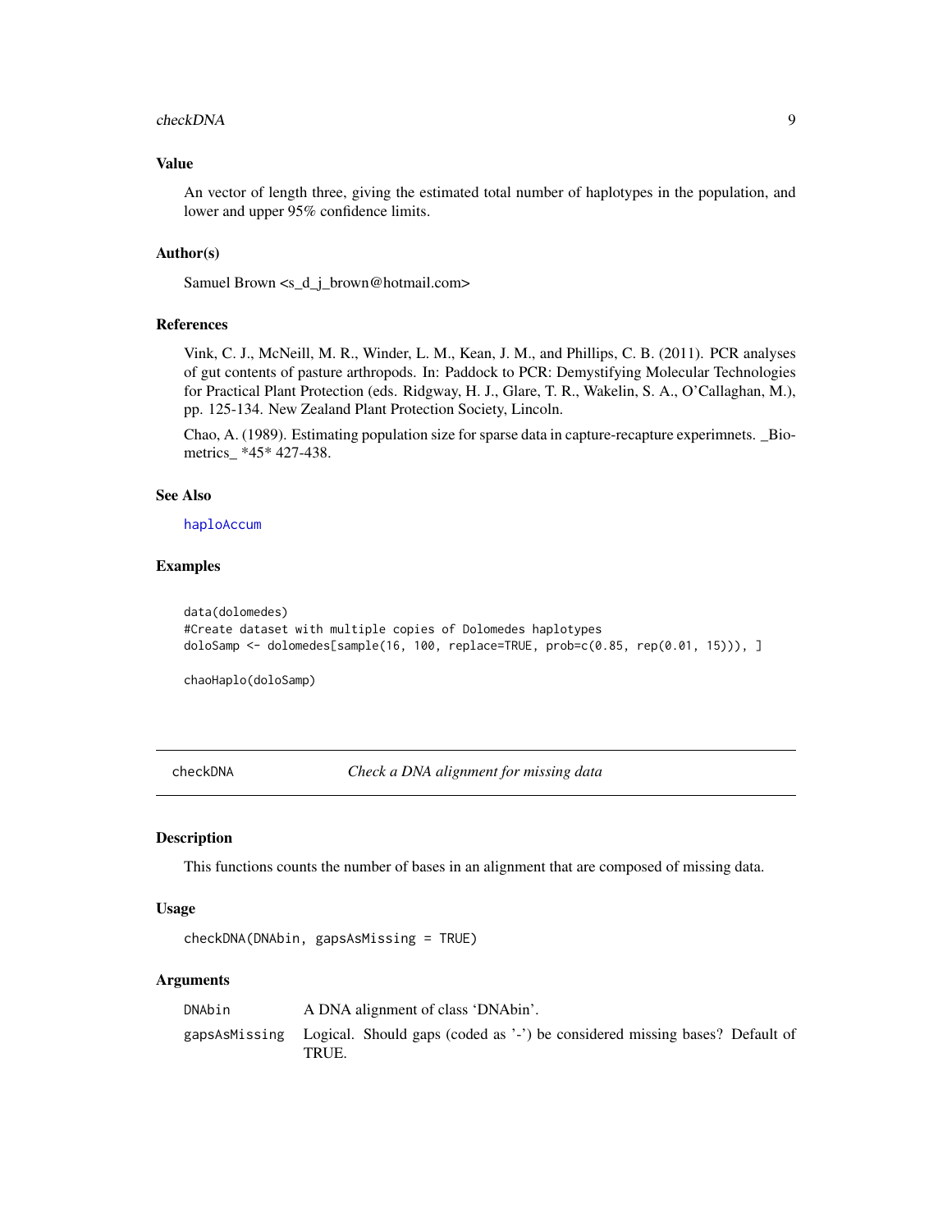### Value

An vector of length three, giving the estimated total number of haplotypes in the population, and lower and upper 95% confidence limits.

### Author(s)

Samuel Brown <s_d_j_brown@hotmail.com>

### References

Vink, C. J., McNeill, M. R., Winder, L. M., Kean, J. M., and Phillips, C. B. (2011). PCR analyses of gut contents of pasture arthropods. In: Paddock to PCR: Demystifying Molecular Technologies for Practical Plant Protection (eds. Ridgway, H. J., Glare, T. R., Wakelin, S. A., O'Callaghan, M.), pp. 125-134. New Zealand Plant Protection Society, Lincoln.

Chao, A. (1989). Estimating population size for sparse data in capture-recapture experimnets. _Biometrics_ *45* 427-438.

### See Also

haploAccum

### Examples

```
data(dolomedes)
#Create dataset with multiple copies of Dolomedes haplotypes
doloSamp <- dolomedes[sample(16, 100, replace=TRUE, prob=c(0.85, rep(0.01, 15))), ]

chaoHaplo(doloSamp)
```

---

## checkDNA — *Check a DNA alignment for missing data*

### Description

This functions counts the number of bases in an alignment that are composed of missing data.

### Usage

```
checkDNA(DNAbin, gapsAsMissing = TRUE)
```

### Arguments

| | |
|---|---|
| DNAbin | A DNA alignment of class 'DNAbin'. |
| gapsAsMissing | Logical. Should gaps (coded as '-') be considered missing bases? Default of TRUE. |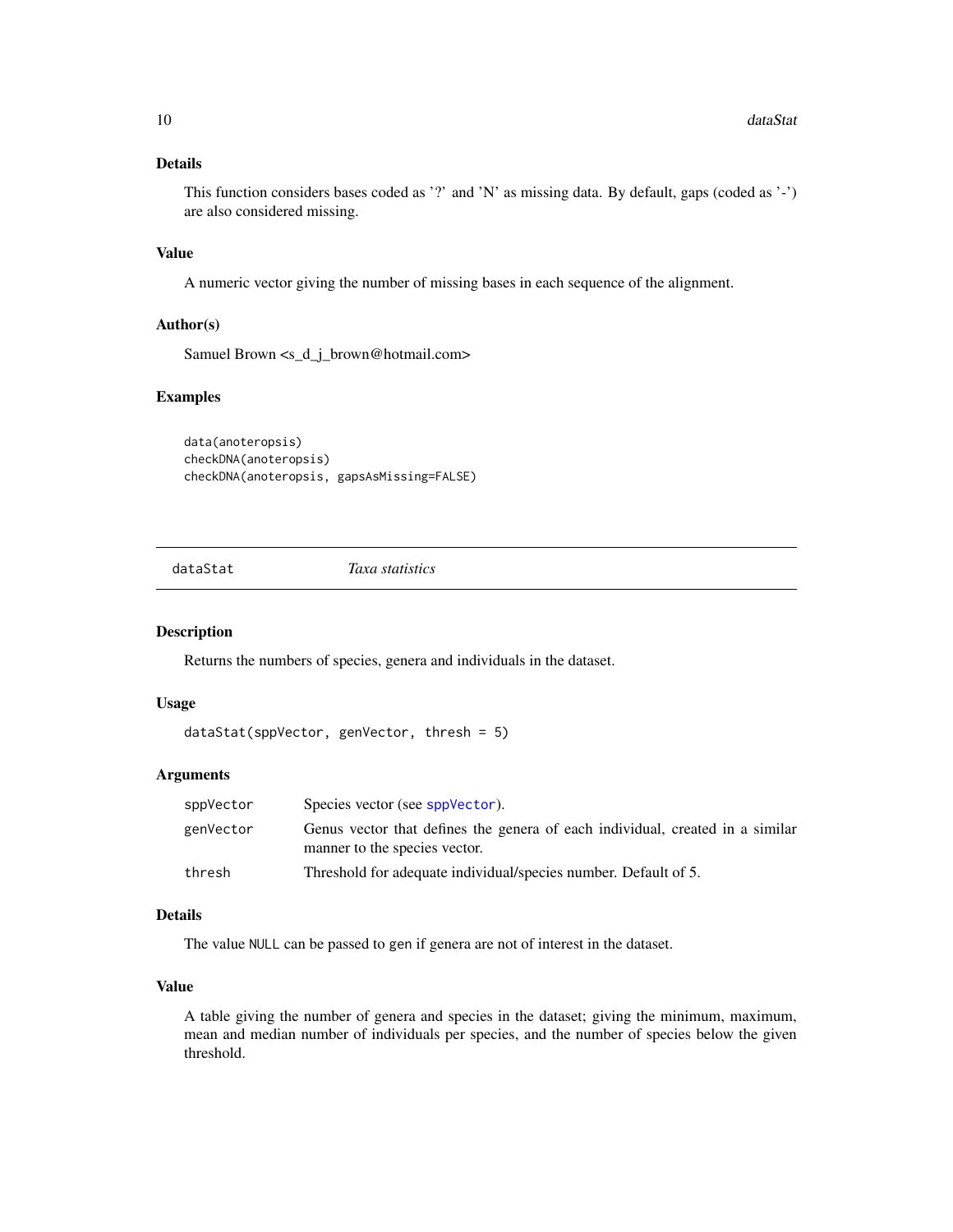### Details

This function considers bases coded as '?' and 'N' as missing data. By default, gaps (coded as '-') are also considered missing.

### Value

A numeric vector giving the number of missing bases in each sequence of the alignment.

### Author(s)

Samuel Brown <s_d_j_brown@hotmail.com>

### Examples

```
data(anoteropsis)
checkDNA(anoteropsis)
checkDNA(anoteropsis, gapsAsMissing=FALSE)
```

---

## dataStat *Taxa statistics*

---

### Description

Returns the numbers of species, genera and individuals in the dataset.

### Usage

```
dataStat(sppVector, genVector, thresh = 5)
```

### Arguments

| | |
|---|---|
| sppVector | Species vector (see sppVector). |
| genVector | Genus vector that defines the genera of each individual, created in a similar manner to the species vector. |
| thresh | Threshold for adequate individual/species number. Default of 5. |

### Details

The value `NULL` can be passed to gen if genera are not of interest in the dataset.

### Value

A table giving the number of genera and species in the dataset; giving the minimum, maximum, mean and median number of individuals per species, and the number of species below the given threshold.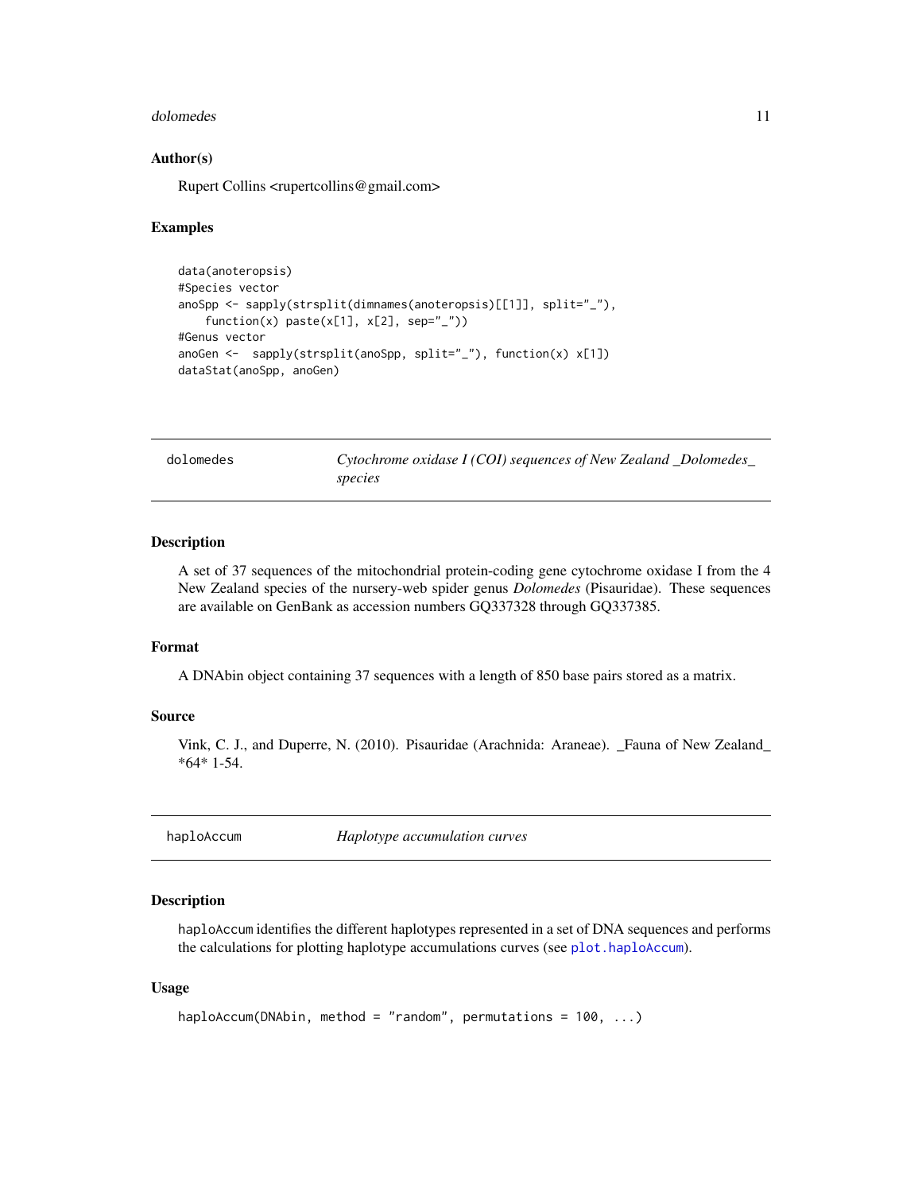### Author(s)

Rupert Collins <rupertcollins@gmail.com>

### Examples

```
data(anoteropsis)
#Species vector
anoSpp <- sapply(strsplit(dimnames(anoteropsis)[[1]], split="_"),
    function(x) paste(x[1], x[2], sep="_"))
#Genus vector
anoGen <-  sapply(strsplit(anoSpp, split="_"), function(x) x[1])
dataStat(anoSpp, anoGen)
```

---

## dolomedes — *Cytochrome oxidase I (COI) sequences of New Zealand _Dolomedes_ species*

### Description

A set of 37 sequences of the mitochondrial protein-coding gene cytochrome oxidase I from the 4 New Zealand species of the nursery-web spider genus *Dolomedes* (Pisauridae). These sequences are available on GenBank as accession numbers GQ337328 through GQ337385.

### Format

A DNAbin object containing 37 sequences with a length of 850 base pairs stored as a matrix.

### Source

Vink, C. J., and Duperre, N. (2010). Pisauridae (Arachnida: Araneae). _Fauna of New Zealand_ *64* 1-54.

---

## haploAccum — *Haplotype accumulation curves*

### Description

`haploAccum` identifies the different haplotypes represented in a set of DNA sequences and performs the calculations for plotting haplotype accumulations curves (see `plot.haploAccum`).

### Usage

```
haploAccum(DNAbin, method = "random", permutations = 100, ...)
```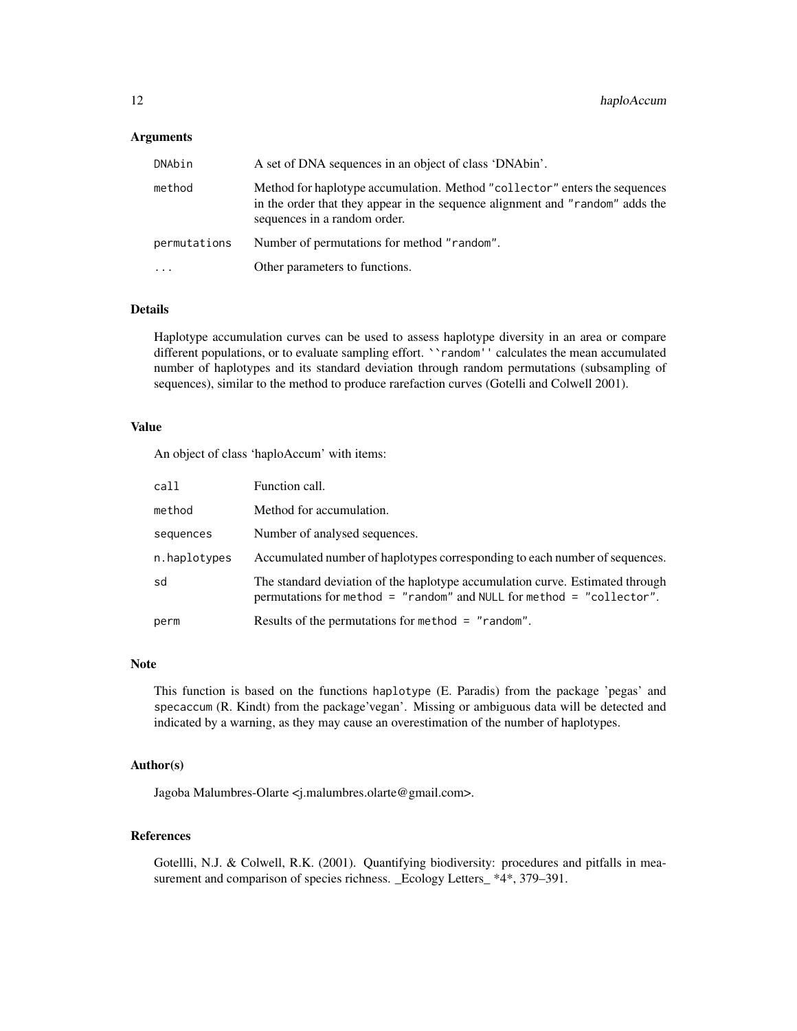### Arguments

| | |
|---|---|
| `DNAbin` | A set of DNA sequences in an object of class 'DNAbin'. |
| `method` | Method for haplotype accumulation. Method `"collector"` enters the sequences in the order that they appear in the sequence alignment and `"random"` adds the sequences in a random order. |
| `permutations` | Number of permutations for method `"random"`. |
| `...` | Other parameters to functions. |

### Details

Haplotype accumulation curves can be used to assess haplotype diversity in an area or compare different populations, or to evaluate sampling effort. ``random'' calculates the mean accumulated number of haplotypes and its standard deviation through random permutations (subsampling of sequences), similar to the method to produce rarefaction curves (Gotelli and Colwell 2001).

### Value

An object of class 'haploAccum' with items:

| | |
|---|---|
| `call` | Function call. |
| `method` | Method for accumulation. |
| `sequences` | Number of analysed sequences. |
| `n.haplotypes` | Accumulated number of haplotypes corresponding to each number of sequences. |
| `sd` | The standard deviation of the haplotype accumulation curve. Estimated through permutations for `method = "random"` and `NULL` for `method = "collector"`. |
| `perm` | Results of the permutations for `method = "random"`. |

### Note

This function is based on the functions `haplotype` (E. Paradis) from the package 'pegas' and `specaccum` (R. Kindt) from the package'vegan'. Missing or ambiguous data will be detected and indicated by a warning, as they may cause an overestimation of the number of haplotypes.

### Author(s)

Jagoba Malumbres-Olarte <j.malumbres.olarte@gmail.com>.

### References

Gotellli, N.J. & Colwell, R.K. (2001). Quantifying biodiversity: procedures and pitfalls in measurement and comparison of species richness. _Ecology Letters_ *4*, 379–391.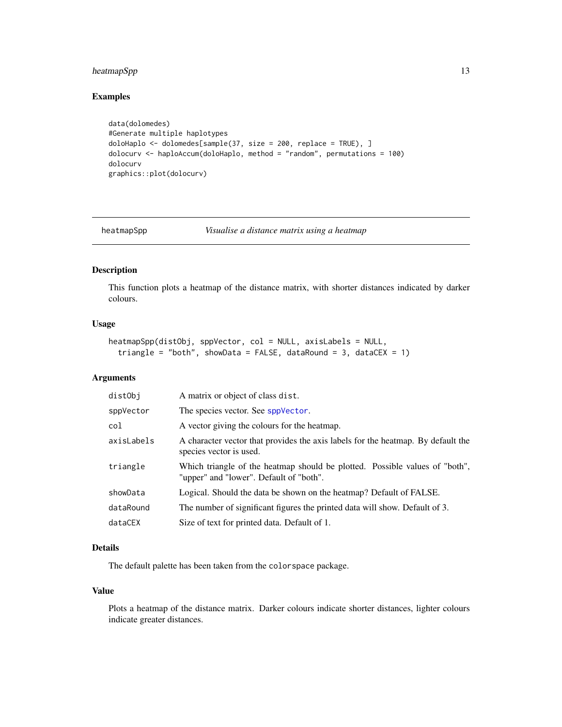## Examples

```
data(dolomedes)
#Generate multiple haplotypes
doloHaplo <- dolomedes[sample(37, size = 200, replace = TRUE), ]
dolocurv <- haploAccum(doloHaplo, method = "random", permutations = 100)
dolocurv
graphics::plot(dolocurv)
```

---

# heatmapSpp — *Visualise a distance matrix using a heatmap*

---

## Description

This function plots a heatmap of the distance matrix, with shorter distances indicated by darker colours.

## Usage

```
heatmapSpp(distObj, sppVector, col = NULL, axisLabels = NULL,
  triangle = "both", showData = FALSE, dataRound = 3, dataCEX = 1)
```

## Arguments

| | |
|---|---|
| `distObj` | A matrix or object of class `dist`. |
| `sppVector` | The species vector. See `sppVector`. |
| `col` | A vector giving the colours for the heatmap. |
| `axisLabels` | A character vector that provides the axis labels for the heatmap. By default the species vector is used. |
| `triangle` | Which triangle of the heatmap should be plotted. Possible values of "both", "upper" and "lower". Default of "both". |
| `showData` | Logical. Should the data be shown on the heatmap? Default of FALSE. |
| `dataRound` | The number of significant figures the printed data will show. Default of 3. |
| `dataCEX` | Size of text for printed data. Default of 1. |

## Details

The default palette has been taken from the `colorspace` package.

## Value

Plots a heatmap of the distance matrix. Darker colours indicate shorter distances, lighter colours indicate greater distances.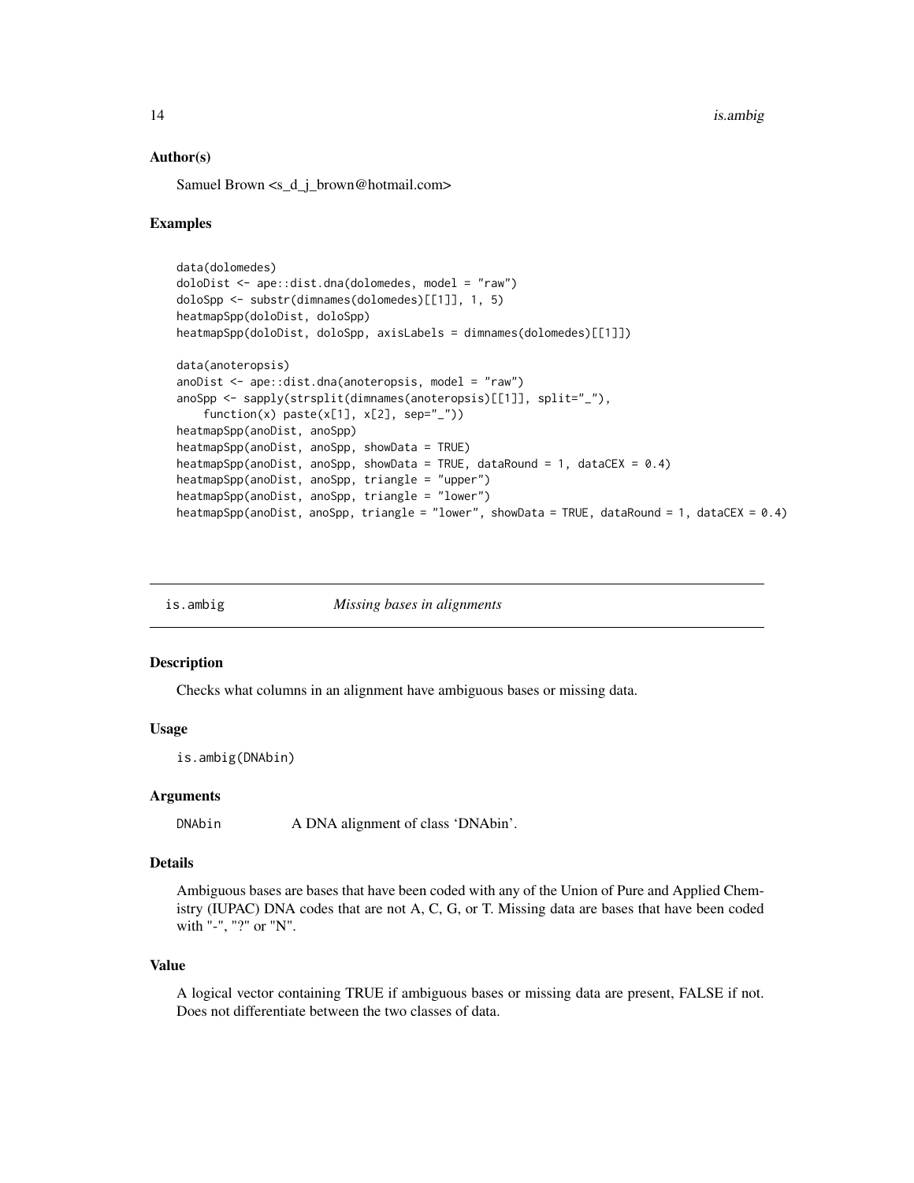### Author(s)

Samuel Brown <s_d_j_brown@hotmail.com>

### Examples

```
data(dolomedes)
doloDist <- ape::dist.dna(dolomedes, model = "raw")
doloSpp <- substr(dimnames(dolomedes)[[1]], 1, 5)
heatmapSpp(doloDist, doloSpp)
heatmapSpp(doloDist, doloSpp, axisLabels = dimnames(dolomedes)[[1]])

data(anoteropsis)
anoDist <- ape::dist.dna(anoteropsis, model = "raw")
anoSpp <- sapply(strsplit(dimnames(anoteropsis)[[1]], split="_"),
    function(x) paste(x[1], x[2], sep="_"))
heatmapSpp(anoDist, anoSpp)
heatmapSpp(anoDist, anoSpp, showData = TRUE)
heatmapSpp(anoDist, anoSpp, showData = TRUE, dataRound = 1, dataCEX = 0.4)
heatmapSpp(anoDist, anoSpp, triangle = "upper")
heatmapSpp(anoDist, anoSpp, triangle = "lower")
heatmapSpp(anoDist, anoSpp, triangle = "lower", showData = TRUE, dataRound = 1, dataCEX = 0.4)
```

---

## is.ambig — *Missing bases in alignments*

### Description

Checks what columns in an alignment have ambiguous bases or missing data.

### Usage

```
is.ambig(DNAbin)
```

### Arguments

| | |
|---|---|
| DNAbin | A DNA alignment of class 'DNAbin'. |

### Details

Ambiguous bases are bases that have been coded with any of the Union of Pure and Applied Chemistry (IUPAC) DNA codes that are not A, C, G, or T. Missing data are bases that have been coded with "-", "?" or "N".

### Value

A logical vector containing TRUE if ambiguous bases or missing data are present, FALSE if not. Does not differentiate between the two classes of data.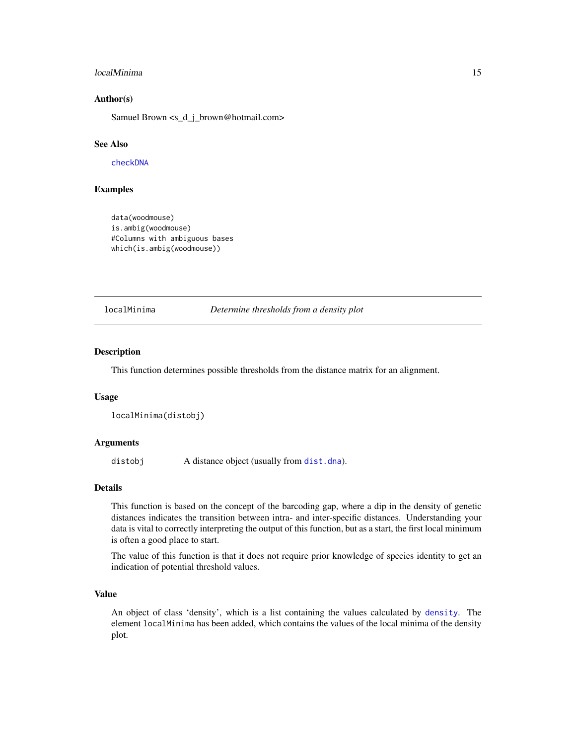### Author(s)

Samuel Brown <s_d_j_brown@hotmail.com>

### See Also

checkDNA

### Examples

```
data(woodmouse)
is.ambig(woodmouse)
#Columns with ambiguous bases
which(is.ambig(woodmouse))
```

---

## localMinima — *Determine thresholds from a density plot*

---

### Description

This function determines possible thresholds from the distance matrix for an alignment.

### Usage

```
localMinima(distobj)
```

### Arguments

| | |
|---|---|
| distobj | A distance object (usually from dist.dna). |

### Details

This function is based on the concept of the barcoding gap, where a dip in the density of genetic distances indicates the transition between intra- and inter-specific distances. Understanding your data is vital to correctly interpreting the output of this function, but as a start, the first local minimum is often a good place to start.

The value of this function is that it does not require prior knowledge of species identity to get an indication of potential threshold values.

### Value

An object of class 'density', which is a list containing the values calculated by density. The element localMinima has been added, which contains the values of the local minima of the density plot.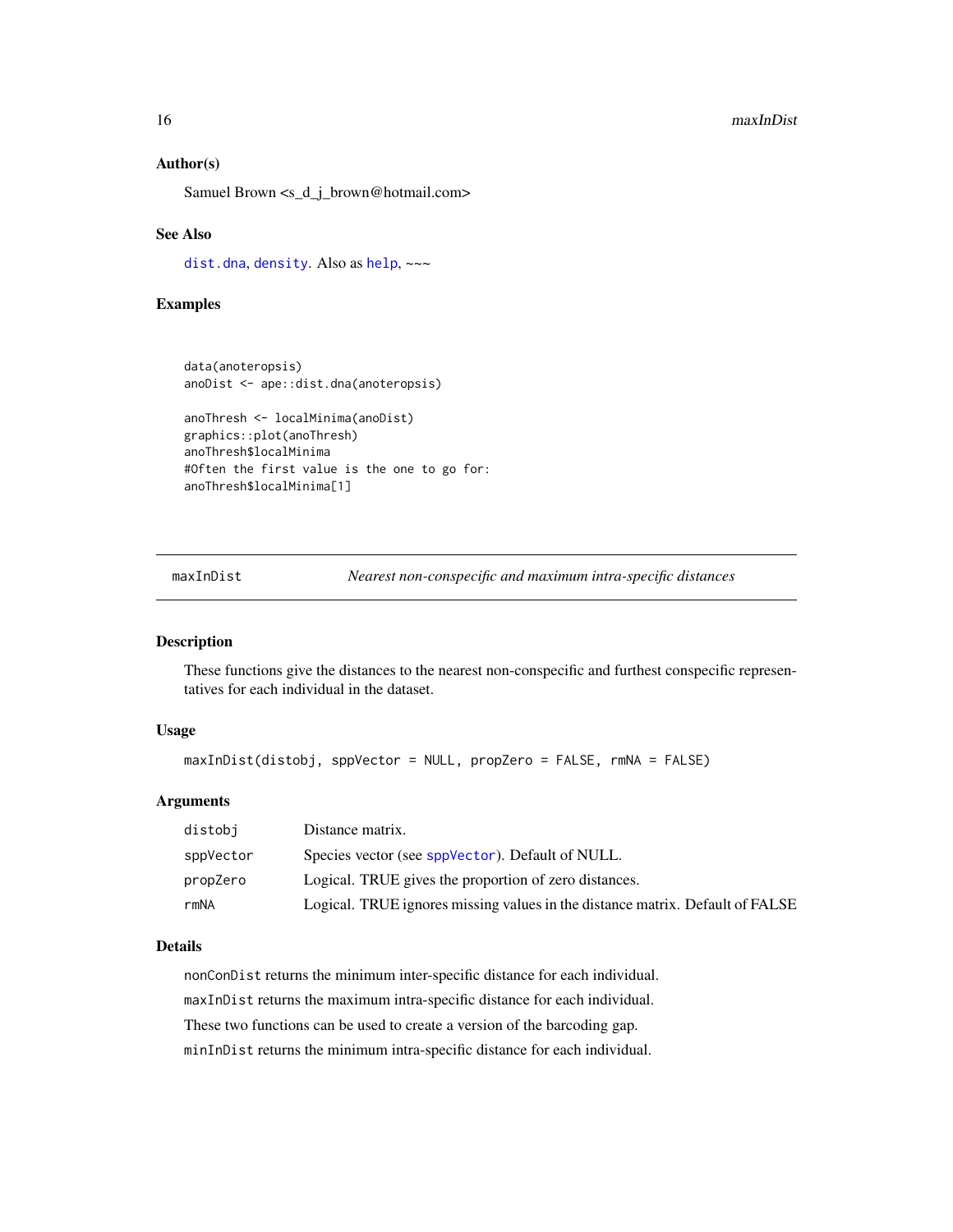### Author(s)

Samuel Brown <s_d_j_brown@hotmail.com>

### See Also

dist.dna, density. Also as help, ~~~

### Examples

```
data(anoteropsis)
anoDist <- ape::dist.dna(anoteropsis)

anoThresh <- localMinima(anoDist)
graphics::plot(anoThresh)
anoThresh$localMinima
#Often the first value is the one to go for:
anoThresh$localMinima[1]
```

---

## maxInDist — *Nearest non-conspecific and maximum intra-specific distances*

### Description

These functions give the distances to the nearest non-conspecific and furthest conspecific representatives for each individual in the dataset.

### Usage

```
maxInDist(distobj, sppVector = NULL, propZero = FALSE, rmNA = FALSE)
```

### Arguments

| | |
|---|---|
| distobj | Distance matrix. |
| sppVector | Species vector (see sppVector). Default of NULL. |
| propZero | Logical. TRUE gives the proportion of zero distances. |
| rmNA | Logical. TRUE ignores missing values in the distance matrix. Default of FALSE |

### Details

nonConDist returns the minimum inter-specific distance for each individual.

maxInDist returns the maximum intra-specific distance for each individual.

These two functions can be used to create a version of the barcoding gap.

minInDist returns the minimum intra-specific distance for each individual.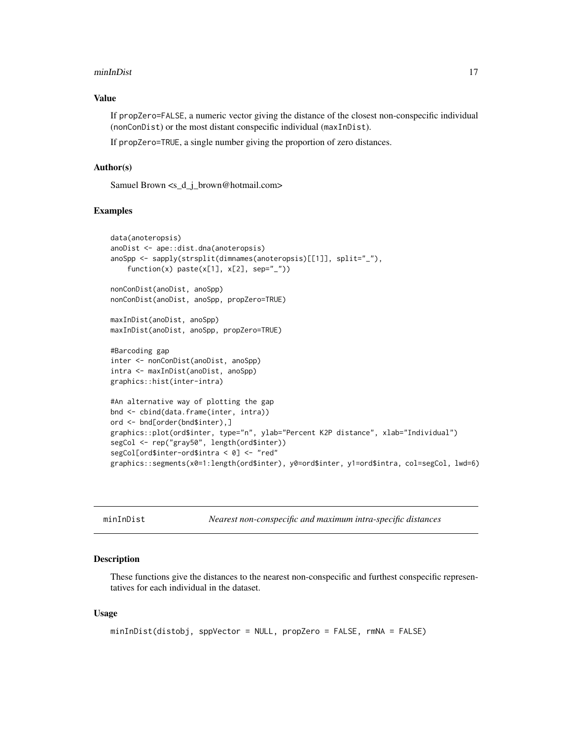### Value

If propZero=FALSE, a numeric vector giving the distance of the closest non-conspecific individual (nonConDist) or the most distant conspecific individual (maxInDist).

If propZero=TRUE, a single number giving the proportion of zero distances.

### Author(s)

Samuel Brown <s_d_j_brown@hotmail.com>

### Examples

```
data(anoteropsis)
anoDist <- ape::dist.dna(anoteropsis)
anoSpp <- sapply(strsplit(dimnames(anoteropsis)[[1]], split="_"),
    function(x) paste(x[1], x[2], sep="_"))

nonConDist(anoDist, anoSpp)
nonConDist(anoDist, anoSpp, propZero=TRUE)

maxInDist(anoDist, anoSpp)
maxInDist(anoDist, anoSpp, propZero=TRUE)

#Barcoding gap
inter <- nonConDist(anoDist, anoSpp)
intra <- maxInDist(anoDist, anoSpp)
graphics::hist(inter-intra)

#An alternative way of plotting the gap
bnd <- cbind(data.frame(inter, intra))
ord <- bnd[order(bnd$inter),]
graphics::plot(ord$inter, type="n", ylab="Percent K2P distance", xlab="Individual")
segCol <- rep("gray50", length(ord$inter))
segCol[ord$inter-ord$intra < 0] <- "red"
graphics::segments(x0=1:length(ord$inter), y0=ord$inter, y1=ord$intra, col=segCol, lwd=6)
```

---

## minInDist — *Nearest non-conspecific and maximum intra-specific distances*

### Description

These functions give the distances to the nearest non-conspecific and furthest conspecific representatives for each individual in the dataset.

### Usage

```
minInDist(distobj, sppVector = NULL, propZero = FALSE, rmNA = FALSE)
```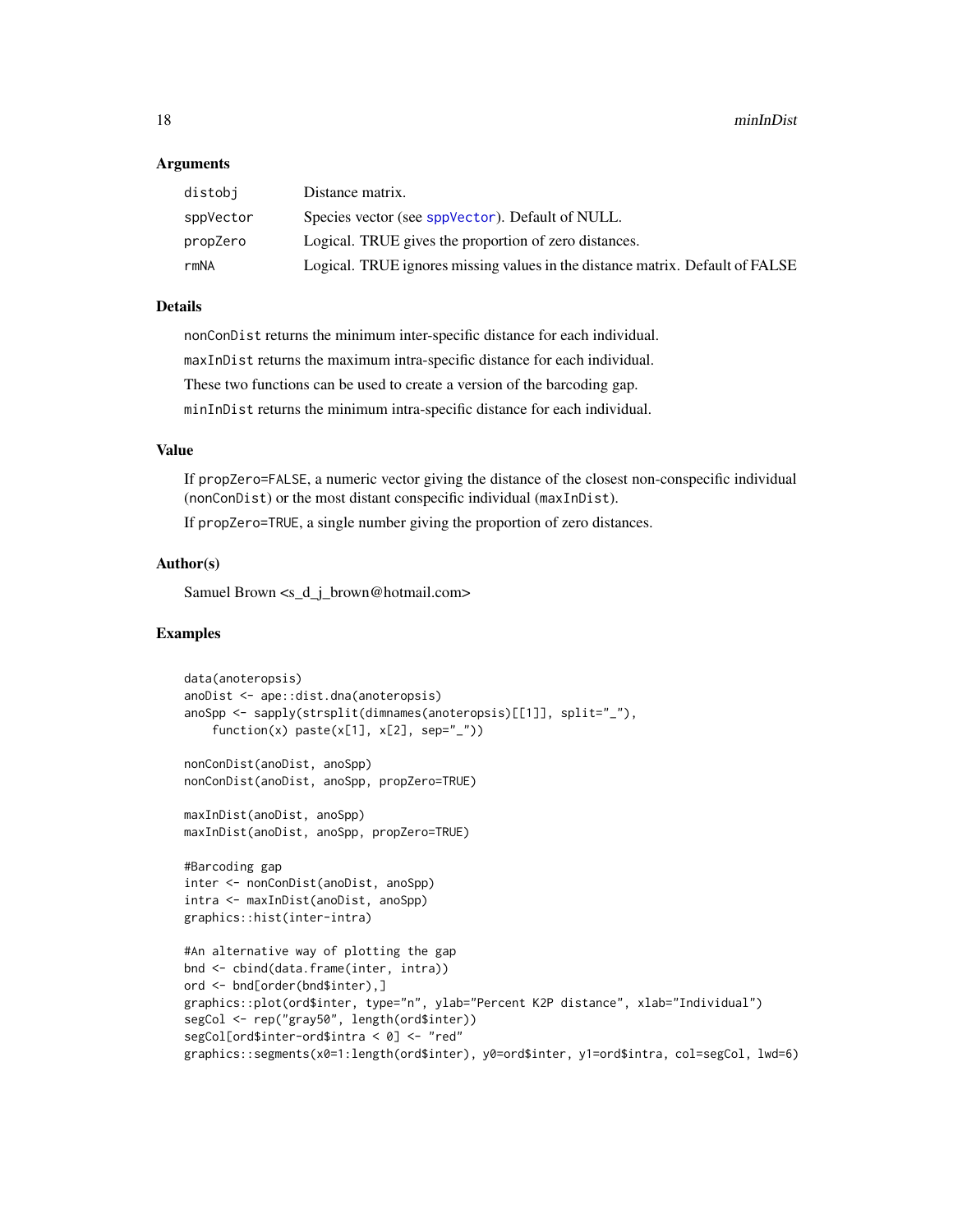## Arguments

| | |
|---|---|
| distobj | Distance matrix. |
| sppVector | Species vector (see sppVector). Default of NULL. |
| propZero | Logical. TRUE gives the proportion of zero distances. |
| rmNA | Logical. TRUE ignores missing values in the distance matrix. Default of FALSE |

## Details

`nonConDist` returns the minimum inter-specific distance for each individual.

`maxInDist` returns the maximum intra-specific distance for each individual.

These two functions can be used to create a version of the barcoding gap.

`minInDist` returns the minimum intra-specific distance for each individual.

## Value

If `propZero=FALSE`, a numeric vector giving the distance of the closest non-conspecific individual (`nonConDist`) or the most distant conspecific individual (`maxInDist`).

If `propZero=TRUE`, a single number giving the proportion of zero distances.

## Author(s)

Samuel Brown <s_d_j_brown@hotmail.com>

## Examples

```
data(anoteropsis)
anoDist <- ape::dist.dna(anoteropsis)
anoSpp <- sapply(strsplit(dimnames(anoteropsis)[[1]], split="_"),
    function(x) paste(x[1], x[2], sep="_"))

nonConDist(anoDist, anoSpp)
nonConDist(anoDist, anoSpp, propZero=TRUE)

maxInDist(anoDist, anoSpp)
maxInDist(anoDist, anoSpp, propZero=TRUE)

#Barcoding gap
inter <- nonConDist(anoDist, anoSpp)
intra <- maxInDist(anoDist, anoSpp)
graphics::hist(inter-intra)

#An alternative way of plotting the gap
bnd <- cbind(data.frame(inter, intra))
ord <- bnd[order(bnd$inter),]
graphics::plot(ord$inter, type="n", ylab="Percent K2P distance", xlab="Individual")
segCol <- rep("gray50", length(ord$inter))
segCol[ord$inter-ord$intra < 0] <- "red"
graphics::segments(x0=1:length(ord$inter), y0=ord$inter, y1=ord$intra, col=segCol, lwd=6)
```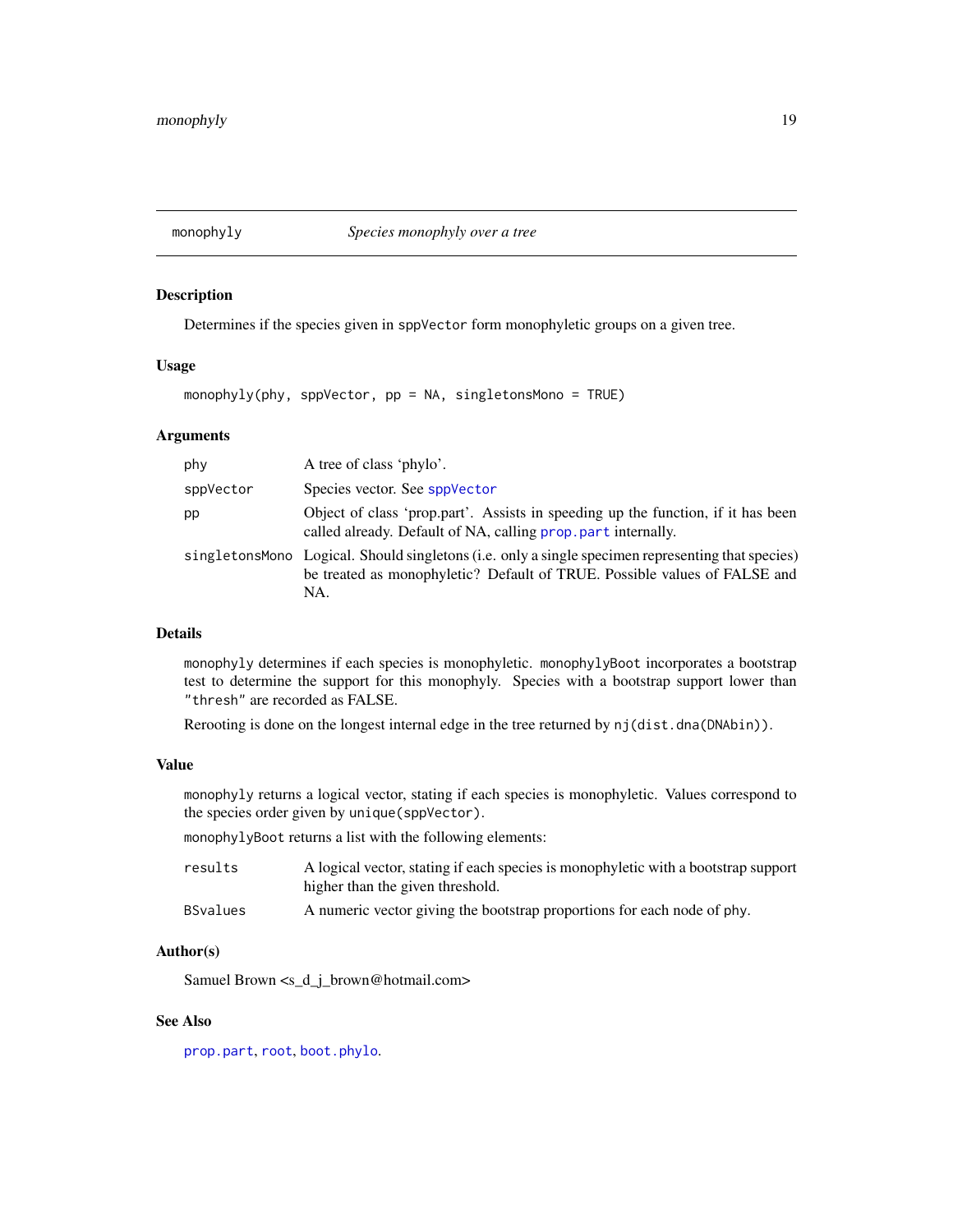monophyly — *Species monophyly over a tree*

## Description

Determines if the species given in `sppVector` form monophyletic groups on a given tree.

## Usage

```
monophyly(phy, sppVector, pp = NA, singletonsMono = TRUE)
```

## Arguments

| | |
|---|---|
| `phy` | A tree of class 'phylo'. |
| `sppVector` | Species vector. See `sppVector` |
| `pp` | Object of class 'prop.part'. Assists in speeding up the function, if it has been called already. Default of NA, calling `prop.part` internally. |
| `singletonsMono` | Logical. Should singletons (i.e. only a single specimen representing that species) be treated as monophyletic? Default of TRUE. Possible values of FALSE and NA. |

## Details

`monophyly` determines if each species is monophyletic. `monophylyBoot` incorporates a bootstrap test to determine the support for this monophyly. Species with a bootstrap support lower than "thresh" are recorded as FALSE.

Rerooting is done on the longest internal edge in the tree returned by `nj(dist.dna(DNAbin))`.

## Value

`monophyly` returns a logical vector, stating if each species is monophyletic. Values correspond to the species order given by `unique(sppVector)`.

`monophylyBoot` returns a list with the following elements:

| | |
|---|---|
| `results` | A logical vector, stating if each species is monophyletic with a bootstrap support higher than the given threshold. |
| `BSvalues` | A numeric vector giving the bootstrap proportions for each node of phy. |

## Author(s)

Samuel Brown <s_d_j_brown@hotmail.com>

## See Also

`prop.part`, `root`, `boot.phylo`.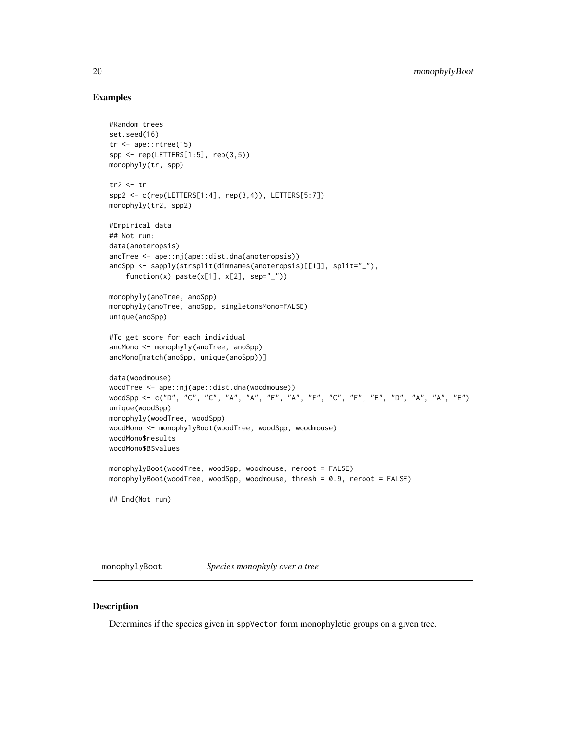## Examples

```
#Random trees
set.seed(16)
tr <- ape::rtree(15)
spp <- rep(LETTERS[1:5], rep(3,5))
monophyly(tr, spp)

tr2 <- tr
spp2 <- c(rep(LETTERS[1:4], rep(3,4)), LETTERS[5:7])
monophyly(tr2, spp2)

#Empirical data
## Not run:
data(anoteropsis)
anoTree <- ape::nj(ape::dist.dna(anoteropsis))
anoSpp <- sapply(strsplit(dimnames(anoteropsis)[[1]], split="_"),
    function(x) paste(x[1], x[2], sep="_"))

monophyly(anoTree, anoSpp)
monophyly(anoTree, anoSpp, singletonsMono=FALSE)
unique(anoSpp)

#To get score for each individual
anoMono <- monophyly(anoTree, anoSpp)
anoMono[match(anoSpp, unique(anoSpp))]

data(woodmouse)
woodTree <- ape::nj(ape::dist.dna(woodmouse))
woodSpp <- c("D", "C", "C", "A", "A", "E", "A", "F", "C", "F", "E", "D", "A", "A", "E")
unique(woodSpp)
monophyly(woodTree, woodSpp)
woodMono <- monophylyBoot(woodTree, woodSpp, woodmouse)
woodMono$results
woodMono$BSvalues

monophylyBoot(woodTree, woodSpp, woodmouse, reroot = FALSE)
monophylyBoot(woodTree, woodSpp, woodmouse, thresh = 0.9, reroot = FALSE)

## End(Not run)
```

---

# monophylyBoot *Species monophyly over a tree*

## Description

Determines if the species given in sppVector form monophyletic groups on a given tree.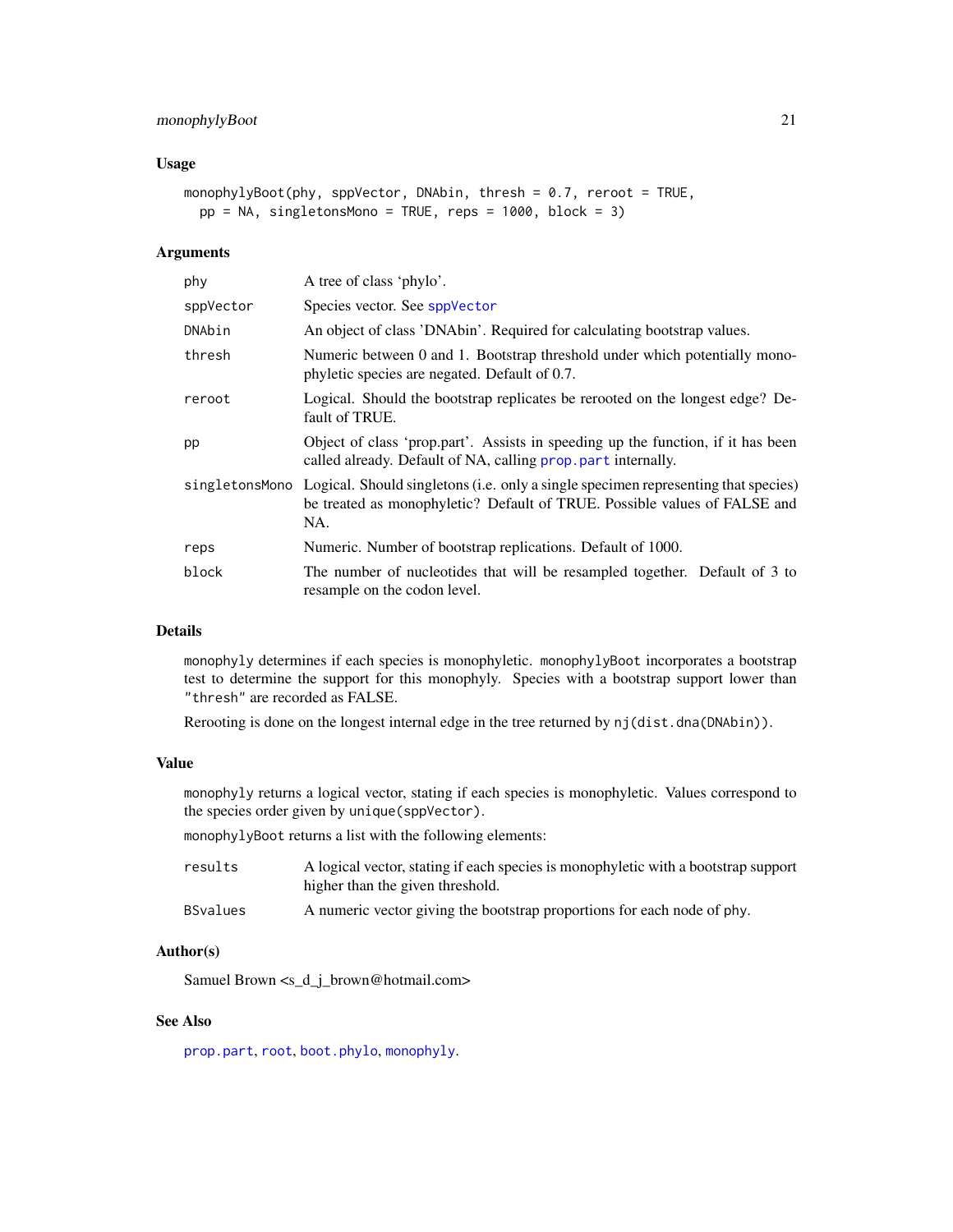### Usage

```
monophylyBoot(phy, sppVector, DNAbin, thresh = 0.7, reroot = TRUE,
  pp = NA, singletonsMono = TRUE, reps = 1000, block = 3)
```

### Arguments

| | |
|---|---|
| phy | A tree of class 'phylo'. |
| sppVector | Species vector. See sppVector |
| DNAbin | An object of class 'DNAbin'. Required for calculating bootstrap values. |
| thresh | Numeric between 0 and 1. Bootstrap threshold under which potentially monophyletic species are negated. Default of 0.7. |
| reroot | Logical. Should the bootstrap replicates be rerooted on the longest edge? Default of TRUE. |
| pp | Object of class 'prop.part'. Assists in speeding up the function, if it has been called already. Default of NA, calling prop.part internally. |
| singletonsMono | Logical. Should singletons (i.e. only a single specimen representing that species) be treated as monophyletic? Default of TRUE. Possible values of FALSE and NA. |
| reps | Numeric. Number of bootstrap replications. Default of 1000. |
| block | The number of nucleotides that will be resampled together. Default of 3 to resample on the codon level. |

### Details

`monophyly` determines if each species is monophyletic. `monophylyBoot` incorporates a bootstrap test to determine the support for this monophyly. Species with a bootstrap support lower than "thresh" are recorded as FALSE.

Rerooting is done on the longest internal edge in the tree returned by `nj(dist.dna(DNAbin))`.

### Value

`monophyly` returns a logical vector, stating if each species is monophyletic. Values correspond to the species order given by `unique(sppVector)`.

`monophylyBoot` returns a list with the following elements:

| | |
|---|---|
| results | A logical vector, stating if each species is monophyletic with a bootstrap support higher than the given threshold. |
| BSvalues | A numeric vector giving the bootstrap proportions for each node of phy. |

### Author(s)

Samuel Brown <s_d_j_brown@hotmail.com>

### See Also

prop.part, root, boot.phylo, monophyly.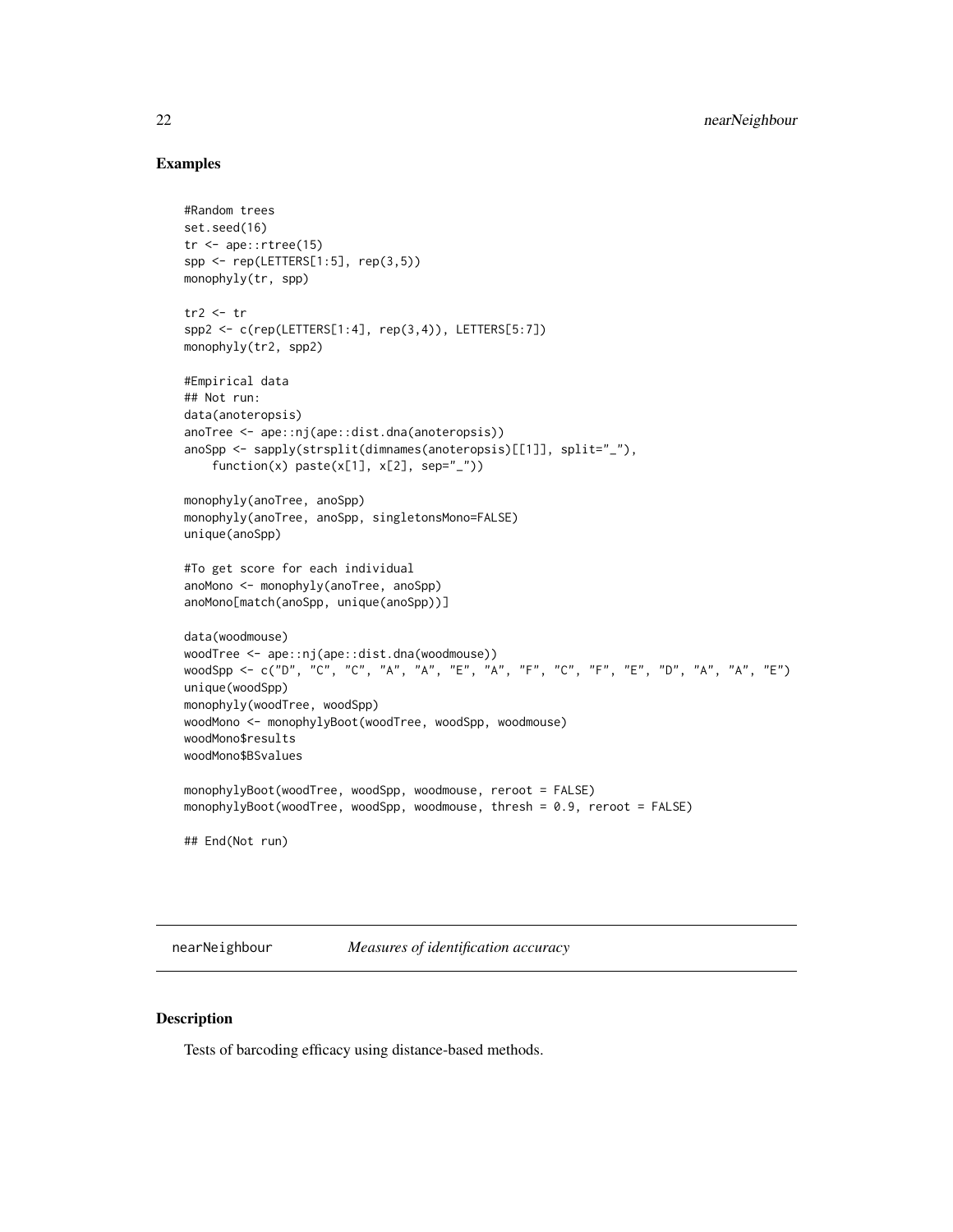## Examples

```
#Random trees
set.seed(16)
tr <- ape::rtree(15)
spp <- rep(LETTERS[1:5], rep(3,5))
monophyly(tr, spp)

tr2 <- tr
spp2 <- c(rep(LETTERS[1:4], rep(3,4)), LETTERS[5:7])
monophyly(tr2, spp2)

#Empirical data
## Not run:
data(anoteropsis)
anoTree <- ape::nj(ape::dist.dna(anoteropsis))
anoSpp <- sapply(strsplit(dimnames(anoteropsis)[[1]], split="_"),
    function(x) paste(x[1], x[2], sep="_"))

monophyly(anoTree, anoSpp)
monophyly(anoTree, anoSpp, singletonsMono=FALSE)
unique(anoSpp)

#To get score for each individual
anoMono <- monophyly(anoTree, anoSpp)
anoMono[match(anoSpp, unique(anoSpp))]

data(woodmouse)
woodTree <- ape::nj(ape::dist.dna(woodmouse))
woodSpp <- c("D", "C", "C", "A", "A", "E", "A", "F", "C", "F", "E", "D", "A", "A", "E")
unique(woodSpp)
monophyly(woodTree, woodSpp)
woodMono <- monophylyBoot(woodTree, woodSpp, woodmouse)
woodMono$results
woodMono$BSvalues

monophylyBoot(woodTree, woodSpp, woodmouse, reroot = FALSE)
monophylyBoot(woodTree, woodSpp, woodmouse, thresh = 0.9, reroot = FALSE)

## End(Not run)
```

---

# nearNeighbour *Measures of identification accuracy*

## Description

Tests of barcoding efficacy using distance-based methods.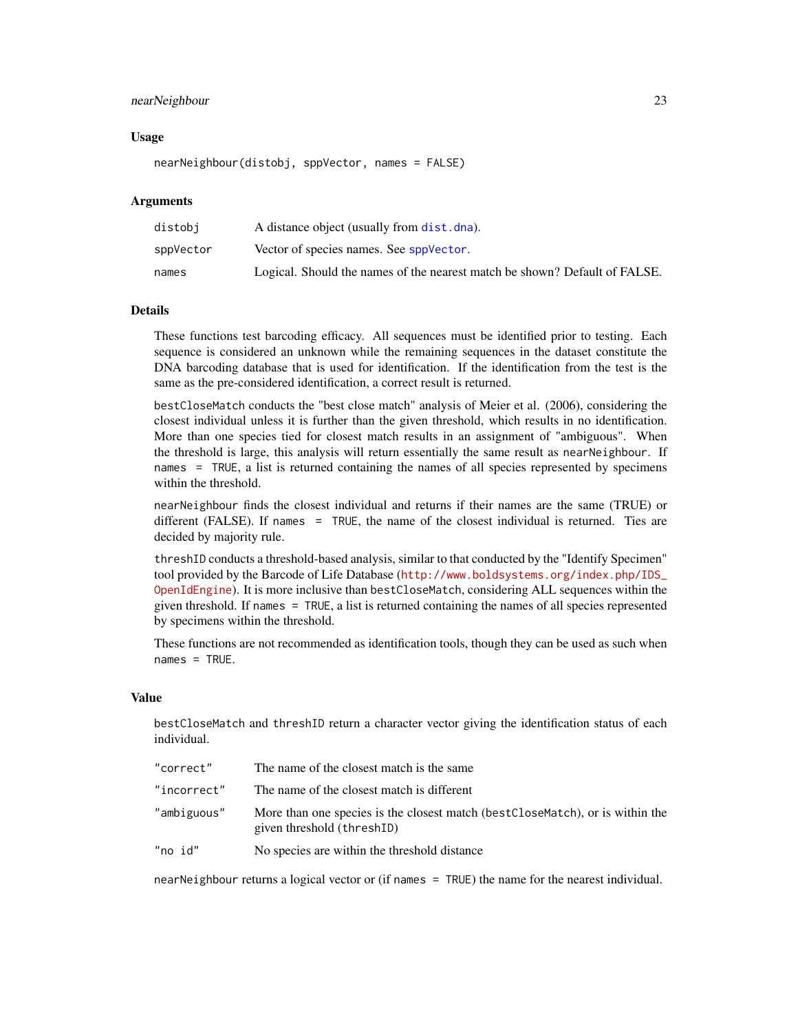## Usage

```
nearNeighbour(distobj, sppVector, names = FALSE)
```

## Arguments

| | |
|---|---|
| distobj | A distance object (usually from dist.dna). |
| sppVector | Vector of species names. See sppVector. |
| names | Logical. Should the names of the nearest match be shown? Default of FALSE. |

## Details

These functions test barcoding efficacy. All sequences must be identified prior to testing. Each sequence is considered an unknown while the remaining sequences in the dataset constitute the DNA barcoding database that is used for identification. If the identification from the test is the same as the pre-considered identification, a correct result is returned.

`bestCloseMatch` conducts the "best close match" analysis of Meier et al. (2006), considering the closest individual unless it is further than the given threshold, which results in no identification. More than one species tied for closest match results in an assignment of "ambiguous". When the threshold is large, this analysis will return essentially the same result as `nearNeighbour`. If `names = TRUE`, a list is returned containing the names of all species represented by specimens within the threshold.

`nearNeighbour` finds the closest individual and returns if their names are the same (TRUE) or different (FALSE). If `names = TRUE`, the name of the closest individual is returned. Ties are decided by majority rule.

`threshID` conducts a threshold-based analysis, similar to that conducted by the "Identify Specimen" tool provided by the Barcode of Life Database (http://www.boldsystems.org/index.php/IDS_OpenIdEngine). It is more inclusive than `bestCloseMatch`, considering ALL sequences within the given threshold. If `names = TRUE`, a list is returned containing the names of all species represented by specimens within the threshold.

These functions are not recommended as identification tools, though they can be used as such when `names = TRUE`.

## Value

`bestCloseMatch` and `threshID` return a character vector giving the identification status of each individual.

| | |
|---|---|
| "correct" | The name of the closest match is the same |
| "incorrect" | The name of the closest match is different |
| "ambiguous" | More than one species is the closest match (`bestCloseMatch`), or is within the given threshold (`threshID`) |
| "no id" | No species are within the threshold distance |

`nearNeighbour` returns a logical vector or (if `names = TRUE`) the name for the nearest individual.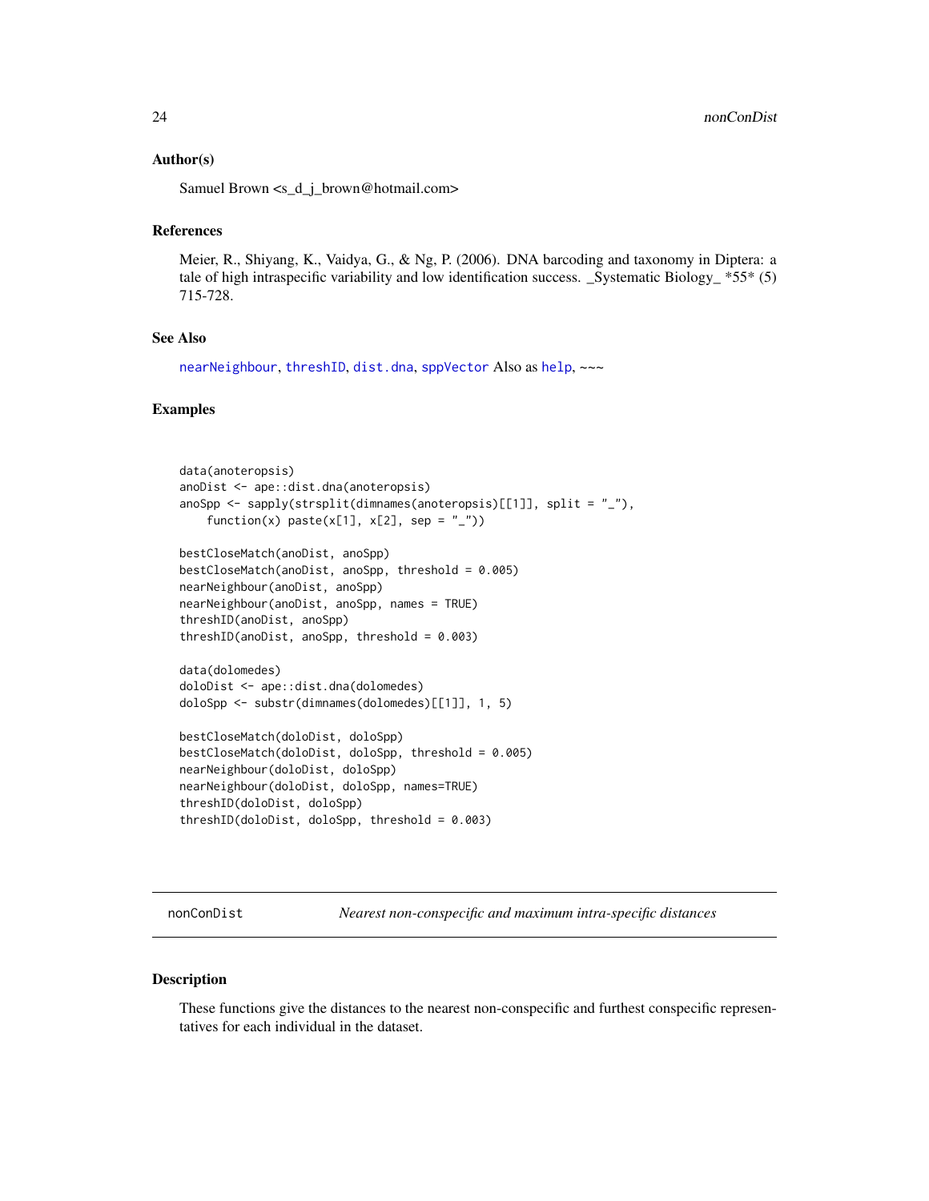## Author(s)

Samuel Brown <s_d_j_brown@hotmail.com>

## References

Meier, R., Shiyang, K., Vaidya, G., & Ng, P. (2006). DNA barcoding and taxonomy in Diptera: a tale of high intraspecific variability and low identification success. _Systematic Biology_ *55* (5) 715-728.

## See Also

nearNeighbour, threshID, dist.dna, sppVector Also as help, ~~~

## Examples

```
data(anoteropsis)
anoDist <- ape::dist.dna(anoteropsis)
anoSpp <- sapply(strsplit(dimnames(anoteropsis)[[1]], split = "_"),
    function(x) paste(x[1], x[2], sep = "_"))

bestCloseMatch(anoDist, anoSpp)
bestCloseMatch(anoDist, anoSpp, threshold = 0.005)
nearNeighbour(anoDist, anoSpp)
nearNeighbour(anoDist, anoSpp, names = TRUE)
threshID(anoDist, anoSpp)
threshID(anoDist, anoSpp, threshold = 0.003)

data(dolomedes)
doloDist <- ape::dist.dna(dolomedes)
doloSpp <- substr(dimnames(dolomedes)[[1]], 1, 5)

bestCloseMatch(doloDist, doloSpp)
bestCloseMatch(doloDist, doloSpp, threshold = 0.005)
nearNeighbour(doloDist, doloSpp)
nearNeighbour(doloDist, doloSpp, names=TRUE)
threshID(doloDist, doloSpp)
threshID(doloDist, doloSpp, threshold = 0.003)
```

---

# nonConDist — *Nearest non-conspecific and maximum intra-specific distances*

## Description

These functions give the distances to the nearest non-conspecific and furthest conspecific representatives for each individual in the dataset.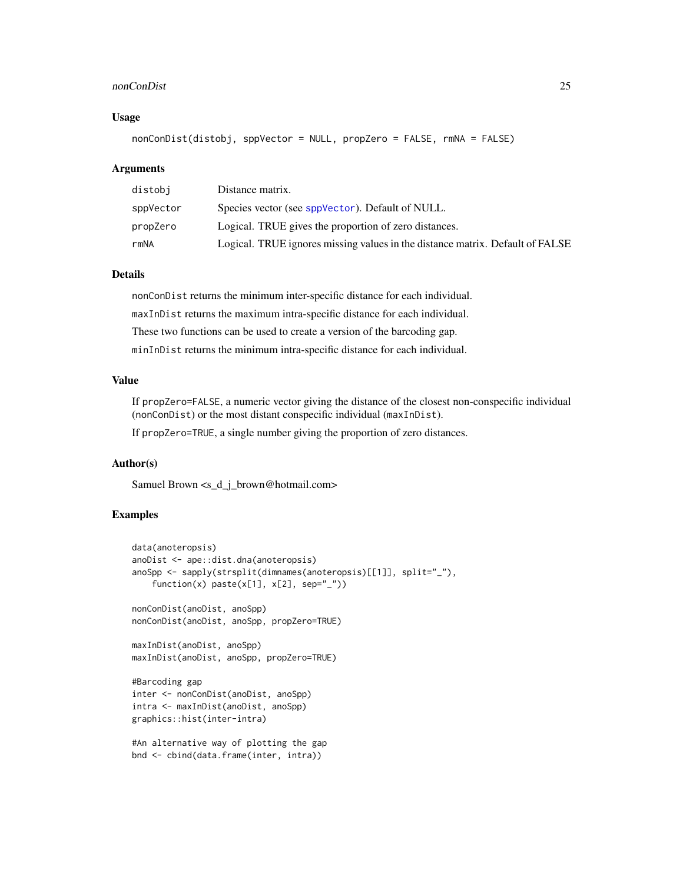### Usage

```
nonConDist(distobj, sppVector = NULL, propZero = FALSE, rmNA = FALSE)
```

### Arguments

| | |
|---|---|
| distobj | Distance matrix. |
| sppVector | Species vector (see sppVector). Default of NULL. |
| propZero | Logical. TRUE gives the proportion of zero distances. |
| rmNA | Logical. TRUE ignores missing values in the distance matrix. Default of FALSE |

### Details

`nonConDist` returns the minimum inter-specific distance for each individual.

`maxInDist` returns the maximum intra-specific distance for each individual.

These two functions can be used to create a version of the barcoding gap.

`minInDist` returns the minimum intra-specific distance for each individual.

### Value

If `propZero=FALSE`, a numeric vector giving the distance of the closest non-conspecific individual (`nonConDist`) or the most distant conspecific individual (`maxInDist`).

If `propZero=TRUE`, a single number giving the proportion of zero distances.

### Author(s)

Samuel Brown <s_d_j_brown@hotmail.com>

### Examples

```
data(anoteropsis)
anoDist <- ape::dist.dna(anoteropsis)
anoSpp <- sapply(strsplit(dimnames(anoteropsis)[[1]], split="_"),
    function(x) paste(x[1], x[2], sep="_"))

nonConDist(anoDist, anoSpp)
nonConDist(anoDist, anoSpp, propZero=TRUE)

maxInDist(anoDist, anoSpp)
maxInDist(anoDist, anoSpp, propZero=TRUE)

#Barcoding gap
inter <- nonConDist(anoDist, anoSpp)
intra <- maxInDist(anoDist, anoSpp)
graphics::hist(inter-intra)

#An alternative way of plotting the gap
bnd <- cbind(data.frame(inter, intra))
```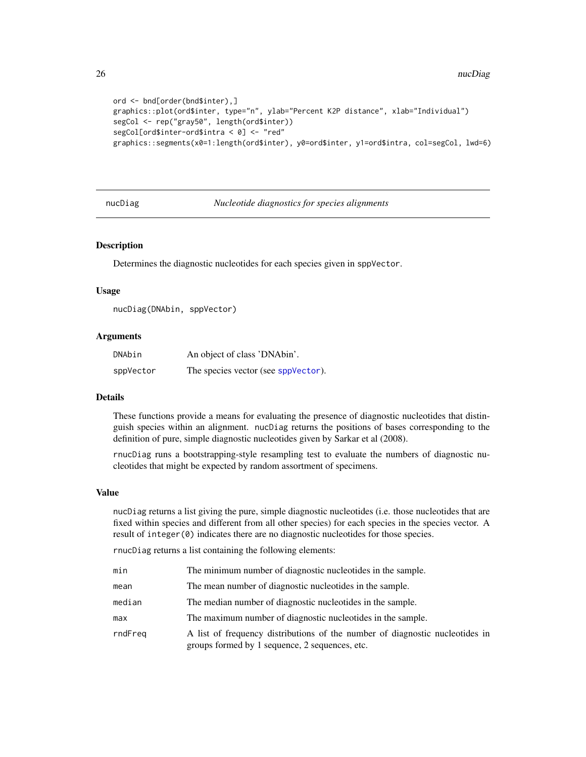```
ord <- bnd[order(bnd$inter),]
graphics::plot(ord$inter, type="n", ylab="Percent K2P distance", xlab="Individual")
segCol <- rep("gray50", length(ord$inter))
segCol[ord$inter-ord$intra < 0] <- "red"
graphics::segments(x0=1:length(ord$inter), y0=ord$inter, y1=ord$intra, col=segCol, lwd=6)
```

## nucDiag — *Nucleotide diagnostics for species alignments*

### Description

Determines the diagnostic nucleotides for each species given in `sppVector`.

### Usage

```
nucDiag(DNAbin, sppVector)
```

### Arguments

| | |
|---|---|
| `DNAbin` | An object of class 'DNAbin'. |
| `sppVector` | The species vector (see `sppVector`). |

### Details

These functions provide a means for evaluating the presence of diagnostic nucleotides that distinguish species within an alignment. `nucDiag` returns the positions of bases corresponding to the definition of pure, simple diagnostic nucleotides given by Sarkar et al (2008).

`rnucDiag` runs a bootstrapping-style resampling test to evaluate the numbers of diagnostic nucleotides that might be expected by random assortment of specimens.

### Value

`nucDiag` returns a list giving the pure, simple diagnostic nucleotides (i.e. those nucleotides that are fixed within species and different from all other species) for each species in the species vector. A result of `integer(0)` indicates there are no diagnostic nucleotides for those species.

`rnucDiag` returns a list containing the following elements:

| | |
|---|---|
| `min` | The minimum number of diagnostic nucleotides in the sample. |
| `mean` | The mean number of diagnostic nucleotides in the sample. |
| `median` | The median number of diagnostic nucleotides in the sample. |
| `max` | The maximum number of diagnostic nucleotides in the sample. |
| `rndFreq` | A list of frequency distributions of the number of diagnostic nucleotides in groups formed by 1 sequence, 2 sequences, etc. |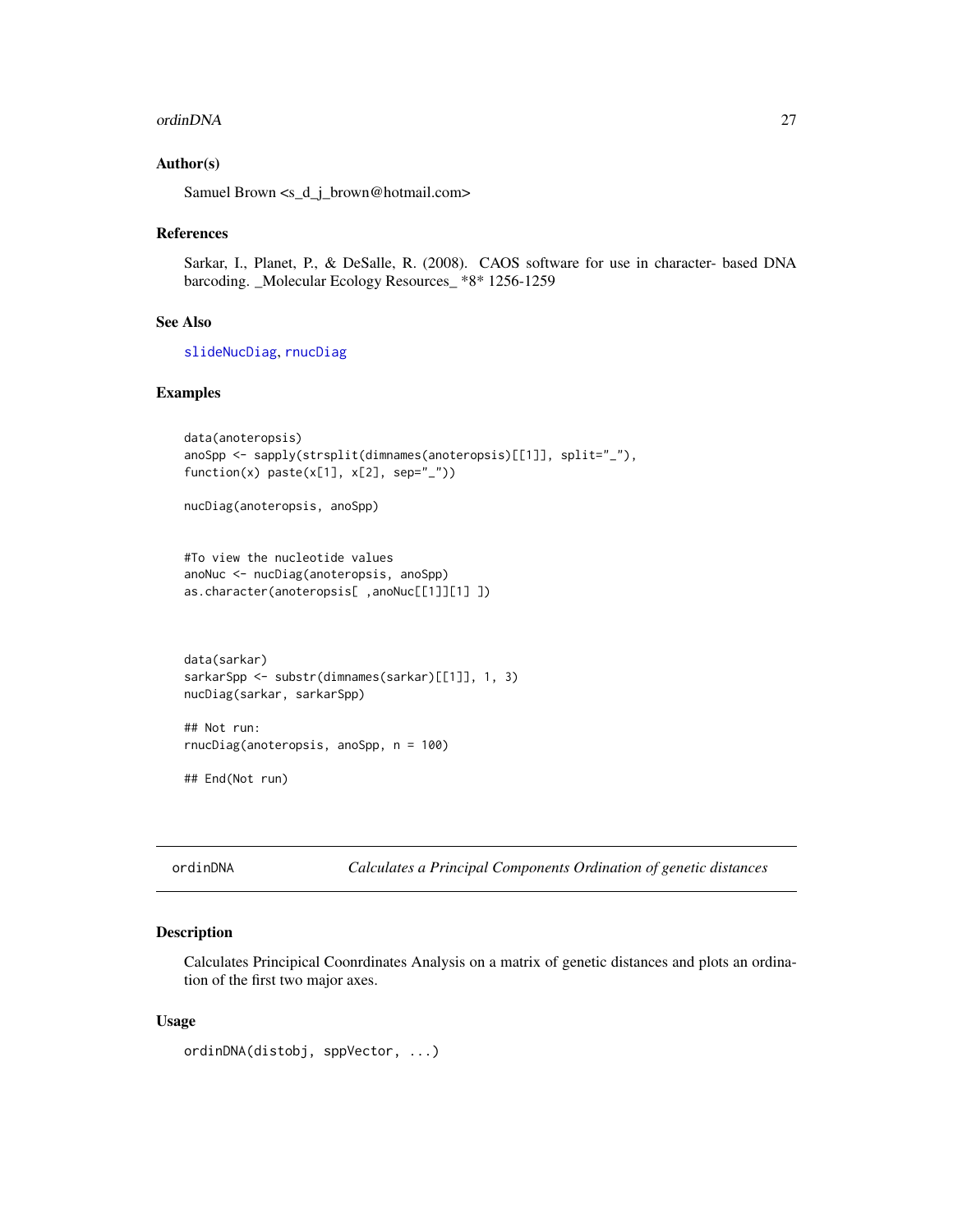### Author(s)

Samuel Brown <s_d_j_brown@hotmail.com>

### References

Sarkar, I., Planet, P., & DeSalle, R. (2008). CAOS software for use in character- based DNA barcoding. _Molecular Ecology Resources_ *8* 1256-1259

### See Also

slideNucDiag, rnucDiag

### Examples

```
data(anoteropsis)
anoSpp <- sapply(strsplit(dimnames(anoteropsis)[[1]], split="_"),
function(x) paste(x[1], x[2], sep="_"))

nucDiag(anoteropsis, anoSpp)


#To view the nucleotide values
anoNuc <- nucDiag(anoteropsis, anoSpp)
as.character(anoteropsis[ ,anoNuc[[1]][1] ])



data(sarkar)
sarkarSpp <- substr(dimnames(sarkar)[[1]], 1, 3)
nucDiag(sarkar, sarkarSpp)

## Not run:
rnucDiag(anoteropsis, anoSpp, n = 100)

## End(Not run)
```

---

## ordinDNA — *Calculates a Principal Components Ordination of genetic distances*

### Description

Calculates Principical Coonrdinates Analysis on a matrix of genetic distances and plots an ordination of the first two major axes.

### Usage

```
ordinDNA(distobj, sppVector, ...)
```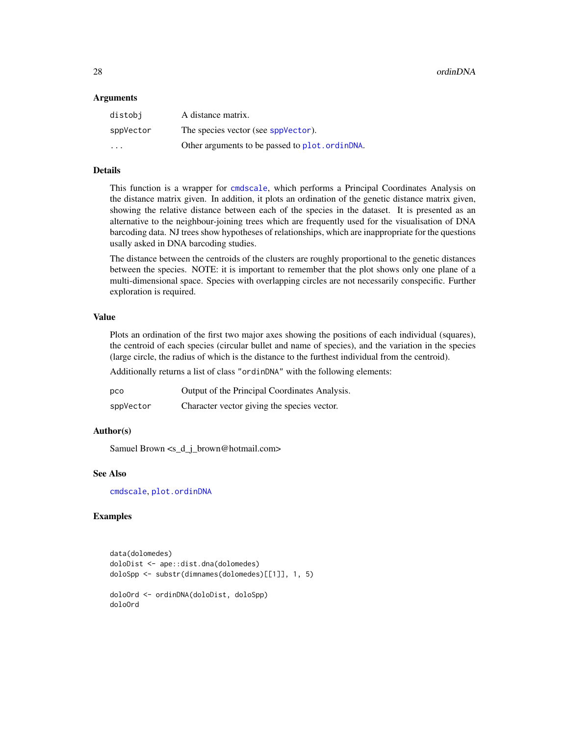## Arguments

| | |
|---|---|
| distobj | A distance matrix. |
| sppVector | The species vector (see sppVector). |
| ... | Other arguments to be passed to plot.ordinDNA. |

## Details

This function is a wrapper for cmdscale, which performs a Principal Coordinates Analysis on the distance matrix given. In addition, it plots an ordination of the genetic distance matrix given, showing the relative distance between each of the species in the dataset. It is presented as an alternative to the neighbour-joining trees which are frequently used for the visualisation of DNA barcoding data. NJ trees show hypotheses of relationships, which are inappropriate for the questions usally asked in DNA barcoding studies.

The distance between the centroids of the clusters are roughly proportional to the genetic distances between the species. NOTE: it is important to remember that the plot shows only one plane of a multi-dimensional space. Species with overlapping circles are not necessarily conspecific. Further exploration is required.

## Value

Plots an ordination of the first two major axes showing the positions of each individual (squares), the centroid of each species (circular bullet and name of species), and the variation in the species (large circle, the radius of which is the distance to the furthest individual from the centroid).

Additionally returns a list of class "ordinDNA" with the following elements:

| | |
|---|---|
| pco | Output of the Principal Coordinates Analysis. |
| sppVector | Character vector giving the species vector. |

## Author(s)

Samuel Brown <s_d_j_brown@hotmail.com>

## See Also

cmdscale, plot.ordinDNA

## Examples

```
data(dolomedes)
doloDist <- ape::dist.dna(dolomedes)
doloSpp <- substr(dimnames(dolomedes)[[1]], 1, 5)

doloOrd <- ordinDNA(doloDist, doloSpp)
doloOrd
```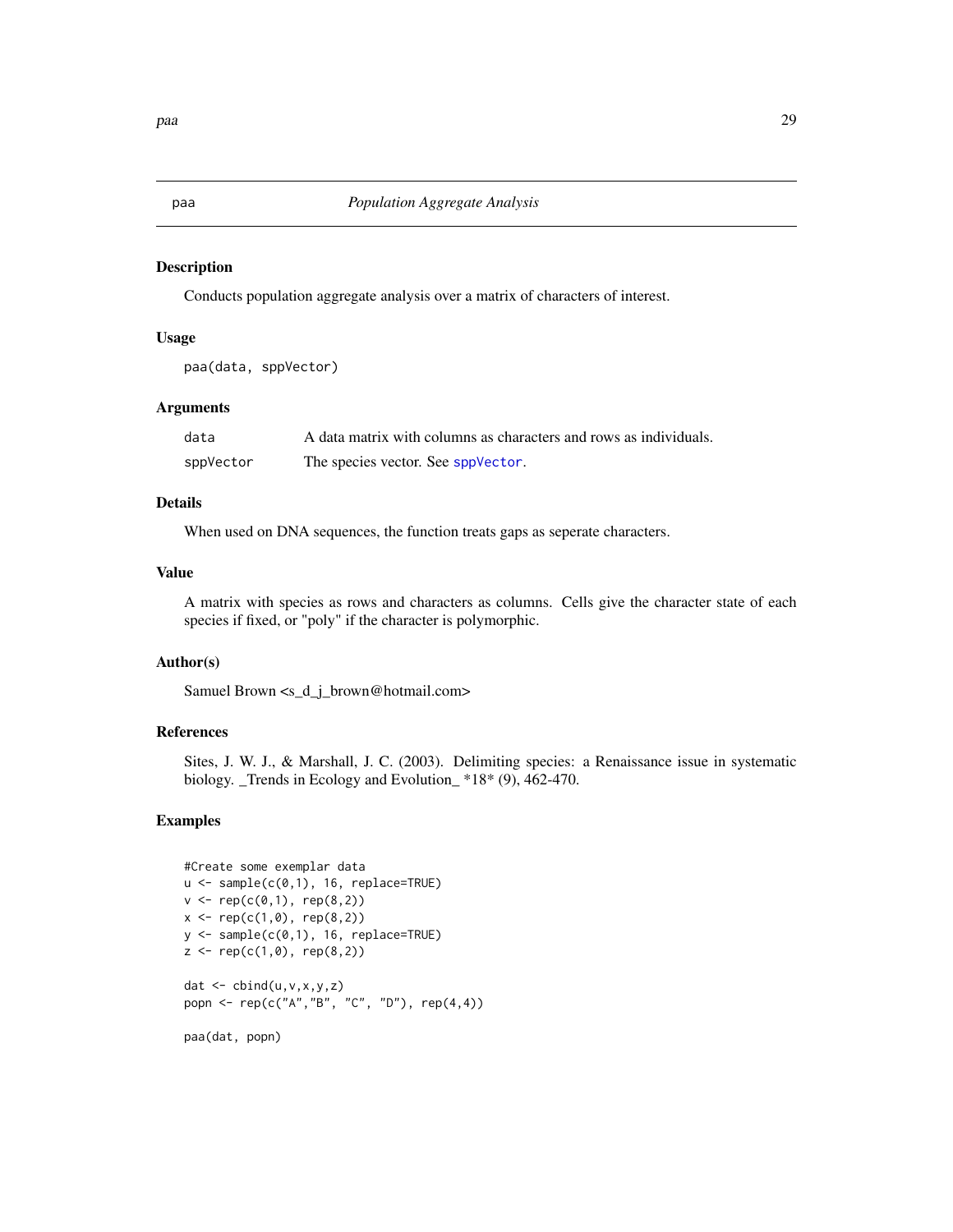# paa — *Population Aggregate Analysis*

## Description

Conducts population aggregate analysis over a matrix of characters of interest.

## Usage

```
paa(data, sppVector)
```

## Arguments

| | |
|---|---|
| data | A data matrix with columns as characters and rows as individuals. |
| sppVector | The species vector. See sppVector. |

## Details

When used on DNA sequences, the function treats gaps as seperate characters.

## Value

A matrix with species as rows and characters as columns. Cells give the character state of each species if fixed, or "poly" if the character is polymorphic.

## Author(s)

Samuel Brown <s_d_j_brown@hotmail.com>

## References

Sites, J. W. J., & Marshall, J. C. (2003). Delimiting species: a Renaissance issue in systematic biology. _Trends in Ecology and Evolution_ *18* (9), 462-470.

## Examples

```
#Create some exemplar data
u <- sample(c(0,1), 16, replace=TRUE)
v <- rep(c(0,1), rep(8,2))
x <- rep(c(1,0), rep(8,2))
y <- sample(c(0,1), 16, replace=TRUE)
z <- rep(c(1,0), rep(8,2))

dat <- cbind(u,v,x,y,z)
popn <- rep(c("A","B", "C", "D"), rep(4,4))

paa(dat, popn)
```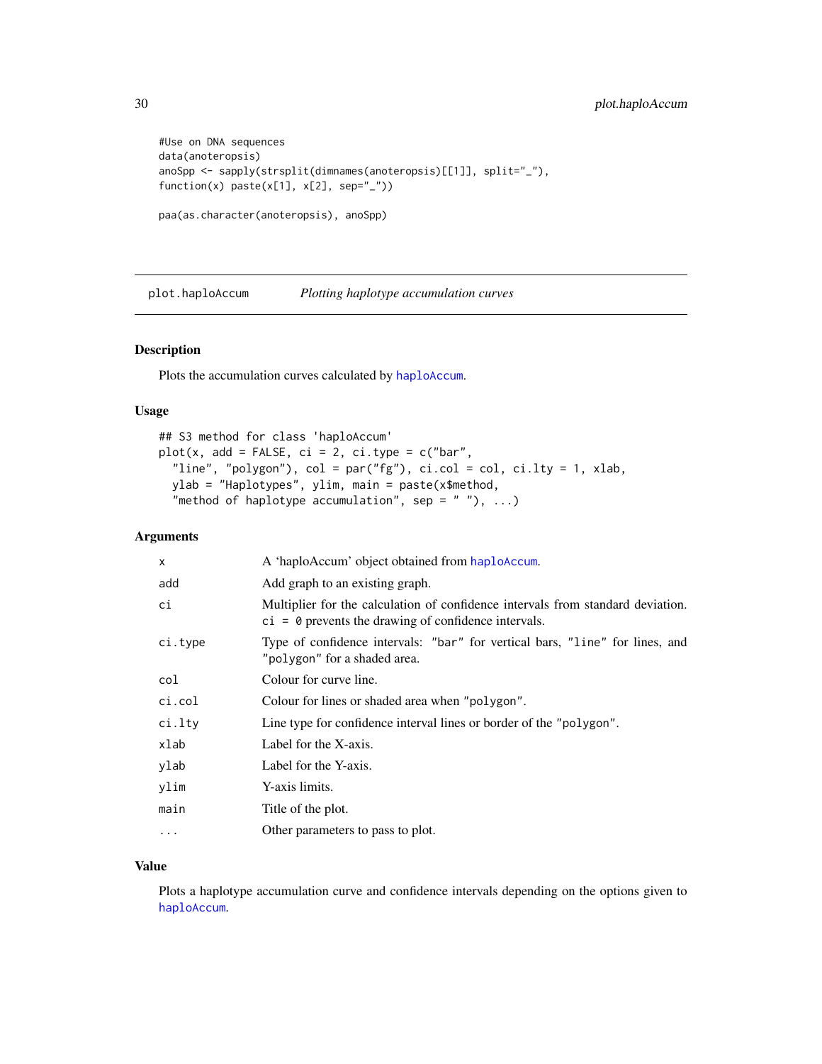```
#Use on DNA sequences
data(anoteropsis)
anoSpp <- sapply(strsplit(dimnames(anoteropsis)[[1]], split="_"),
function(x) paste(x[1], x[2], sep="_"))

paa(as.character(anoteropsis), anoSpp)
```

## plot.haploAccum — *Plotting haplotype accumulation curves*

### Description

Plots the accumulation curves calculated by `haploAccum`.

### Usage

```
## S3 method for class 'haploAccum'
plot(x, add = FALSE, ci = 2, ci.type = c("bar",
  "line", "polygon"), col = par("fg"), ci.col = col, ci.lty = 1, xlab,
  ylab = "Haplotypes", ylim, main = paste(x$method,
  "method of haplotype accumulation", sep = " "), ...)
```

### Arguments

| | |
|---|---|
| `x` | A 'haploAccum' object obtained from `haploAccum`. |
| `add` | Add graph to an existing graph. |
| `ci` | Multiplier for the calculation of confidence intervals from standard deviation. `ci = 0` prevents the drawing of confidence intervals. |
| `ci.type` | Type of confidence intervals: `"bar"` for vertical bars, `"line"` for lines, and `"polygon"` for a shaded area. |
| `col` | Colour for curve line. |
| `ci.col` | Colour for lines or shaded area when `"polygon"`. |
| `ci.lty` | Line type for confidence interval lines or border of the `"polygon"`. |
| `xlab` | Label for the X-axis. |
| `ylab` | Label for the Y-axis. |
| `ylim` | Y-axis limits. |
| `main` | Title of the plot. |
| `...` | Other parameters to pass to plot. |

### Value

Plots a haplotype accumulation curve and confidence intervals depending on the options given to `haploAccum`.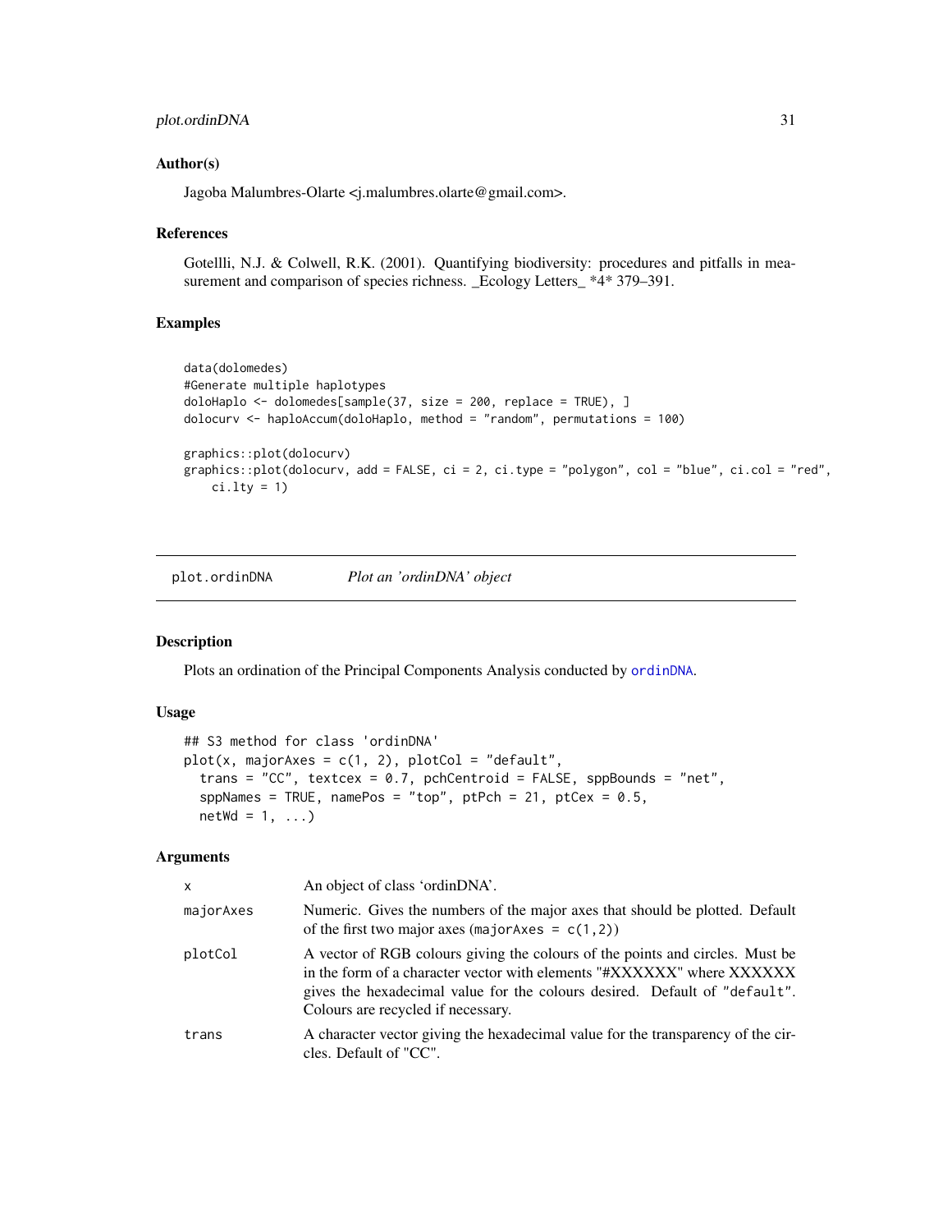## Author(s)

Jagoba Malumbres-Olarte <j.malumbres.olarte@gmail.com>.

## References

Gotellli, N.J. & Colwell, R.K. (2001). Quantifying biodiversity: procedures and pitfalls in measurement and comparison of species richness. _Ecology Letters_ *4* 379–391.

## Examples

```
data(dolomedes)
#Generate multiple haplotypes
doloHaplo <- dolomedes[sample(37, size = 200, replace = TRUE), ]
dolocurv <- haploAccum(doloHaplo, method = "random", permutations = 100)

graphics::plot(dolocurv)
graphics::plot(dolocurv, add = FALSE, ci = 2, ci.type = "polygon", col = "blue", ci.col = "red",
    ci.lty = 1)
```

---

# plot.ordinDNA — *Plot an 'ordinDNA' object*

## Description

Plots an ordination of the Principal Components Analysis conducted by `ordinDNA`.

## Usage

```
## S3 method for class 'ordinDNA'
plot(x, majorAxes = c(1, 2), plotCol = "default",
  trans = "CC", textcex = 0.7, pchCentroid = FALSE, sppBounds = "net",
  sppNames = TRUE, namePos = "top", ptPch = 21, ptCex = 0.5,
  netWd = 1, ...)
```

## Arguments

| | |
|---|---|
| `x` | An object of class 'ordinDNA'. |
| `majorAxes` | Numeric. Gives the numbers of the major axes that should be plotted. Default of the first two major axes (`majorAxes = c(1,2)`) |
| `plotCol` | A vector of RGB colours giving the colours of the points and circles. Must be in the form of a character vector with elements "#XXXXXX" where XXXXXX gives the hexadecimal value for the colours desired. Default of `"default"`. Colours are recycled if necessary. |
| `trans` | A character vector giving the hexadecimal value for the transparency of the circles. Default of "CC". |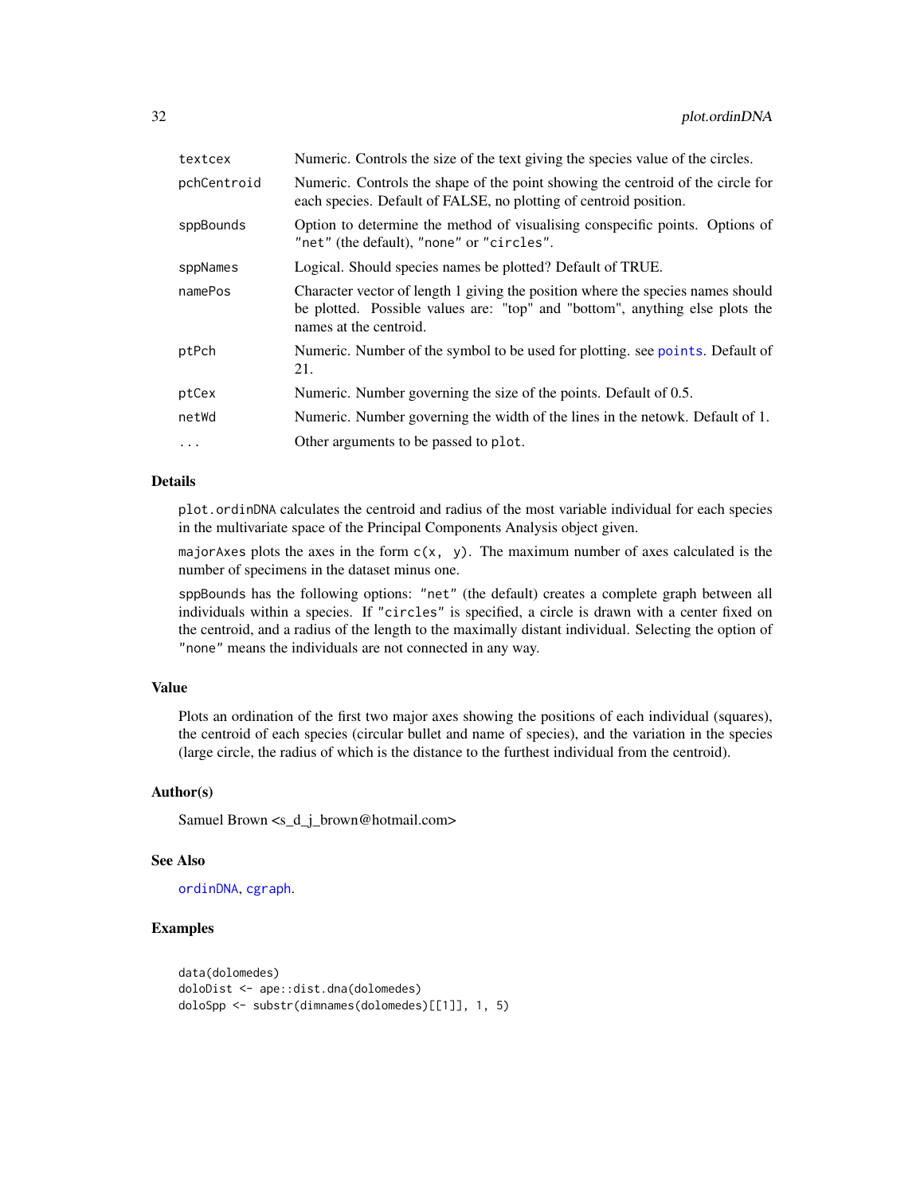| | |
|---|---|
| textcex | Numeric. Controls the size of the text giving the species value of the circles. |
| pchCentroid | Numeric. Controls the shape of the point showing the centroid of the circle for each species. Default of FALSE, no plotting of centroid position. |
| sppBounds | Option to determine the method of visualising conspecific points. Options of "net" (the default), "none" or "circles". |
| sppNames | Logical. Should species names be plotted? Default of TRUE. |
| namePos | Character vector of length 1 giving the position where the species names should be plotted. Possible values are: "top" and "bottom", anything else plots the names at the centroid. |
| ptPch | Numeric. Number of the symbol to be used for plotting. see points. Default of 21. |
| ptCex | Numeric. Number governing the size of the points. Default of 0.5. |
| netWd | Numeric. Number governing the width of the lines in the netowk. Default of 1. |
| ... | Other arguments to be passed to plot. |

## Details

plot.ordinDNA calculates the centroid and radius of the most variable individual for each species in the multivariate space of the Principal Components Analysis object given.

majorAxes plots the axes in the form c(x, y). The maximum number of axes calculated is the number of specimens in the dataset minus one.

sppBounds has the following options: "net" (the default) creates a complete graph between all individuals within a species. If "circles" is specified, a circle is drawn with a center fixed on the centroid, and a radius of the length to the maximally distant individual. Selecting the option of "none" means the individuals are not connected in any way.

## Value

Plots an ordination of the first two major axes showing the positions of each individual (squares), the centroid of each species (circular bullet and name of species), and the variation in the species (large circle, the radius of which is the distance to the furthest individual from the centroid).

## Author(s)

Samuel Brown <s_d_j_brown@hotmail.com>

## See Also

ordinDNA, cgraph.

## Examples

```
data(dolomedes)
doloDist <- ape::dist.dna(dolomedes)
doloSpp <- substr(dimnames(dolomedes)[[1]], 1, 5)
```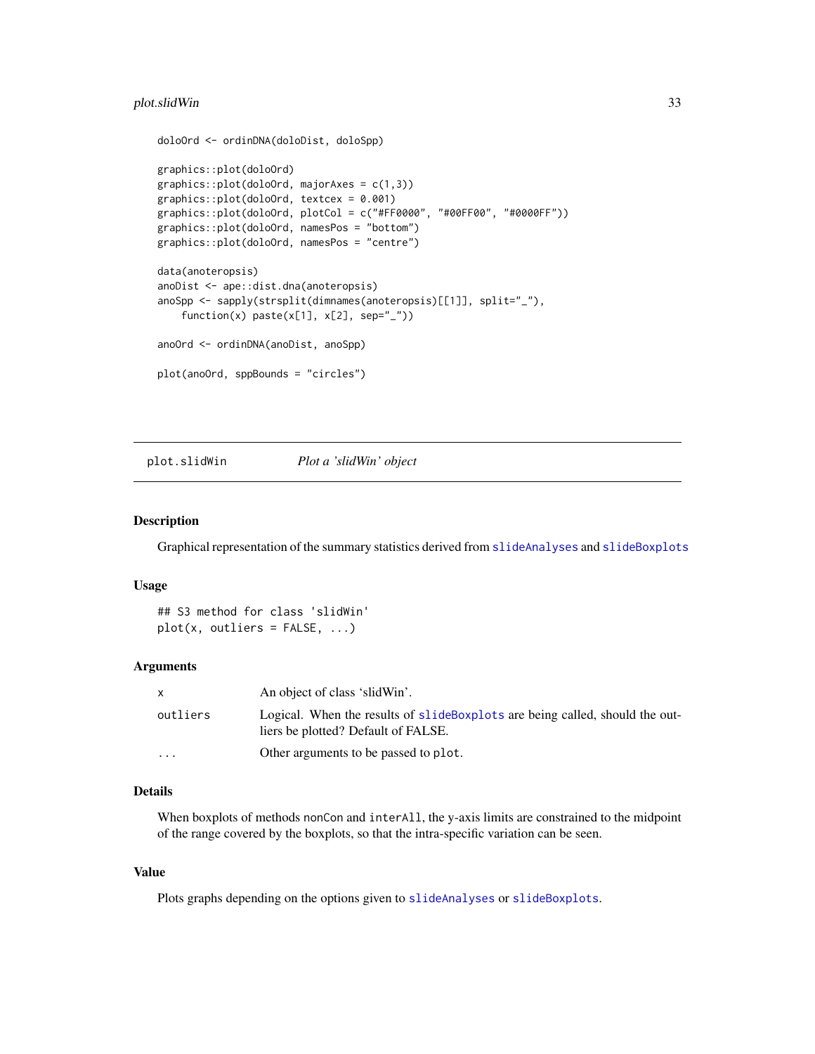```
doloOrd <- ordinDNA(doloDist, doloSpp)

graphics::plot(doloOrd)
graphics::plot(doloOrd, majorAxes = c(1,3))
graphics::plot(doloOrd, textcex = 0.001)
graphics::plot(doloOrd, plotCol = c("#FF0000", "#00FF00", "#0000FF"))
graphics::plot(doloOrd, namesPos = "bottom")
graphics::plot(doloOrd, namesPos = "centre")

data(anoteropsis)
anoDist <- ape::dist.dna(anoteropsis)
anoSpp <- sapply(strsplit(dimnames(anoteropsis)[[1]], split="_"),
    function(x) paste(x[1], x[2], sep="_"))

anoOrd <- ordinDNA(anoDist, anoSpp)

plot(anoOrd, sppBounds = "circles")
```

## plot.slidWin — *Plot a 'slidWin' object*

### Description

Graphical representation of the summary statistics derived from `slideAnalyses` and `slideBoxplots`

### Usage

```
## S3 method for class 'slidWin'
plot(x, outliers = FALSE, ...)
```

### Arguments

| | |
|---|---|
| `x` | An object of class 'slidWin'. |
| `outliers` | Logical. When the results of `slideBoxplots` are being called, should the outliers be plotted? Default of FALSE. |
| `...` | Other arguments to be passed to `plot`. |

### Details

When boxplots of methods `nonCon` and `interAll`, the y-axis limits are constrained to the midpoint of the range covered by the boxplots, so that the intra-specific variation can be seen.

### Value

Plots graphs depending on the options given to `slideAnalyses` or `slideBoxplots`.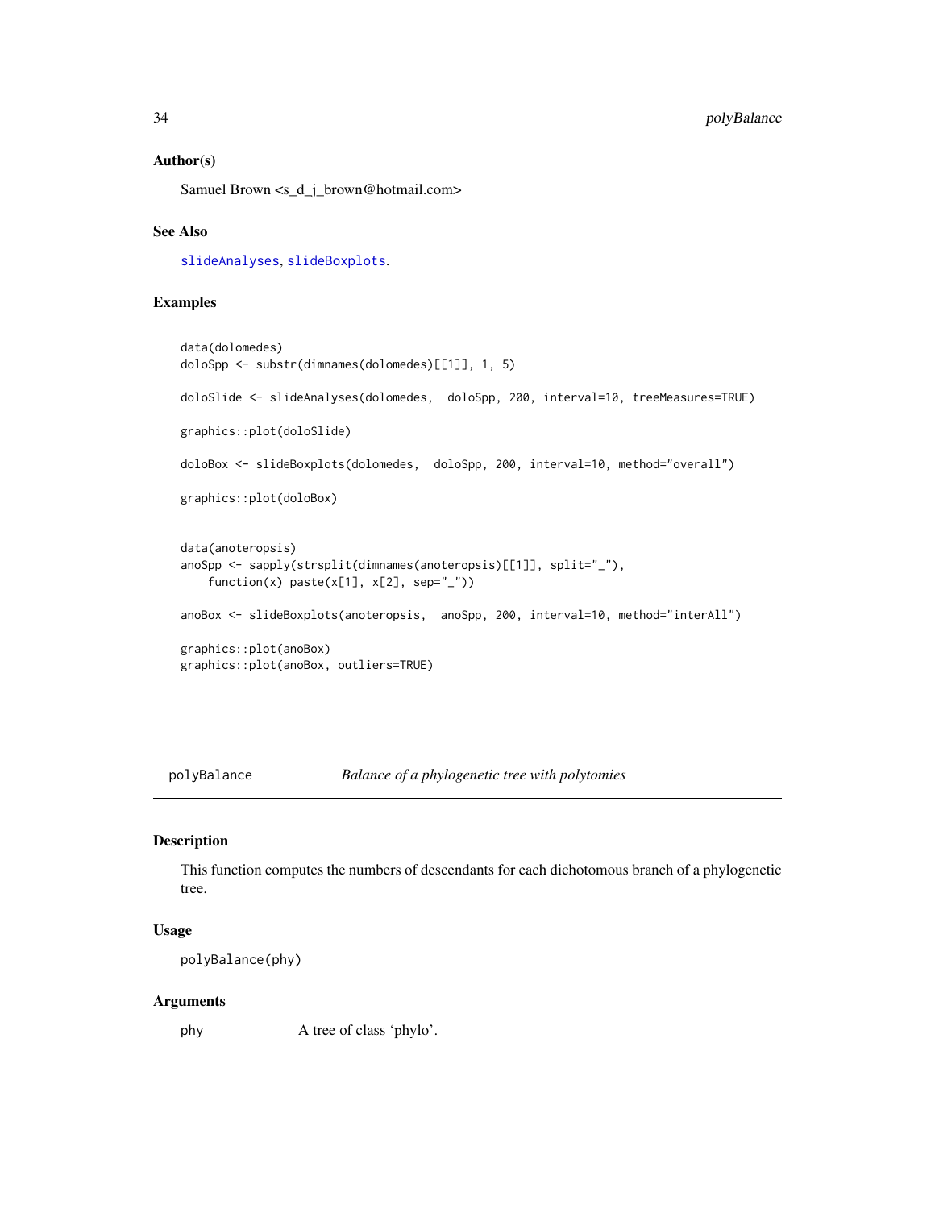### Author(s)

Samuel Brown <s_d_j_brown@hotmail.com>

### See Also

slideAnalyses, slideBoxplots.

### Examples

```
data(dolomedes)
doloSpp <- substr(dimnames(dolomedes)[[1]], 1, 5)

doloSlide <- slideAnalyses(dolomedes,  doloSpp, 200, interval=10, treeMeasures=TRUE)

graphics::plot(doloSlide)

doloBox <- slideBoxplots(dolomedes,  doloSpp, 200, interval=10, method="overall")

graphics::plot(doloBox)


data(anoteropsis)
anoSpp <- sapply(strsplit(dimnames(anoteropsis)[[1]], split="_"),
    function(x) paste(x[1], x[2], sep="_"))

anoBox <- slideBoxplots(anoteropsis,  anoSpp, 200, interval=10, method="interAll")

graphics::plot(anoBox)
graphics::plot(anoBox, outliers=TRUE)
```

---

## polyBalance — *Balance of a phylogenetic tree with polytomies*

### Description

This function computes the numbers of descendants for each dichotomous branch of a phylogenetic tree.

### Usage

```
polyBalance(phy)
```

### Arguments

| | |
|---|---|
| phy | A tree of class 'phylo'. |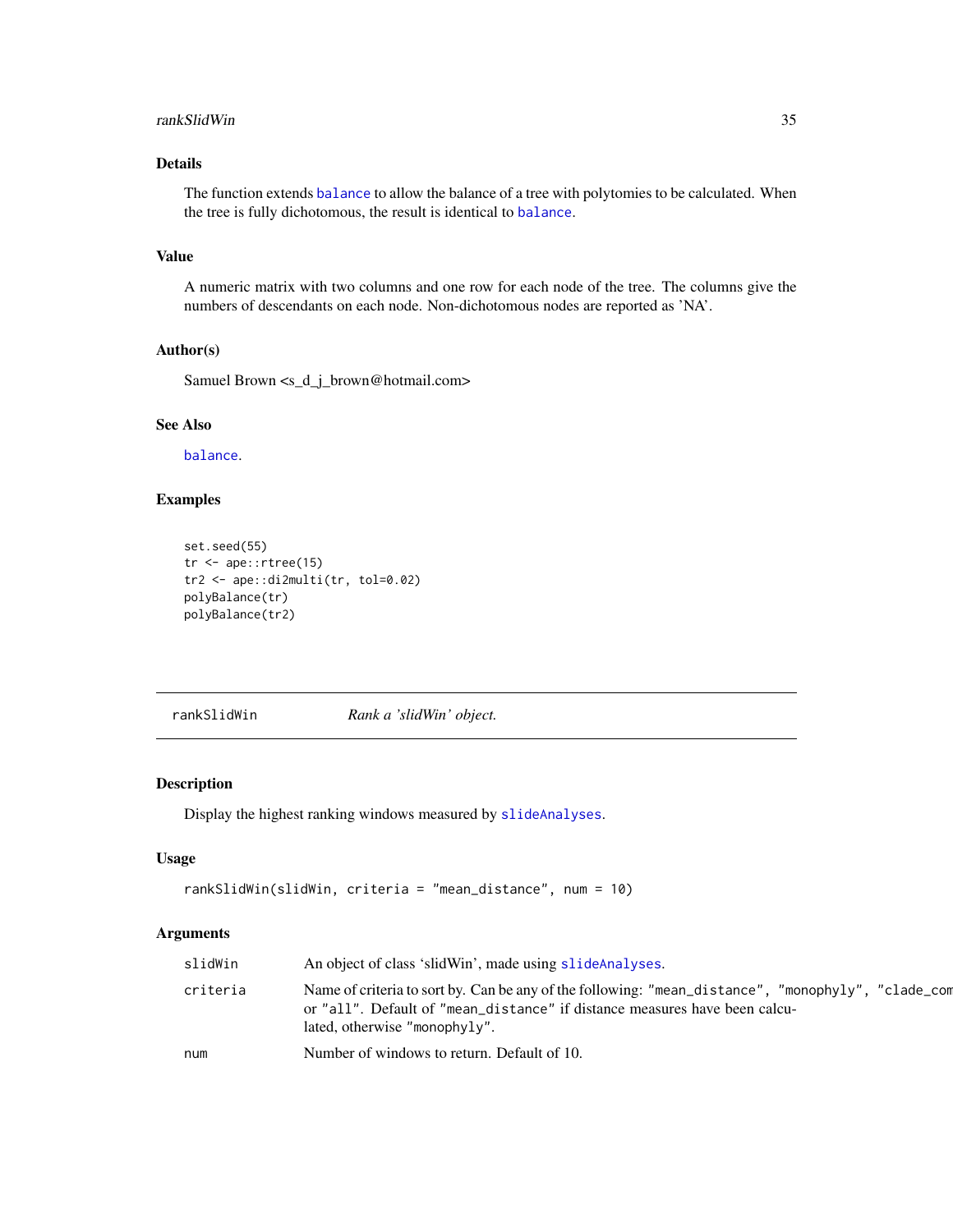## Details

The function extends balance to allow the balance of a tree with polytomies to be calculated. When the tree is fully dichotomous, the result is identical to balance.

## Value

A numeric matrix with two columns and one row for each node of the tree. The columns give the numbers of descendants on each node. Non-dichotomous nodes are reported as 'NA'.

## Author(s)

Samuel Brown <s_d_j_brown@hotmail.com>

## See Also

balance.

## Examples

```
set.seed(55)
tr <- ape::rtree(15)
tr2 <- ape::di2multi(tr, tol=0.02)
polyBalance(tr)
polyBalance(tr2)
```

---

# rankSlidWin — *Rank a 'slidWin' object.*

## Description

Display the highest ranking windows measured by slideAnalyses.

## Usage

```
rankSlidWin(slidWin, criteria = "mean_distance", num = 10)
```

## Arguments

| | |
|---|---|
| slidWin | An object of class 'slidWin', made using slideAnalyses. |
| criteria | Name of criteria to sort by. Can be any of the following: "mean_distance", "monophyly", "clade_com or "all". Default of "mean_distance" if distance measures have been calculated, otherwise "monophyly". |
| num | Number of windows to return. Default of 10. |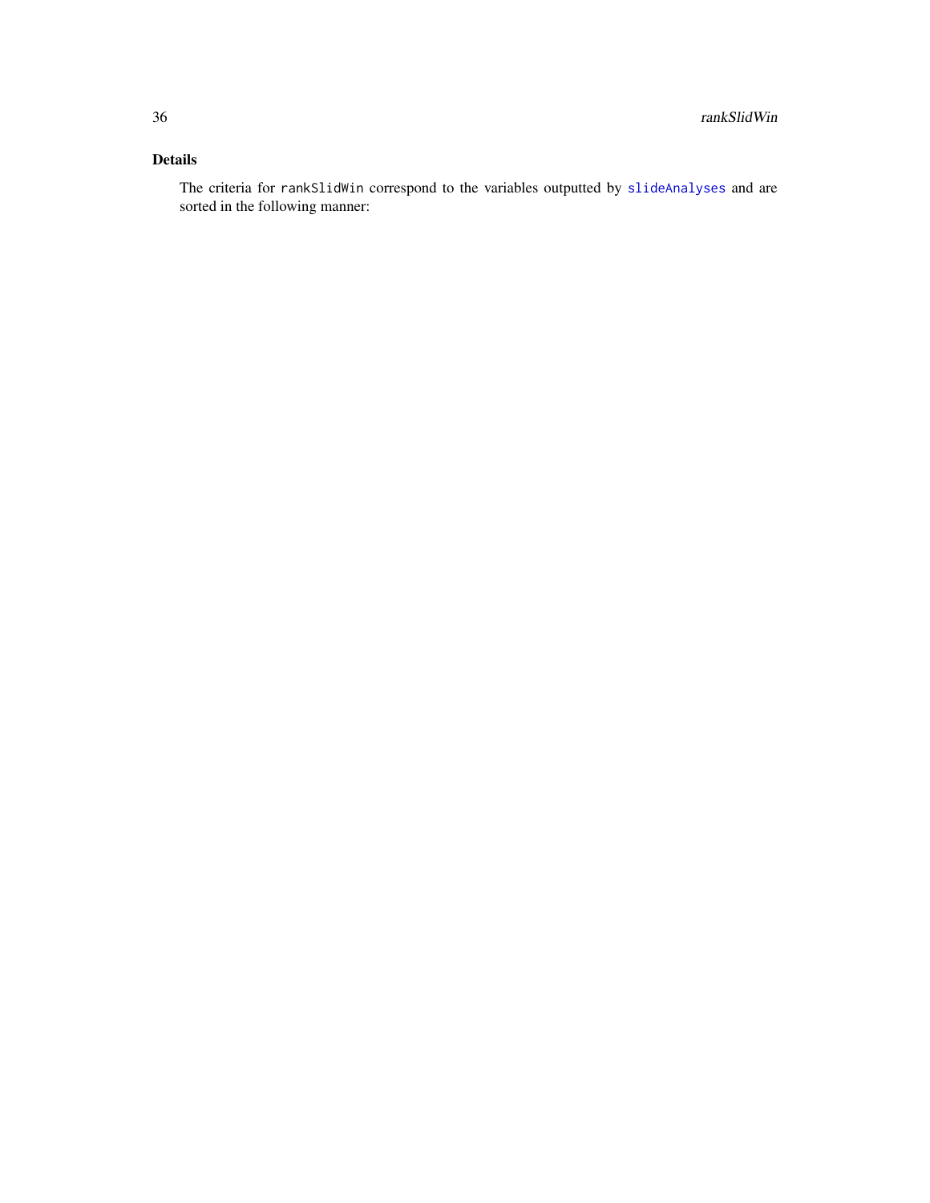## Details

The criteria for `rankSlidWin` correspond to the variables outputted by `slideAnalyses` and are sorted in the following manner: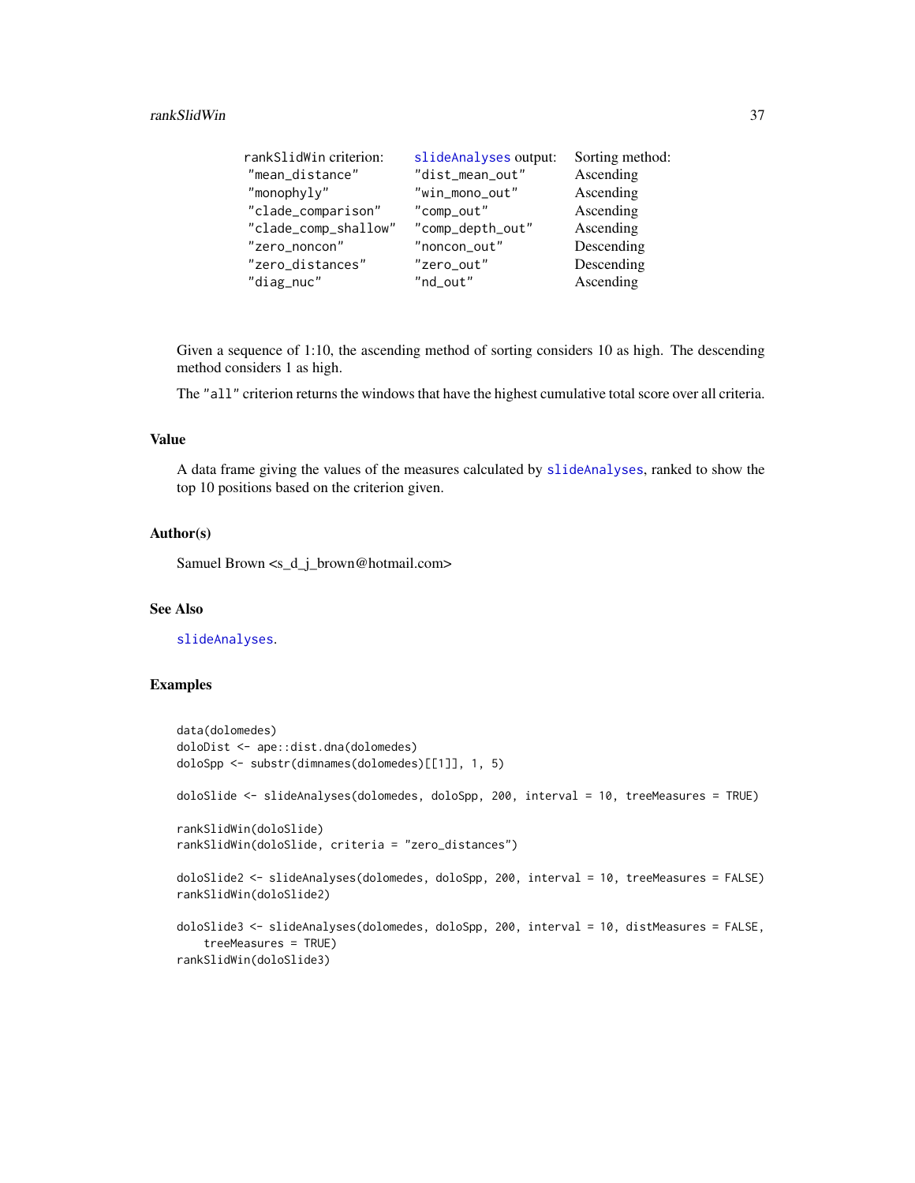| rankSlidWin criterion: | slideAnalyses output: | Sorting method: |
|---|---|---|
| "mean_distance" | "dist_mean_out" | Ascending |
| "monophyly" | "win_mono_out" | Ascending |
| "clade_comparison" | "comp_out" | Ascending |
| "clade_comp_shallow" | "comp_depth_out" | Ascending |
| "zero_noncon" | "noncon_out" | Descending |
| "zero_distances" | "zero_out" | Descending |
| "diag_nuc" | "nd_out" | Ascending |

Given a sequence of 1:10, the ascending method of sorting considers 10 as high. The descending method considers 1 as high.

The "all" criterion returns the windows that have the highest cumulative total score over all criteria.

## Value

A data frame giving the values of the measures calculated by slideAnalyses, ranked to show the top 10 positions based on the criterion given.

## Author(s)

Samuel Brown <s_d_j_brown@hotmail.com>

## See Also

slideAnalyses.

## Examples

```
data(dolomedes)
doloDist <- ape::dist.dna(dolomedes)
doloSpp <- substr(dimnames(dolomedes)[[1]], 1, 5)

doloSlide <- slideAnalyses(dolomedes, doloSpp, 200, interval = 10, treeMeasures = TRUE)

rankSlidWin(doloSlide)
rankSlidWin(doloSlide, criteria = "zero_distances")

doloSlide2 <- slideAnalyses(dolomedes, doloSpp, 200, interval = 10, treeMeasures = FALSE)
rankSlidWin(doloSlide2)

doloSlide3 <- slideAnalyses(dolomedes, doloSpp, 200, interval = 10, distMeasures = FALSE,
    treeMeasures = TRUE)
rankSlidWin(doloSlide3)
```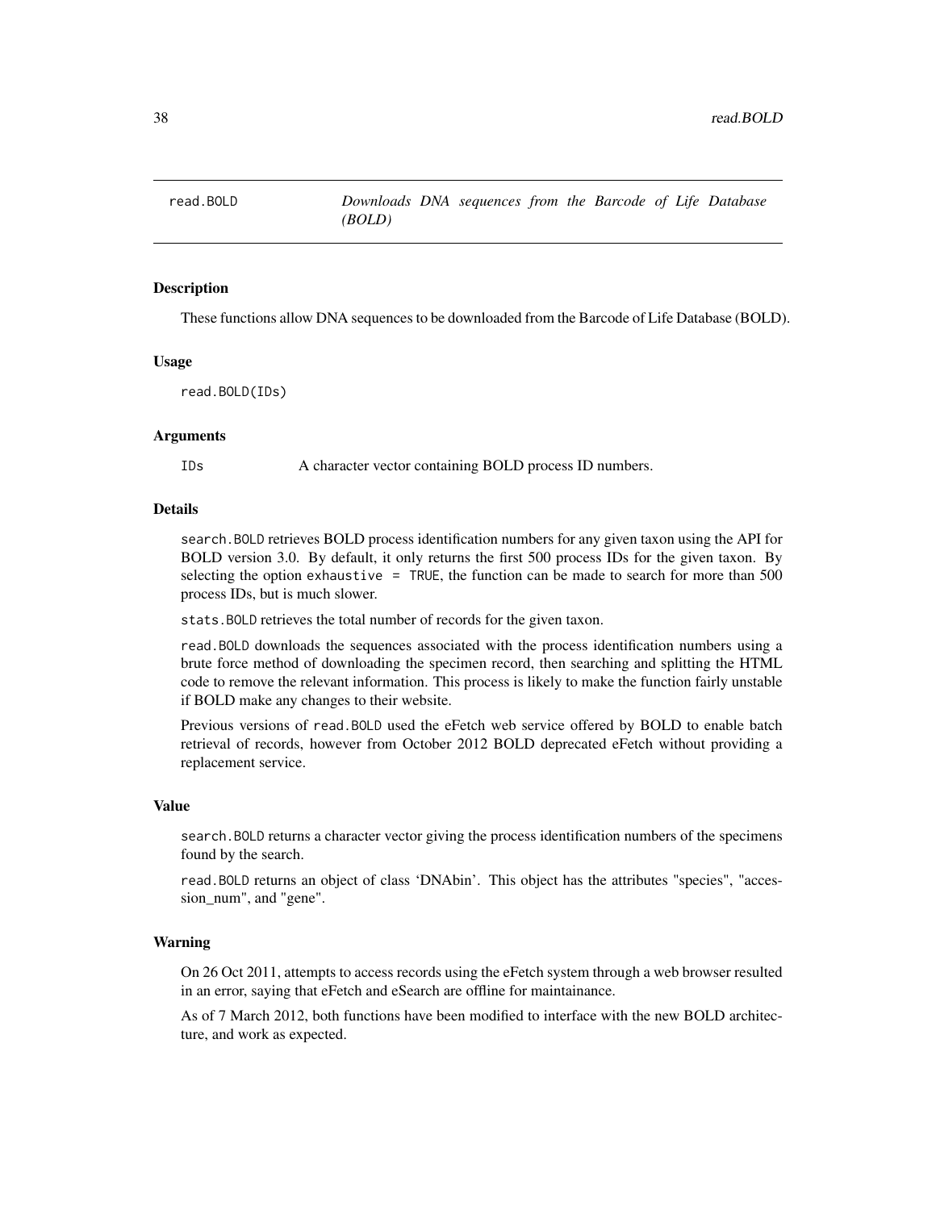## read.BOLD — *Downloads DNA sequences from the Barcode of Life Database (BOLD)*

### Description

These functions allow DNA sequences to be downloaded from the Barcode of Life Database (BOLD).

### Usage

```
read.BOLD(IDs)
```

### Arguments

| | |
|---|---|
| IDs | A character vector containing BOLD process ID numbers. |

### Details

`search.BOLD` retrieves BOLD process identification numbers for any given taxon using the API for BOLD version 3.0. By default, it only returns the first 500 process IDs for the given taxon. By selecting the option `exhaustive = TRUE`, the function can be made to search for more than 500 process IDs, but is much slower.

`stats.BOLD` retrieves the total number of records for the given taxon.

`read.BOLD` downloads the sequences associated with the process identification numbers using a brute force method of downloading the specimen record, then searching and splitting the HTML code to remove the relevant information. This process is likely to make the function fairly unstable if BOLD make any changes to their website.

Previous versions of `read.BOLD` used the eFetch web service offered by BOLD to enable batch retrieval of records, however from October 2012 BOLD deprecated eFetch without providing a replacement service.

### Value

`search.BOLD` returns a character vector giving the process identification numbers of the specimens found by the search.

`read.BOLD` returns an object of class 'DNAbin'. This object has the attributes "species", "accession_num", and "gene".

### Warning

On 26 Oct 2011, attempts to access records using the eFetch system through a web browser resulted in an error, saying that eFetch and eSearch are offline for maintainance.

As of 7 March 2012, both functions have been modified to interface with the new BOLD architecture, and work as expected.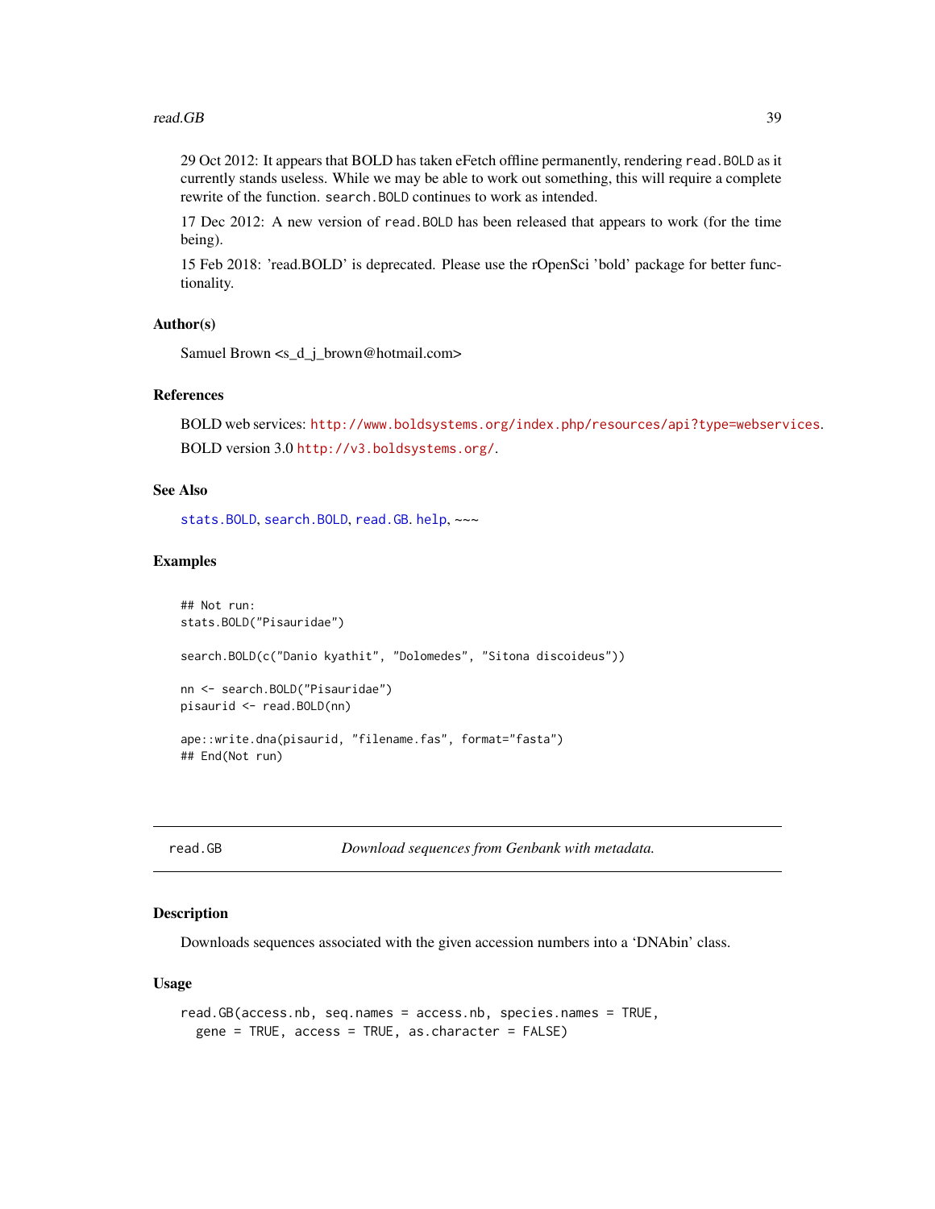29 Oct 2012: It appears that BOLD has taken eFetch offline permanently, rendering `read.BOLD` as it currently stands useless. While we may be able to work out something, this will require a complete rewrite of the function. `search.BOLD` continues to work as intended.

17 Dec 2012: A new version of `read.BOLD` has been released that appears to work (for the time being).

15 Feb 2018: 'read.BOLD' is deprecated. Please use the rOpenSci 'bold' package for better functionality.

### Author(s)

Samuel Brown <s_d_j_brown@hotmail.com>

### References

BOLD web services: http://www.boldsystems.org/index.php/resources/api?type=webservices.

BOLD version 3.0 http://v3.boldsystems.org/.

### See Also

`stats.BOLD`, `search.BOLD`, `read.GB`. `help`, ~~~

### Examples

```
## Not run:
stats.BOLD("Pisauridae")

search.BOLD(c("Danio kyathit", "Dolomedes", "Sitona discoideus"))

nn <- search.BOLD("Pisauridae")
pisaurid <- read.BOLD(nn)

ape::write.dna(pisaurid, "filename.fas", format="fasta")
## End(Not run)
```

---

## read.GB — *Download sequences from Genbank with metadata.*

### Description

Downloads sequences associated with the given accession numbers into a 'DNAbin' class.

### Usage

```
read.GB(access.nb, seq.names = access.nb, species.names = TRUE,
  gene = TRUE, access = TRUE, as.character = FALSE)
```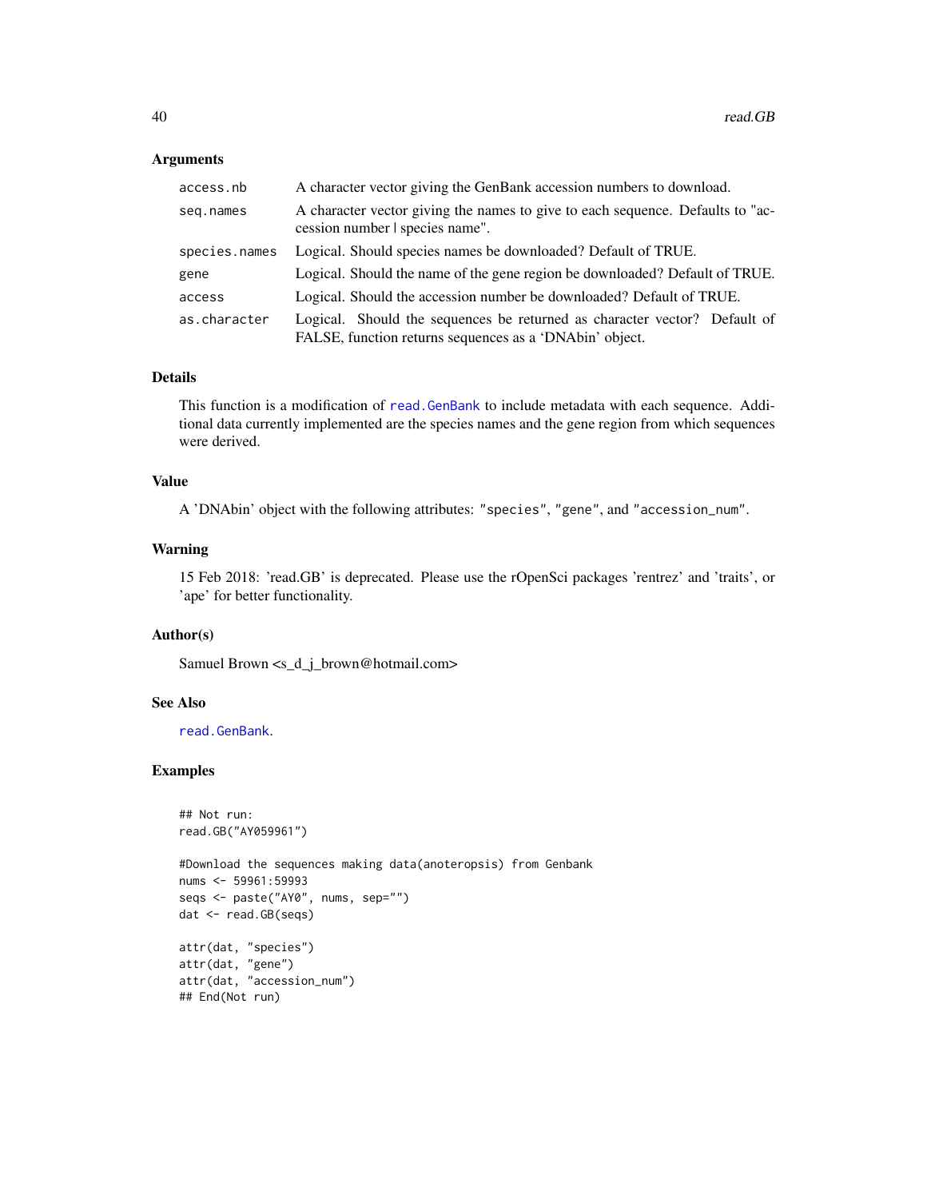## Arguments

| | |
|---|---|
| `access.nb` | A character vector giving the GenBank accession numbers to download. |
| `seq.names` | A character vector giving the names to give to each sequence. Defaults to "accession number \| species name". |
| `species.names` | Logical. Should species names be downloaded? Default of TRUE. |
| `gene` | Logical. Should the name of the gene region be downloaded? Default of TRUE. |
| `access` | Logical. Should the accession number be downloaded? Default of TRUE. |
| `as.character` | Logical. Should the sequences be returned as character vector? Default of FALSE, function returns sequences as a 'DNAbin' object. |

## Details

This function is a modification of `read.GenBank` to include metadata with each sequence. Additional data currently implemented are the species names and the gene region from which sequences were derived.

## Value

A 'DNAbin' object with the following attributes: `"species"`, `"gene"`, and `"accession_num"`.

## Warning

15 Feb 2018: 'read.GB' is deprecated. Please use the rOpenSci packages 'rentrez' and 'traits', or 'ape' for better functionality.

## Author(s)

Samuel Brown <s_d_j_brown@hotmail.com>

## See Also

`read.GenBank`.

## Examples

```
## Not run:
read.GB("AY059961")

#Download the sequences making data(anoteropsis) from Genbank
nums <- 59961:59993
seqs <- paste("AY0", nums, sep="")
dat <- read.GB(seqs)

attr(dat, "species")
attr(dat, "gene")
attr(dat, "accession_num")
## End(Not run)
```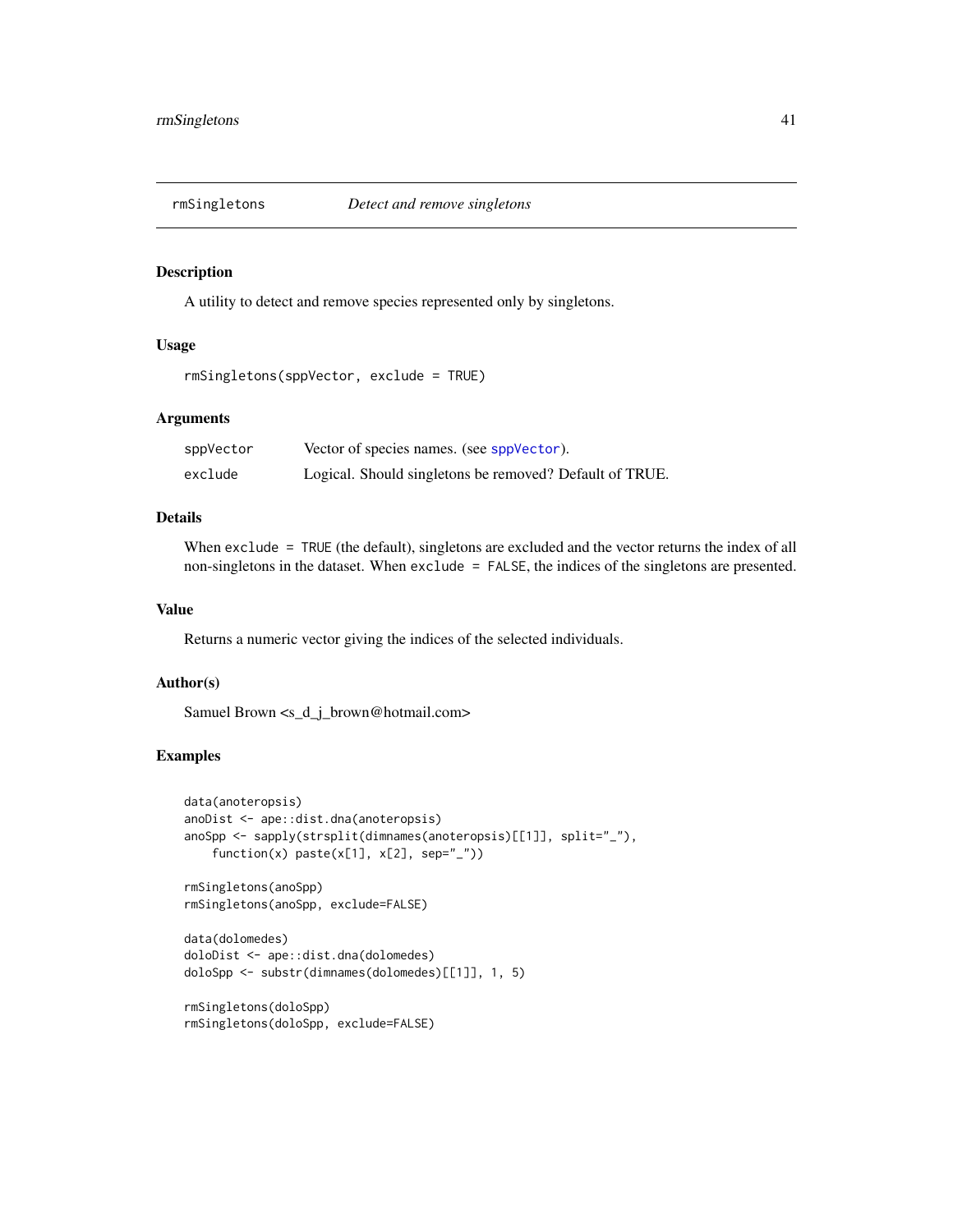## rmSingletons *Detect and remove singletons*

### Description

A utility to detect and remove species represented only by singletons.

### Usage

```
rmSingletons(sppVector, exclude = TRUE)
```

### Arguments

| | |
|---|---|
| sppVector | Vector of species names. (see sppVector). |
| exclude | Logical. Should singletons be removed? Default of TRUE. |

### Details

When `exclude = TRUE` (the default), singletons are excluded and the vector returns the index of all non-singletons in the dataset. When `exclude = FALSE`, the indices of the singletons are presented.

### Value

Returns a numeric vector giving the indices of the selected individuals.

### Author(s)

Samuel Brown <s_d_j_brown@hotmail.com>

### Examples

```
data(anoteropsis)
anoDist <- ape::dist.dna(anoteropsis)
anoSpp <- sapply(strsplit(dimnames(anoteropsis)[[1]], split="_"),
    function(x) paste(x[1], x[2], sep="_"))

rmSingletons(anoSpp)
rmSingletons(anoSpp, exclude=FALSE)

data(dolomedes)
doloDist <- ape::dist.dna(dolomedes)
doloSpp <- substr(dimnames(dolomedes)[[1]], 1, 5)

rmSingletons(doloSpp)
rmSingletons(doloSpp, exclude=FALSE)
```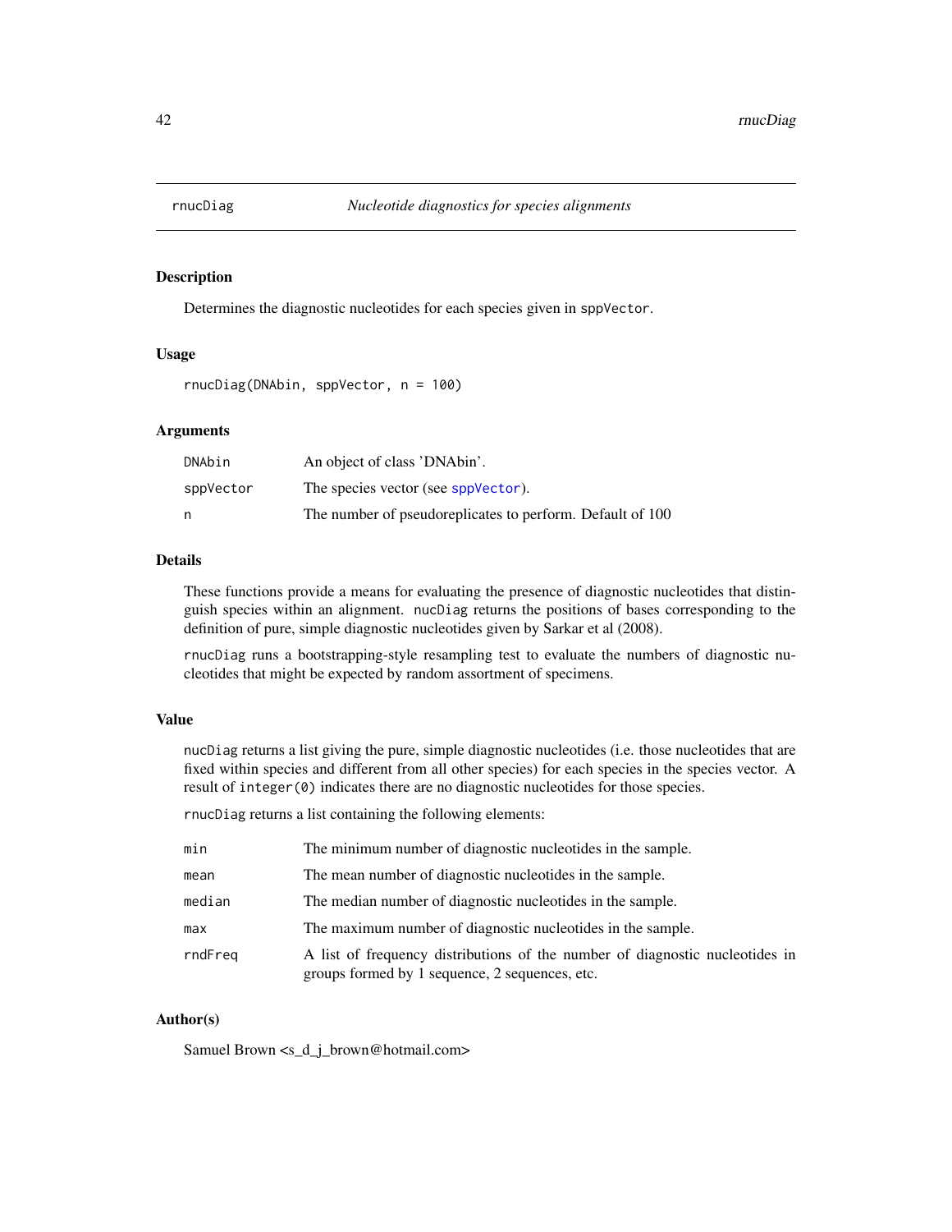# rnucDiag — *Nucleotide diagnostics for species alignments*

## Description

Determines the diagnostic nucleotides for each species given in `sppVector`.

## Usage

```
rnucDiag(DNAbin, sppVector, n = 100)
```

## Arguments

| | |
|---|---|
| `DNAbin` | An object of class 'DNAbin'. |
| `sppVector` | The species vector (see `sppVector`). |
| `n` | The number of pseudoreplicates to perform. Default of 100 |

## Details

These functions provide a means for evaluating the presence of diagnostic nucleotides that distinguish species within an alignment. `nucDiag` returns the positions of bases corresponding to the definition of pure, simple diagnostic nucleotides given by Sarkar et al (2008).

`rnucDiag` runs a bootstrapping-style resampling test to evaluate the numbers of diagnostic nucleotides that might be expected by random assortment of specimens.

## Value

`nucDiag` returns a list giving the pure, simple diagnostic nucleotides (i.e. those nucleotides that are fixed within species and different from all other species) for each species in the species vector. A result of `integer(0)` indicates there are no diagnostic nucleotides for those species.

`rnucDiag` returns a list containing the following elements:

| | |
|---|---|
| `min` | The minimum number of diagnostic nucleotides in the sample. |
| `mean` | The mean number of diagnostic nucleotides in the sample. |
| `median` | The median number of diagnostic nucleotides in the sample. |
| `max` | The maximum number of diagnostic nucleotides in the sample. |
| `rndFreq` | A list of frequency distributions of the number of diagnostic nucleotides in groups formed by 1 sequence, 2 sequences, etc. |

## Author(s)

Samuel Brown <s_d_j_brown@hotmail.com>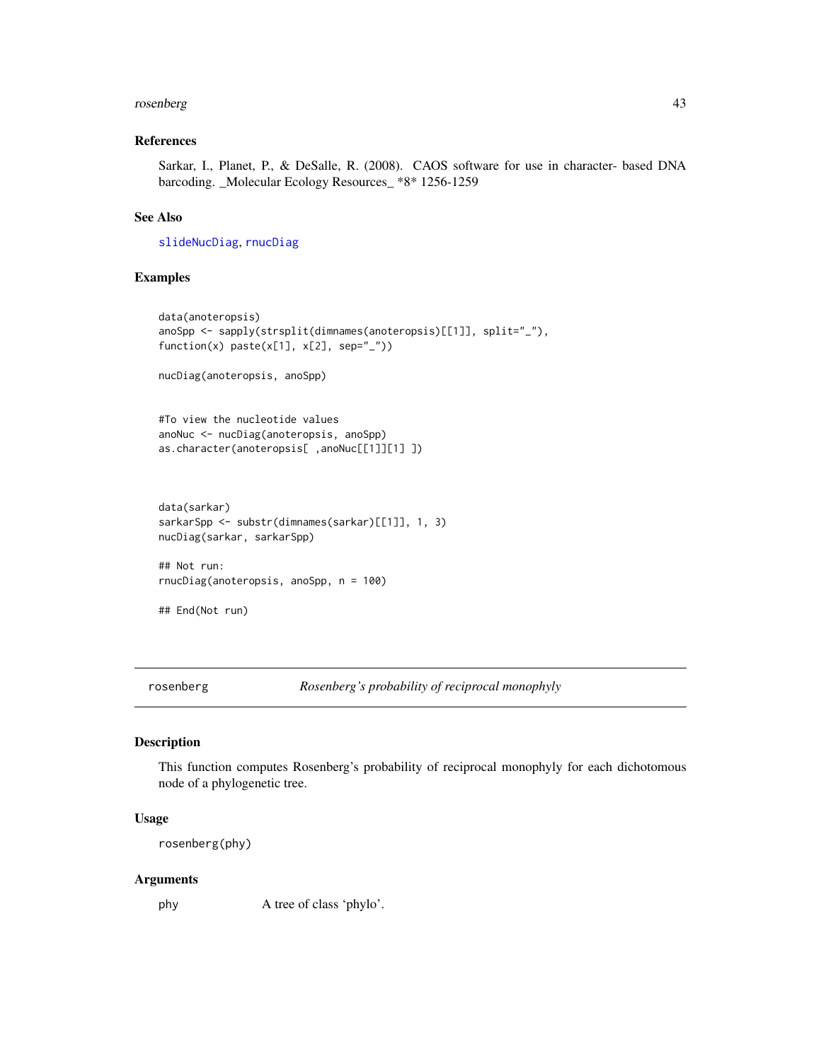## References

Sarkar, I., Planet, P., & DeSalle, R. (2008). CAOS software for use in character- based DNA barcoding. _Molecular Ecology Resources_ *8* 1256-1259

## See Also

slideNucDiag, rnucDiag

## Examples

```
data(anoteropsis)
anoSpp <- sapply(strsplit(dimnames(anoteropsis)[[1]], split="_"),
function(x) paste(x[1], x[2], sep="_"))

nucDiag(anoteropsis, anoSpp)


#To view the nucleotide values
anoNuc <- nucDiag(anoteropsis, anoSpp)
as.character(anoteropsis[ ,anoNuc[[1]][1] ])



data(sarkar)
sarkarSpp <- substr(dimnames(sarkar)[[1]], 1, 3)
nucDiag(sarkar, sarkarSpp)

## Not run:
rnucDiag(anoteropsis, anoSpp, n = 100)

## End(Not run)
```

---

# rosenberg    *Rosenberg's probability of reciprocal monophyly*

## Description

This function computes Rosenberg's probability of reciprocal monophyly for each dichotomous node of a phylogenetic tree.

## Usage

```
rosenberg(phy)
```

## Arguments

| | |
|---|---|
| phy | A tree of class 'phylo'. |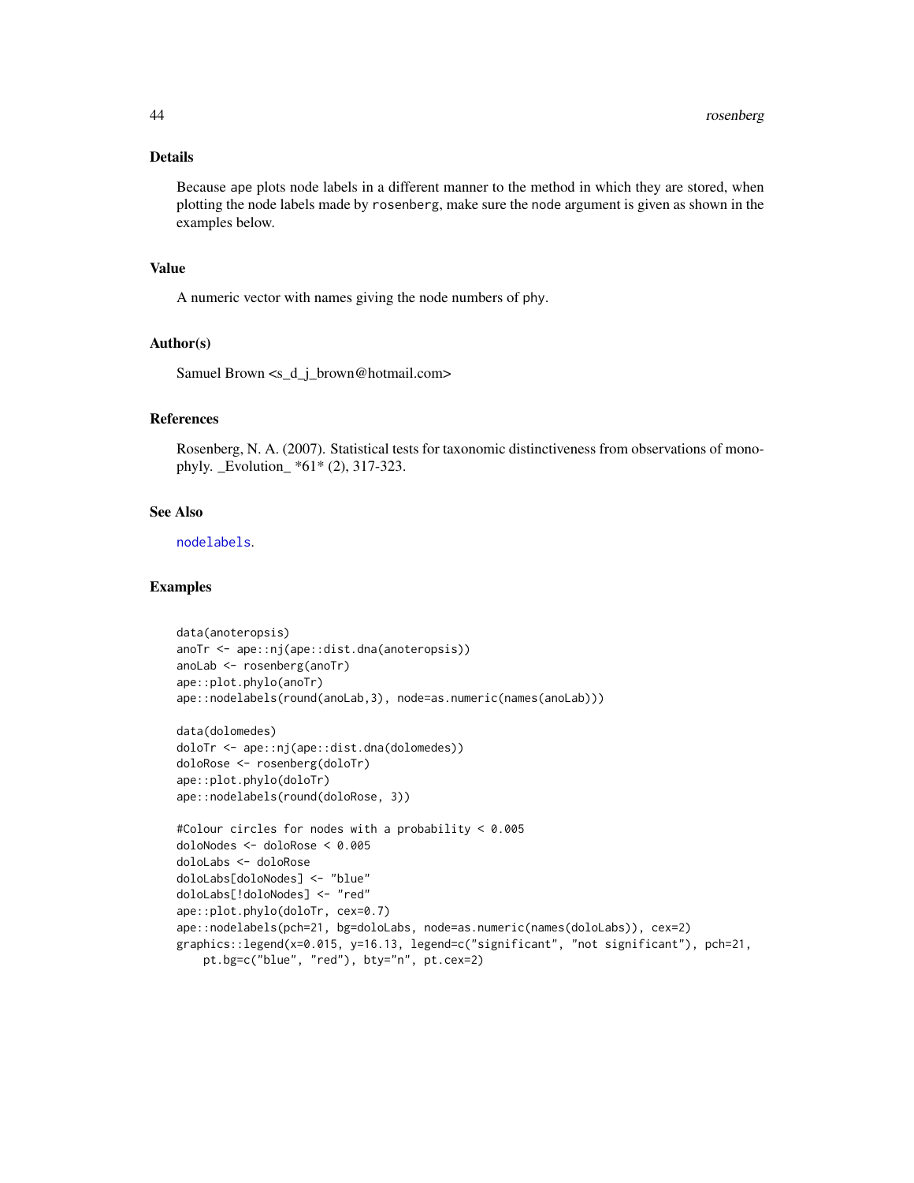## Details

Because ape plots node labels in a different manner to the method in which they are stored, when plotting the node labels made by `rosenberg`, make sure the node argument is given as shown in the examples below.

## Value

A numeric vector with names giving the node numbers of phy.

## Author(s)

Samuel Brown <s_d_j_brown@hotmail.com>

## References

Rosenberg, N. A. (2007). Statistical tests for taxonomic distinctiveness from observations of monophyly. _Evolution_ *61* (2), 317-323.

## See Also

nodelabels.

## Examples

```
data(anoteropsis)
anoTr <- ape::nj(ape::dist.dna(anoteropsis))
anoLab <- rosenberg(anoTr)
ape::plot.phylo(anoTr)
ape::nodelabels(round(anoLab,3), node=as.numeric(names(anoLab)))

data(dolomedes)
doloTr <- ape::nj(ape::dist.dna(dolomedes))
doloRose <- rosenberg(doloTr)
ape::plot.phylo(doloTr)
ape::nodelabels(round(doloRose, 3))

#Colour circles for nodes with a probability < 0.005
doloNodes <- doloRose < 0.005
doloLabs <- doloRose
doloLabs[doloNodes] <- "blue"
doloLabs[!doloNodes] <- "red"
ape::plot.phylo(doloTr, cex=0.7)
ape::nodelabels(pch=21, bg=doloLabs, node=as.numeric(names(doloLabs)), cex=2)
graphics::legend(x=0.015, y=16.13, legend=c("significant", "not significant"), pch=21,
    pt.bg=c("blue", "red"), bty="n", pt.cex=2)
```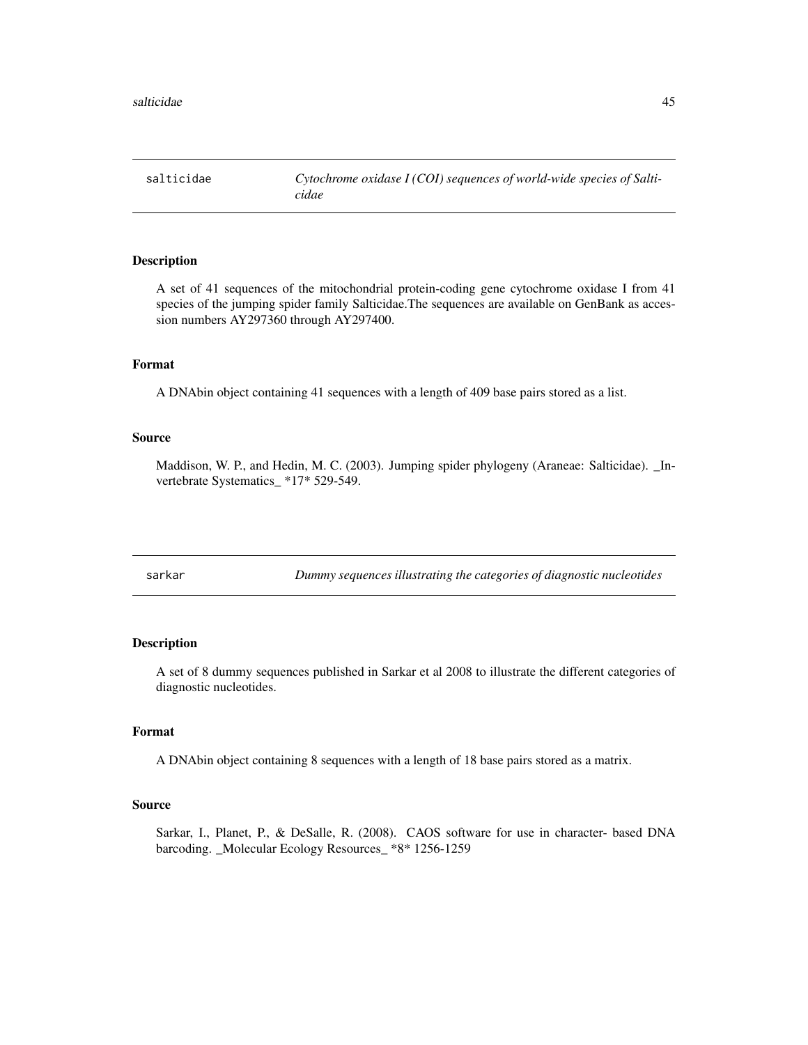## salticidae — *Cytochrome oxidase I (COI) sequences of world-wide species of Salticidae*

### Description

A set of 41 sequences of the mitochondrial protein-coding gene cytochrome oxidase I from 41 species of the jumping spider family Salticidae.The sequences are available on GenBank as accession numbers AY297360 through AY297400.

### Format

A DNAbin object containing 41 sequences with a length of 409 base pairs stored as a list.

### Source

Maddison, W. P., and Hedin, M. C. (2003). Jumping spider phylogeny (Araneae: Salticidae). _Invertebrate Systematics_ *17* 529-549.

## sarkar — *Dummy sequences illustrating the categories of diagnostic nucleotides*

### Description

A set of 8 dummy sequences published in Sarkar et al 2008 to illustrate the different categories of diagnostic nucleotides.

### Format

A DNAbin object containing 8 sequences with a length of 18 base pairs stored as a matrix.

### Source

Sarkar, I., Planet, P., & DeSalle, R. (2008). CAOS software for use in character- based DNA barcoding. _Molecular Ecology Resources_ *8* 1256-1259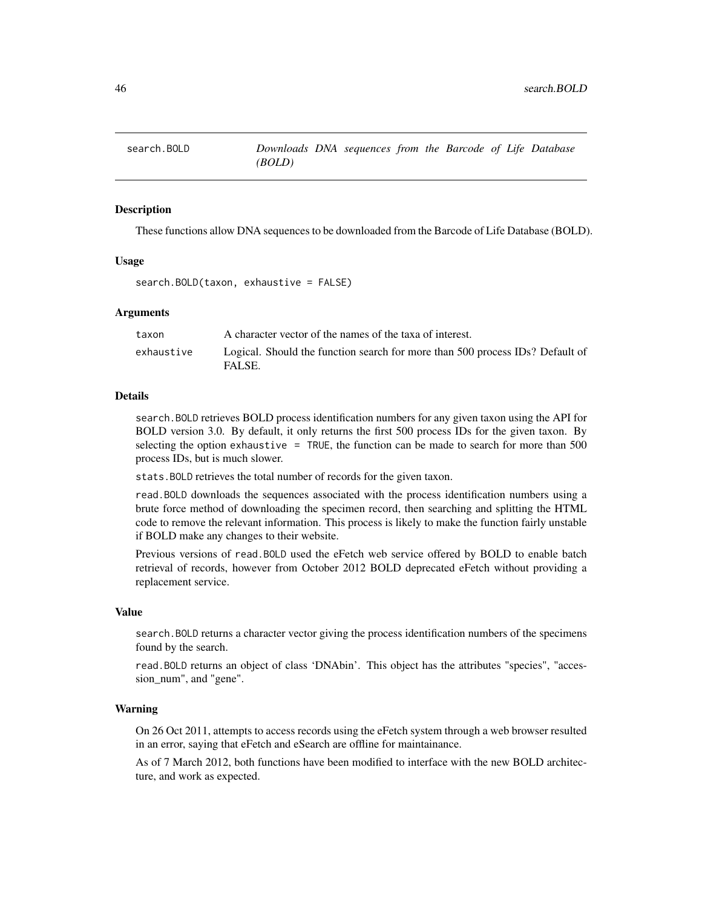# search.BOLD — *Downloads DNA sequences from the Barcode of Life Database (BOLD)*

## Description

These functions allow DNA sequences to be downloaded from the Barcode of Life Database (BOLD).

## Usage

```
search.BOLD(taxon, exhaustive = FALSE)
```

## Arguments

| | |
|---|---|
| `taxon` | A character vector of the names of the taxa of interest. |
| `exhaustive` | Logical. Should the function search for more than 500 process IDs? Default of FALSE. |

## Details

`search.BOLD` retrieves BOLD process identification numbers for any given taxon using the API for BOLD version 3.0. By default, it only returns the first 500 process IDs for the given taxon. By selecting the option `exhaustive = TRUE`, the function can be made to search for more than 500 process IDs, but is much slower.

`stats.BOLD` retrieves the total number of records for the given taxon.

`read.BOLD` downloads the sequences associated with the process identification numbers using a brute force method of downloading the specimen record, then searching and splitting the HTML code to remove the relevant information. This process is likely to make the function fairly unstable if BOLD make any changes to their website.

Previous versions of `read.BOLD` used the eFetch web service offered by BOLD to enable batch retrieval of records, however from October 2012 BOLD deprecated eFetch without providing a replacement service.

## Value

`search.BOLD` returns a character vector giving the process identification numbers of the specimens found by the search.

`read.BOLD` returns an object of class 'DNAbin'. This object has the attributes "species", "accession_num", and "gene".

## Warning

On 26 Oct 2011, attempts to access records using the eFetch system through a web browser resulted in an error, saying that eFetch and eSearch are offline for maintainance.

As of 7 March 2012, both functions have been modified to interface with the new BOLD architecture, and work as expected.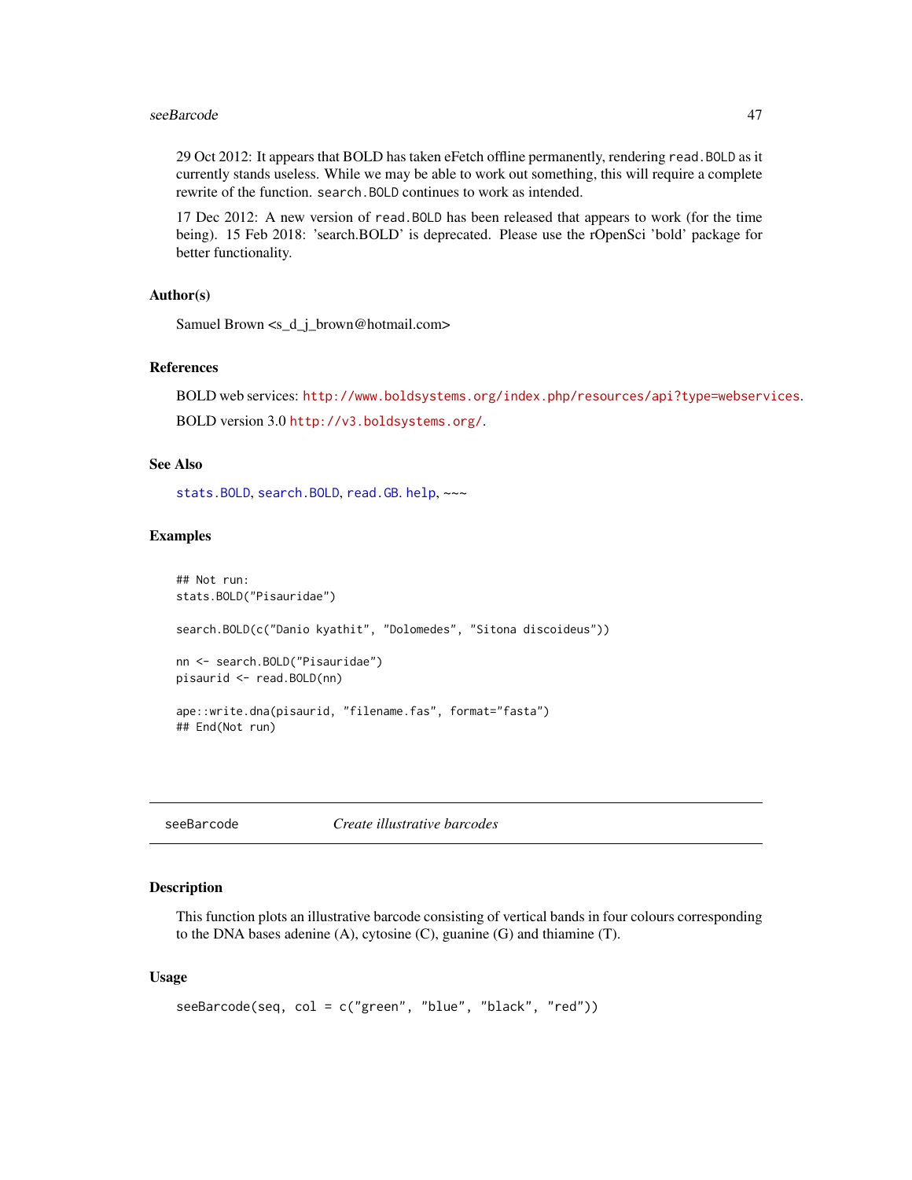29 Oct 2012: It appears that BOLD has taken eFetch offline permanently, rendering `read.BOLD` as it currently stands useless. While we may be able to work out something, this will require a complete rewrite of the function. `search.BOLD` continues to work as intended.

17 Dec 2012: A new version of `read.BOLD` has been released that appears to work (for the time being). 15 Feb 2018: 'search.BOLD' is deprecated. Please use the rOpenSci 'bold' package for better functionality.

### Author(s)

Samuel Brown <s_d_j_brown@hotmail.com>

### References

BOLD web services: http://www.boldsystems.org/index.php/resources/api?type=webservices.

BOLD version 3.0 http://v3.boldsystems.org/.

### See Also

`stats.BOLD`, `search.BOLD`, `read.GB`. `help`, ~~~

### Examples

```
## Not run:
stats.BOLD("Pisauridae")

search.BOLD(c("Danio kyathit", "Dolomedes", "Sitona discoideus"))

nn <- search.BOLD("Pisauridae")
pisaurid <- read.BOLD(nn)

ape::write.dna(pisaurid, "filename.fas", format="fasta")
## End(Not run)
```

---

## seeBarcode — *Create illustrative barcodes*

### Description

This function plots an illustrative barcode consisting of vertical bands in four colours corresponding to the DNA bases adenine (A), cytosine (C), guanine (G) and thiamine (T).

### Usage

```
seeBarcode(seq, col = c("green", "blue", "black", "red"))
```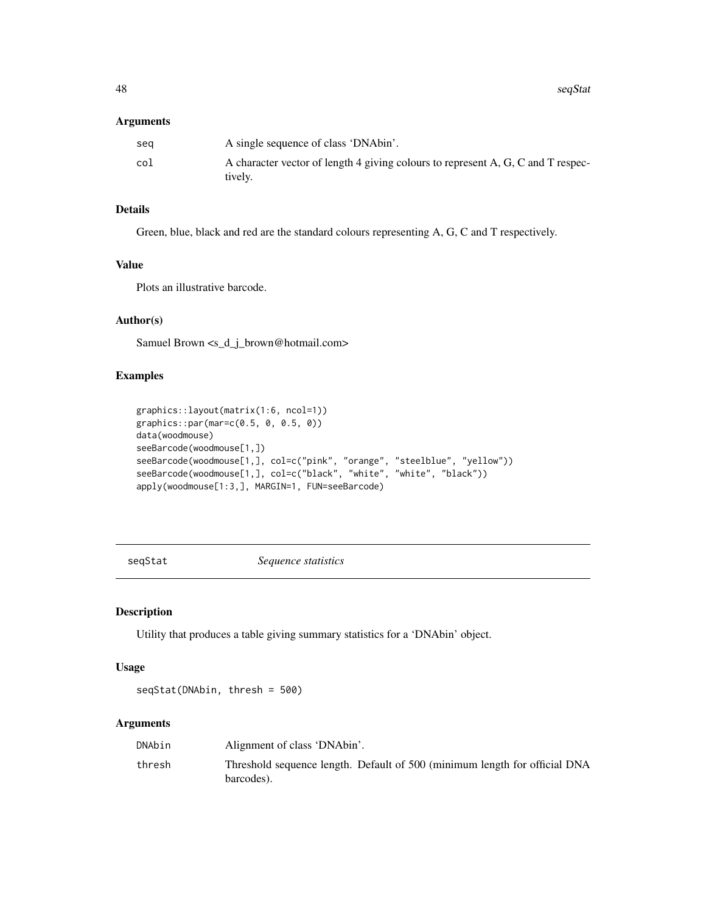### Arguments

| | |
|---|---|
| seq | A single sequence of class 'DNAbin'. |
| col | A character vector of length 4 giving colours to represent A, G, C and T respectively. |

### Details

Green, blue, black and red are the standard colours representing A, G, C and T respectively.

### Value

Plots an illustrative barcode.

### Author(s)

Samuel Brown <s_d_j_brown@hotmail.com>

### Examples

```
graphics::layout(matrix(1:6, ncol=1))
graphics::par(mar=c(0.5, 0, 0.5, 0))
data(woodmouse)
seeBarcode(woodmouse[1,])
seeBarcode(woodmouse[1,], col=c("pink", "orange", "steelblue", "yellow"))
seeBarcode(woodmouse[1,], col=c("black", "white", "white", "black"))
apply(woodmouse[1:3,], MARGIN=1, FUN=seeBarcode)
```

---

## seqStat *Sequence statistics*

### Description

Utility that produces a table giving summary statistics for a 'DNAbin' object.

### Usage

```
seqStat(DNAbin, thresh = 500)
```

### Arguments

| | |
|---|---|
| DNAbin | Alignment of class 'DNAbin'. |
| thresh | Threshold sequence length. Default of 500 (minimum length for official DNA barcodes). |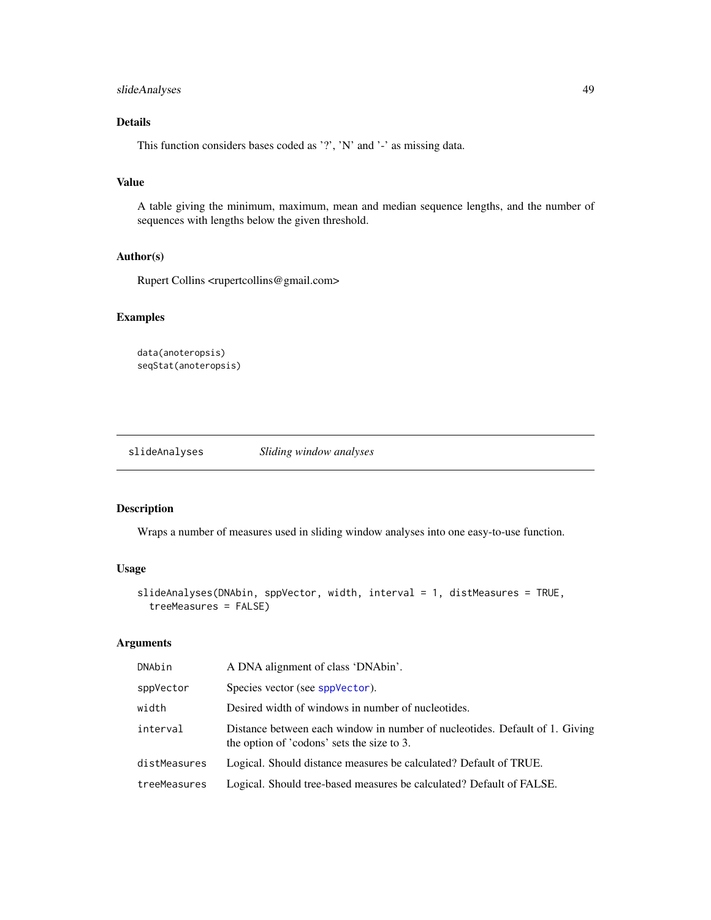## Details

This function considers bases coded as '?', 'N' and '-' as missing data.

## Value

A table giving the minimum, maximum, mean and median sequence lengths, and the number of sequences with lengths below the given threshold.

## Author(s)

Rupert Collins <rupertcollins@gmail.com>

## Examples

```
data(anoteropsis)
seqStat(anoteropsis)
```

---

# slideAnalyses *Sliding window analyses*

---

## Description

Wraps a number of measures used in sliding window analyses into one easy-to-use function.

## Usage

```
slideAnalyses(DNAbin, sppVector, width, interval = 1, distMeasures = TRUE,
  treeMeasures = FALSE)
```

## Arguments

| | |
|---|---|
| DNAbin | A DNA alignment of class 'DNAbin'. |
| sppVector | Species vector (see sppVector). |
| width | Desired width of windows in number of nucleotides. |
| interval | Distance between each window in number of nucleotides. Default of 1. Giving the option of 'codons' sets the size to 3. |
| distMeasures | Logical. Should distance measures be calculated? Default of TRUE. |
| treeMeasures | Logical. Should tree-based measures be calculated? Default of FALSE. |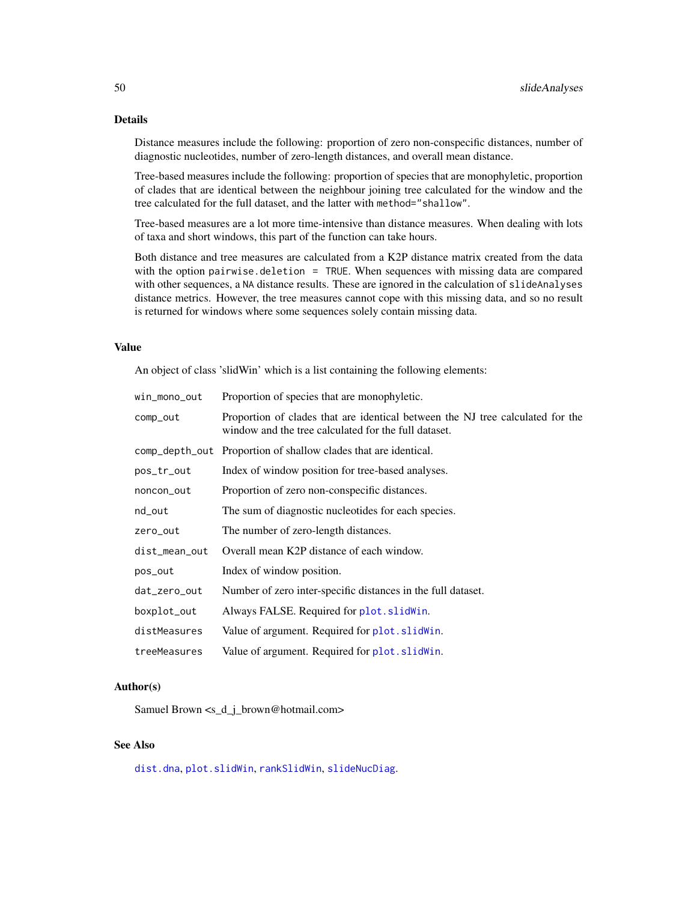## Details

Distance measures include the following: proportion of zero non-conspecific distances, number of diagnostic nucleotides, number of zero-length distances, and overall mean distance.

Tree-based measures include the following: proportion of species that are monophyletic, proportion of clades that are identical between the neighbour joining tree calculated for the window and the tree calculated for the full dataset, and the latter with `method="shallow"`.

Tree-based measures are a lot more time-intensive than distance measures. When dealing with lots of taxa and short windows, this part of the function can take hours.

Both distance and tree measures are calculated from a K2P distance matrix created from the data with the option `pairwise.deletion = TRUE`. When sequences with missing data are compared with other sequences, a `NA` distance results. These are ignored in the calculation of `slideAnalyses` distance metrics. However, the tree measures cannot cope with this missing data, and so no result is returned for windows where some sequences solely contain missing data.

## Value

An object of class 'slidWin' which is a list containing the following elements:

| | |
|---|---|
| `win_mono_out` | Proportion of species that are monophyletic. |
| `comp_out` | Proportion of clades that are identical between the NJ tree calculated for the window and the tree calculated for the full dataset. |
| `comp_depth_out` | Proportion of shallow clades that are identical. |
| `pos_tr_out` | Index of window position for tree-based analyses. |
| `noncon_out` | Proportion of zero non-conspecific distances. |
| `nd_out` | The sum of diagnostic nucleotides for each species. |
| `zero_out` | The number of zero-length distances. |
| `dist_mean_out` | Overall mean K2P distance of each window. |
| `pos_out` | Index of window position. |
| `dat_zero_out` | Number of zero inter-specific distances in the full dataset. |
| `boxplot_out` | Always FALSE. Required for `plot.slidWin`. |
| `distMeasures` | Value of argument. Required for `plot.slidWin`. |
| `treeMeasures` | Value of argument. Required for `plot.slidWin`. |

## Author(s)

Samuel Brown <s_d_j_brown@hotmail.com>

## See Also

`dist.dna`, `plot.slidWin`, `rankSlidWin`, `slideNucDiag`.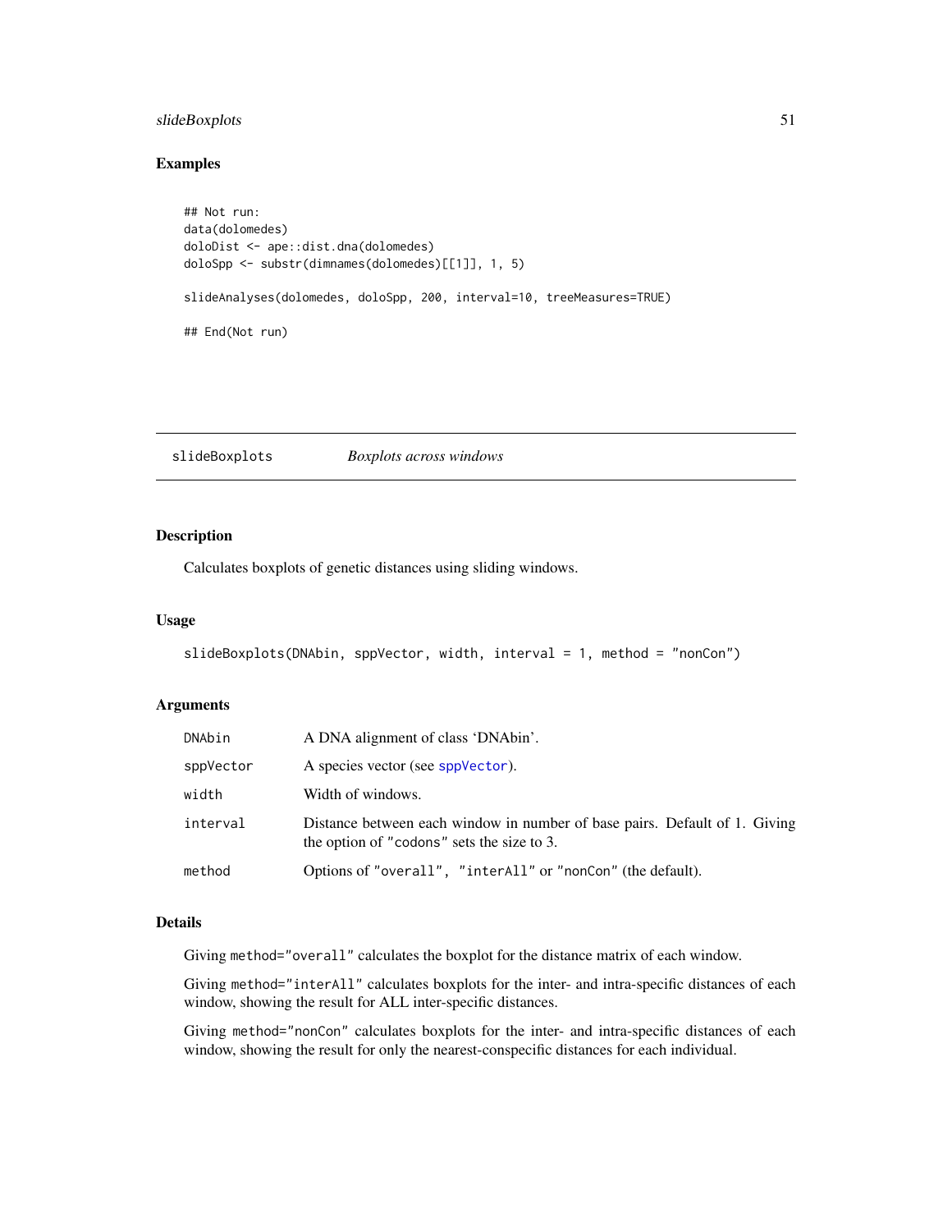## Examples

```
## Not run:
data(dolomedes)
doloDist <- ape::dist.dna(dolomedes)
doloSpp <- substr(dimnames(dolomedes)[[1]], 1, 5)

slideAnalyses(dolomedes, doloSpp, 200, interval=10, treeMeasures=TRUE)

## End(Not run)
```

---

# slideBoxplots — *Boxplots across windows*

---

## Description

Calculates boxplots of genetic distances using sliding windows.

## Usage

```
slideBoxplots(DNAbin, sppVector, width, interval = 1, method = "nonCon")
```

## Arguments

| | |
|---|---|
| `DNAbin` | A DNA alignment of class 'DNAbin'. |
| `sppVector` | A species vector (see `sppVector`). |
| `width` | Width of windows. |
| `interval` | Distance between each window in number of base pairs. Default of 1. Giving the option of `"codons"` sets the size to 3. |
| `method` | Options of `"overall"`, `"interAll"` or `"nonCon"` (the default). |

## Details

Giving `method="overall"` calculates the boxplot for the distance matrix of each window.

Giving `method="interAll"` calculates boxplots for the inter- and intra-specific distances of each window, showing the result for ALL inter-specific distances.

Giving `method="nonCon"` calculates boxplots for the inter- and intra-specific distances of each window, showing the result for only the nearest-conspecific distances for each individual.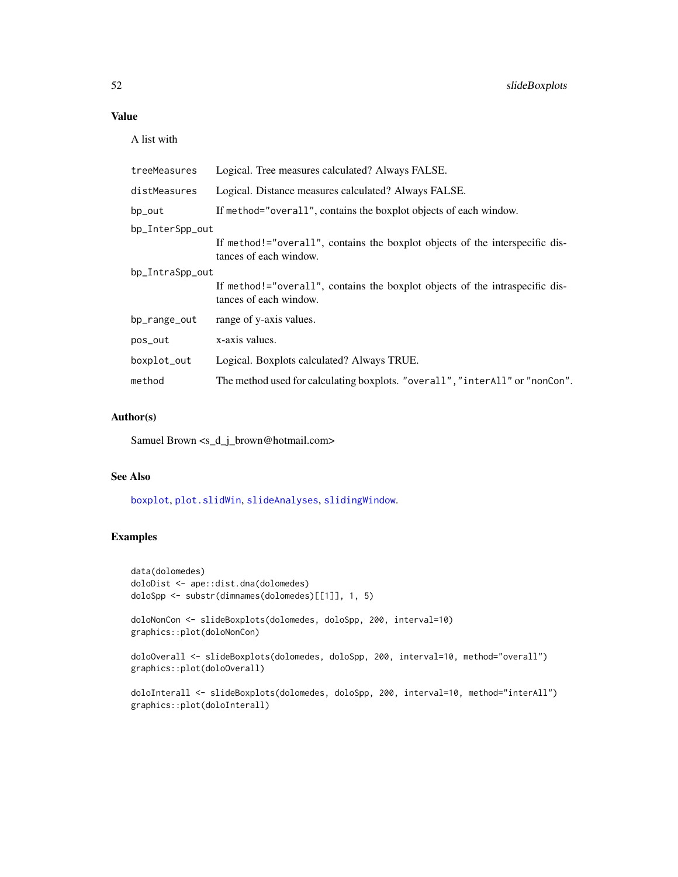### Value

A list with

| | |
|---|---|
| `treeMeasures` | Logical. Tree measures calculated? Always FALSE. |
| `distMeasures` | Logical. Distance measures calculated? Always FALSE. |
| `bp_out` | If `method="overall"`, contains the boxplot objects of each window. |
| `bp_InterSpp_out` | If `method!="overall"`, contains the boxplot objects of the interspecific distances of each window. |
| `bp_IntraSpp_out` | If `method!="overall"`, contains the boxplot objects of the intraspecific distances of each window. |
| `bp_range_out` | range of y-axis values. |
| `pos_out` | x-axis values. |
| `boxplot_out` | Logical. Boxplots calculated? Always TRUE. |
| `method` | The method used for calculating boxplots. `"overall"`, `"interAll"` or `"nonCon"`. |

### Author(s)

Samuel Brown <s_d_j_brown@hotmail.com>

### See Also

`boxplot`, `plot.slidWin`, `slideAnalyses`, `slidingWindow`.

### Examples

```
data(dolomedes)
doloDist <- ape::dist.dna(dolomedes)
doloSpp <- substr(dimnames(dolomedes)[[1]], 1, 5)

doloNonCon <- slideBoxplots(dolomedes, doloSpp, 200, interval=10)
graphics::plot(doloNonCon)

doloOverall <- slideBoxplots(dolomedes, doloSpp, 200, interval=10, method="overall")
graphics::plot(doloOverall)

doloInterall <- slideBoxplots(dolomedes, doloSpp, 200, interval=10, method="interAll")
graphics::plot(doloInterall)
```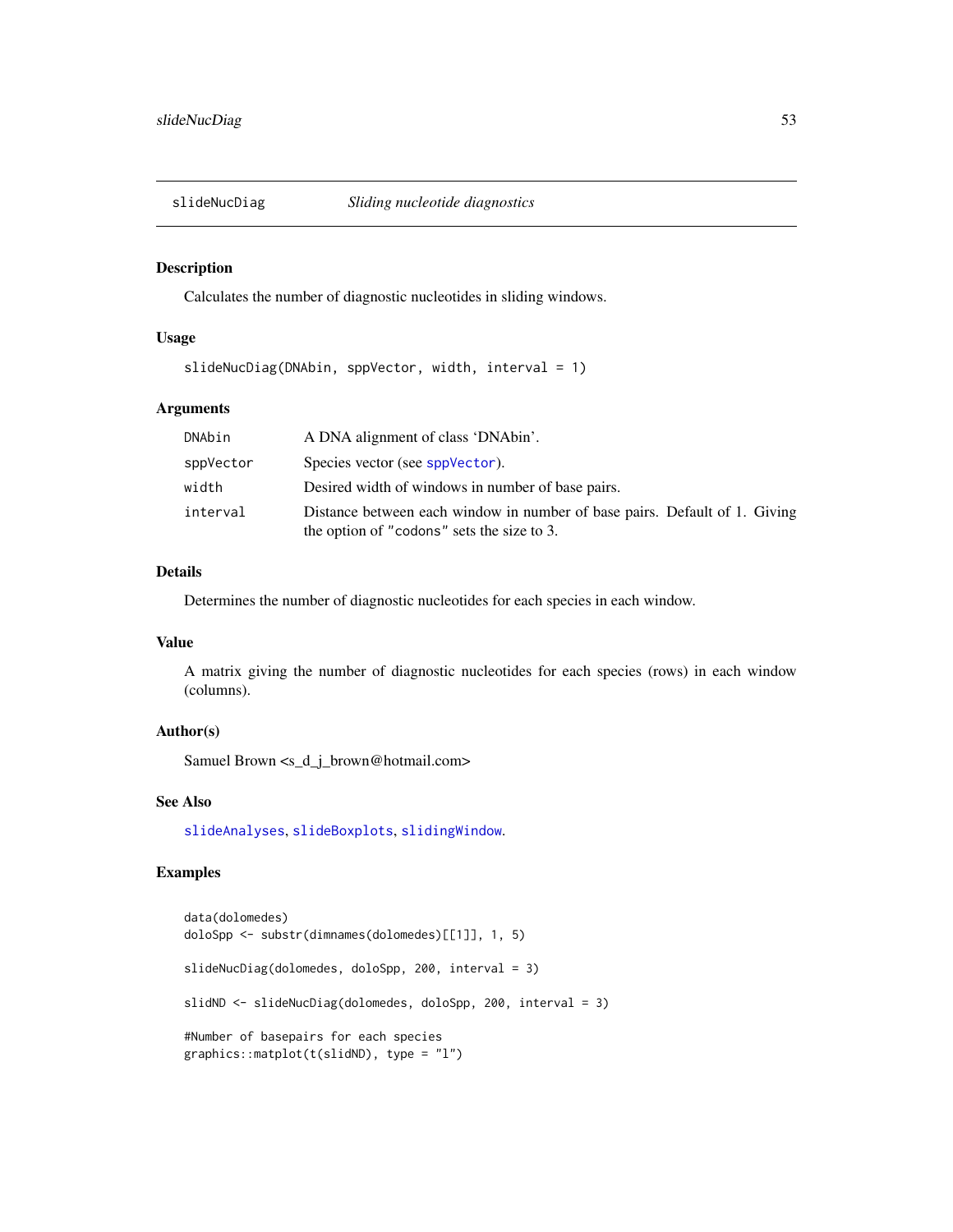# slideNucDiag *Sliding nucleotide diagnostics*

## Description

Calculates the number of diagnostic nucleotides in sliding windows.

## Usage

```
slideNucDiag(DNAbin, sppVector, width, interval = 1)
```

## Arguments

| | |
|---|---|
| DNAbin | A DNA alignment of class 'DNAbin'. |
| sppVector | Species vector (see sppVector). |
| width | Desired width of windows in number of base pairs. |
| interval | Distance between each window in number of base pairs. Default of 1. Giving the option of "codons" sets the size to 3. |

## Details

Determines the number of diagnostic nucleotides for each species in each window.

## Value

A matrix giving the number of diagnostic nucleotides for each species (rows) in each window (columns).

## Author(s)

Samuel Brown <s_d_j_brown@hotmail.com>

## See Also

slideAnalyses, slideBoxplots, slidingWindow.

## Examples

```
data(dolomedes)
doloSpp <- substr(dimnames(dolomedes)[[1]], 1, 5)

slideNucDiag(dolomedes, doloSpp, 200, interval = 3)

slidND <- slideNucDiag(dolomedes, doloSpp, 200, interval = 3)

#Number of basepairs for each species
graphics::matplot(t(slidND), type = "l")
```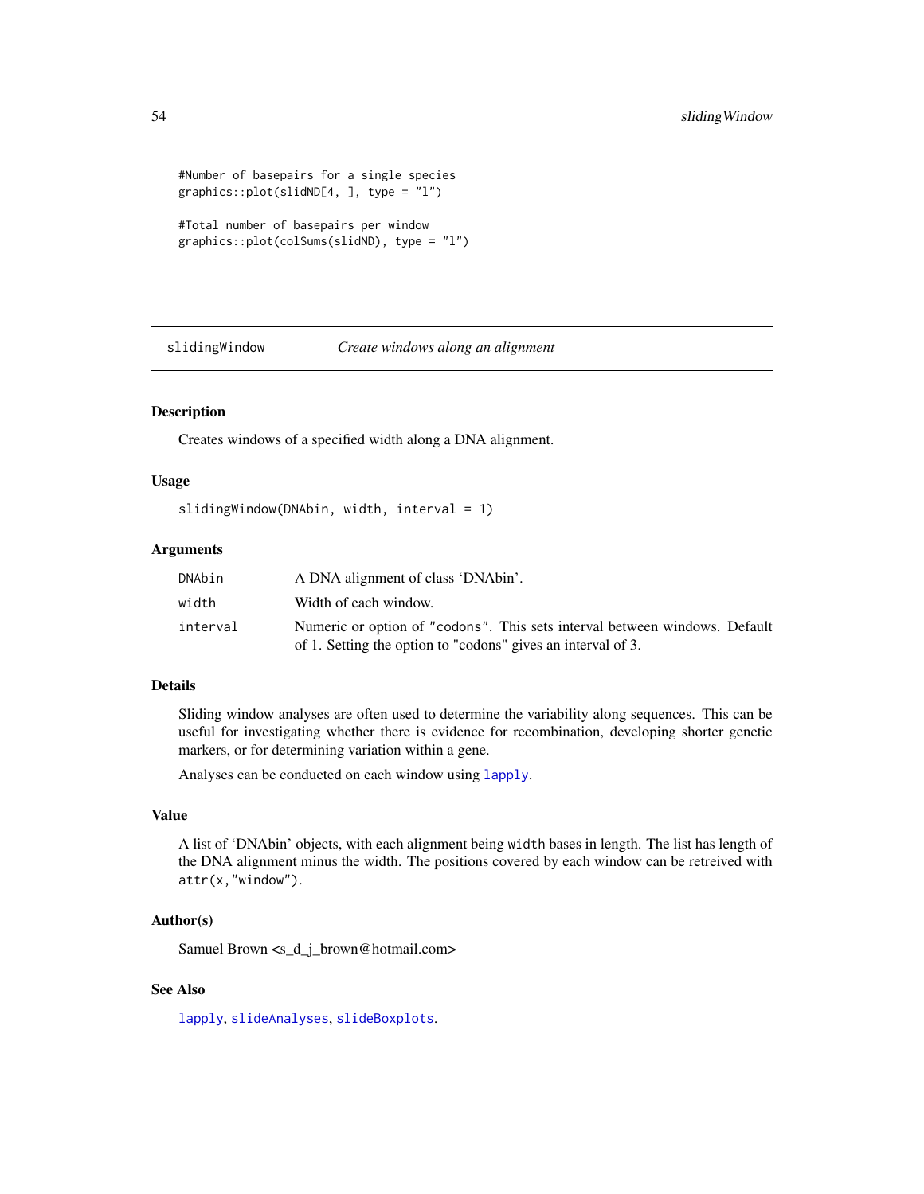```
#Number of basepairs for a single species
graphics::plot(slidND[4, ], type = "l")

#Total number of basepairs per window
graphics::plot(colSums(slidND), type = "l")
```

---

## slidingWindow — *Create windows along an alignment*

### Description

Creates windows of a specified width along a DNA alignment.

### Usage

```
slidingWindow(DNAbin, width, interval = 1)
```

### Arguments

| | |
|---|---|
| `DNAbin` | A DNA alignment of class 'DNAbin'. |
| `width` | Width of each window. |
| `interval` | Numeric or option of `"codons"`. This sets interval between windows. Default of 1. Setting the option to "codons" gives an interval of 3. |

### Details

Sliding window analyses are often used to determine the variability along sequences. This can be useful for investigating whether there is evidence for recombination, developing shorter genetic markers, or for determining variation within a gene.

Analyses can be conducted on each window using `lapply`.

### Value

A list of 'DNAbin' objects, with each alignment being `width` bases in length. The list has length of the DNA alignment minus the width. The positions covered by each window can be retreived with `attr(x,"window")`.

### Author(s)

Samuel Brown <s_d_j_brown@hotmail.com>

### See Also

`lapply`, `slideAnalyses`, `slideBoxplots`.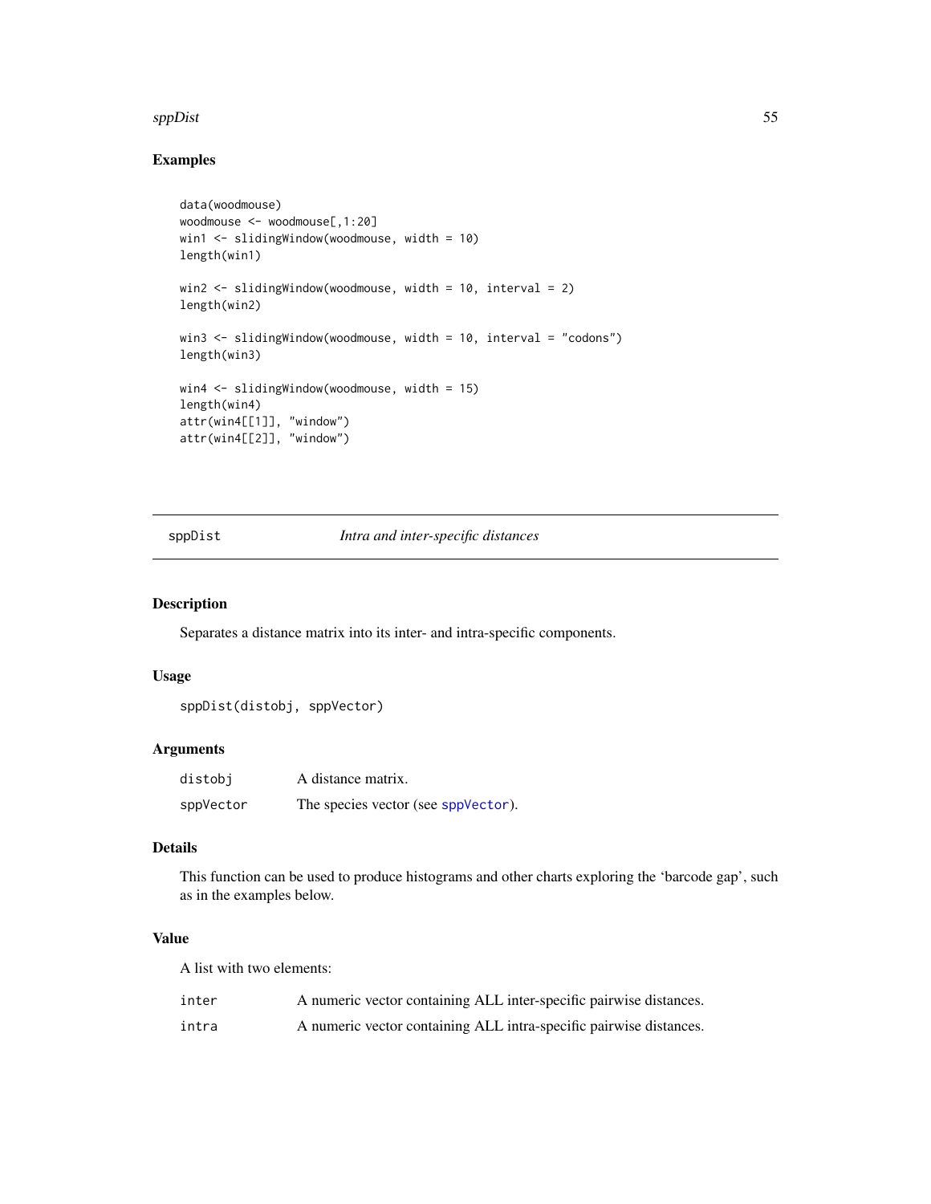## Examples

```
data(woodmouse)
woodmouse <- woodmouse[,1:20]
win1 <- slidingWindow(woodmouse, width = 10)
length(win1)

win2 <- slidingWindow(woodmouse, width = 10, interval = 2)
length(win2)

win3 <- slidingWindow(woodmouse, width = 10, interval = "codons")
length(win3)

win4 <- slidingWindow(woodmouse, width = 15)
length(win4)
attr(win4[[1]], "window")
attr(win4[[2]], "window")
```

---

# sppDist — *Intra and inter-specific distances*

---

## Description

Separates a distance matrix into its inter- and intra-specific components.

## Usage

```
sppDist(distobj, sppVector)
```

## Arguments

| | |
|---|---|
| `distobj` | A distance matrix. |
| `sppVector` | The species vector (see `sppVector`). |

## Details

This function can be used to produce histograms and other charts exploring the 'barcode gap', such as in the examples below.

## Value

A list with two elements:

| | |
|---|---|
| `inter` | A numeric vector containing ALL inter-specific pairwise distances. |
| `intra` | A numeric vector containing ALL intra-specific pairwise distances. |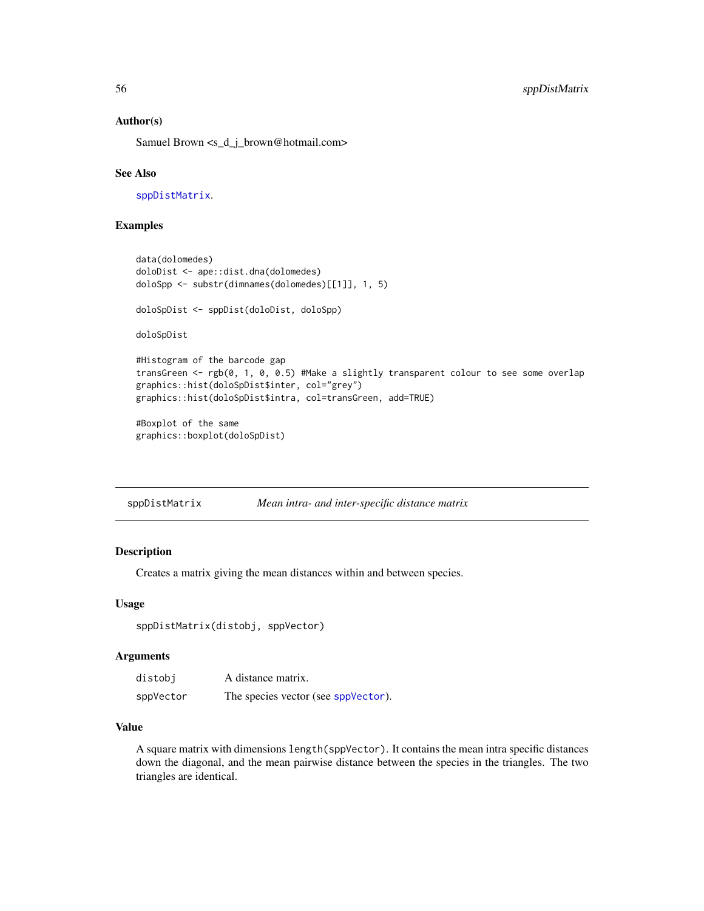### Author(s)

Samuel Brown <s_d_j_brown@hotmail.com>

### See Also

sppDistMatrix.

### Examples

```
data(dolomedes)
doloDist <- ape::dist.dna(dolomedes)
doloSpp <- substr(dimnames(dolomedes)[[1]], 1, 5)

doloSpDist <- sppDist(doloDist, doloSpp)

doloSpDist

#Histogram of the barcode gap
transGreen <- rgb(0, 1, 0, 0.5) #Make a slightly transparent colour to see some overlap
graphics::hist(doloSpDist$inter, col="grey")
graphics::hist(doloSpDist$intra, col=transGreen, add=TRUE)

#Boxplot of the same
graphics::boxplot(doloSpDist)
```

---

## sppDistMatrix — *Mean intra- and inter-specific distance matrix*

### Description

Creates a matrix giving the mean distances within and between species.

### Usage

```
sppDistMatrix(distobj, sppVector)
```

### Arguments

| | |
|---|---|
| distobj | A distance matrix. |
| sppVector | The species vector (see sppVector). |

### Value

A square matrix with dimensions `length(sppVector)`. It contains the mean intra specific distances down the diagonal, and the mean pairwise distance between the species in the triangles. The two triangles are identical.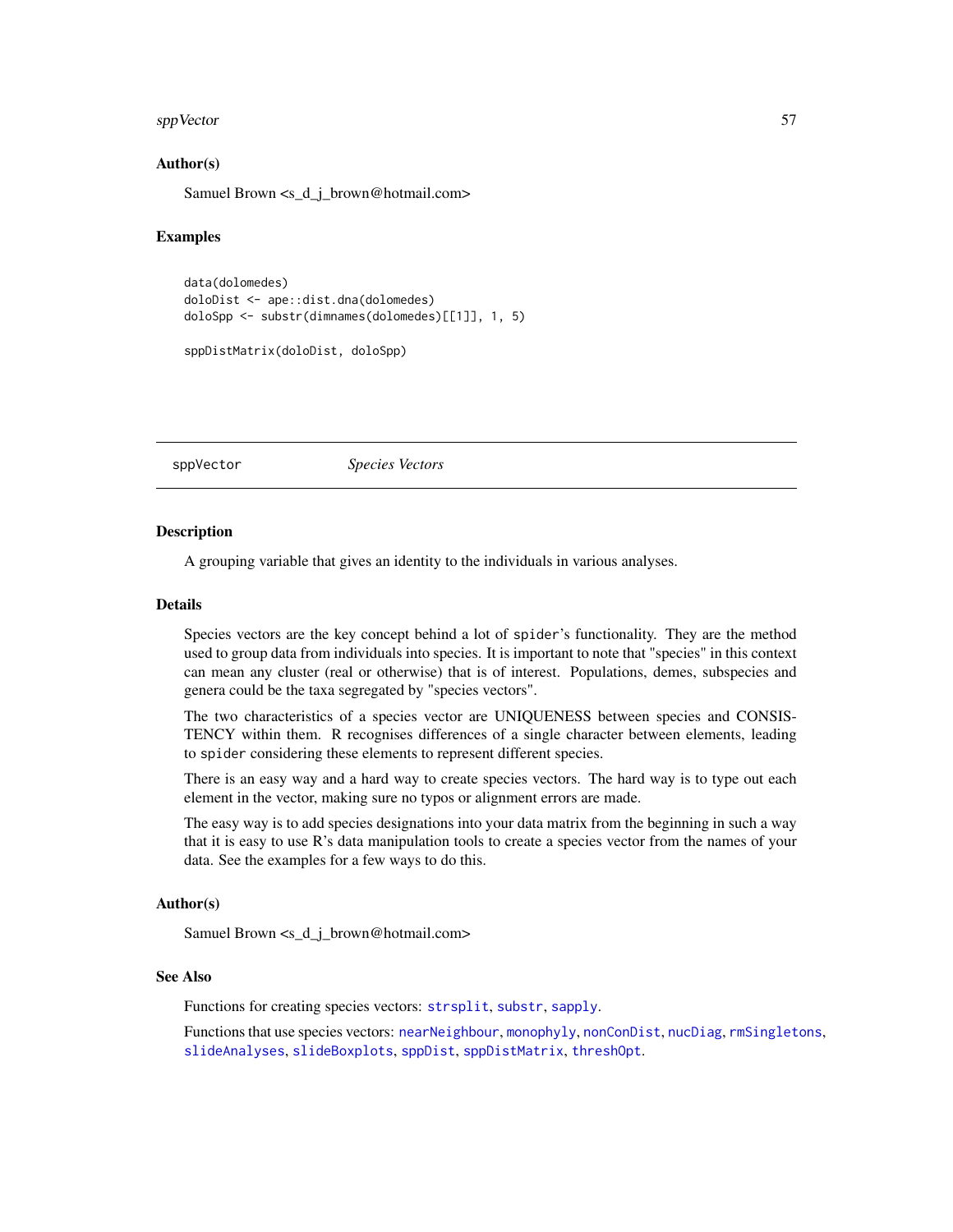### Author(s)

Samuel Brown <s_d_j_brown@hotmail.com>

### Examples

```
data(dolomedes)
doloDist <- ape::dist.dna(dolomedes)
doloSpp <- substr(dimnames(dolomedes)[[1]], 1, 5)

sppDistMatrix(doloDist, doloSpp)
```

---

## sppVector *Species Vectors*

---

### Description

A grouping variable that gives an identity to the individuals in various analyses.

### Details

Species vectors are the key concept behind a lot of `spider`'s functionality. They are the method used to group data from individuals into species. It is important to note that "species" in this context can mean any cluster (real or otherwise) that is of interest. Populations, demes, subspecies and genera could be the taxa segregated by "species vectors".

The two characteristics of a species vector are UNIQUENESS between species and CONSISTENCY within them. R recognises differences of a single character between elements, leading to `spider` considering these elements to represent different species.

There is an easy way and a hard way to create species vectors. The hard way is to type out each element in the vector, making sure no typos or alignment errors are made.

The easy way is to add species designations into your data matrix from the beginning in such a way that it is easy to use R's data manipulation tools to create a species vector from the names of your data. See the examples for a few ways to do this.

### Author(s)

Samuel Brown <s_d_j_brown@hotmail.com>

### See Also

Functions for creating species vectors: `strsplit`, `substr`, `sapply`.

Functions that use species vectors: `nearNeighbour`, `monophyly`, `nonConDist`, `nucDiag`, `rmSingletons`, `slideAnalyses`, `slideBoxplots`, `sppDist`, `sppDistMatrix`, `threshOpt`.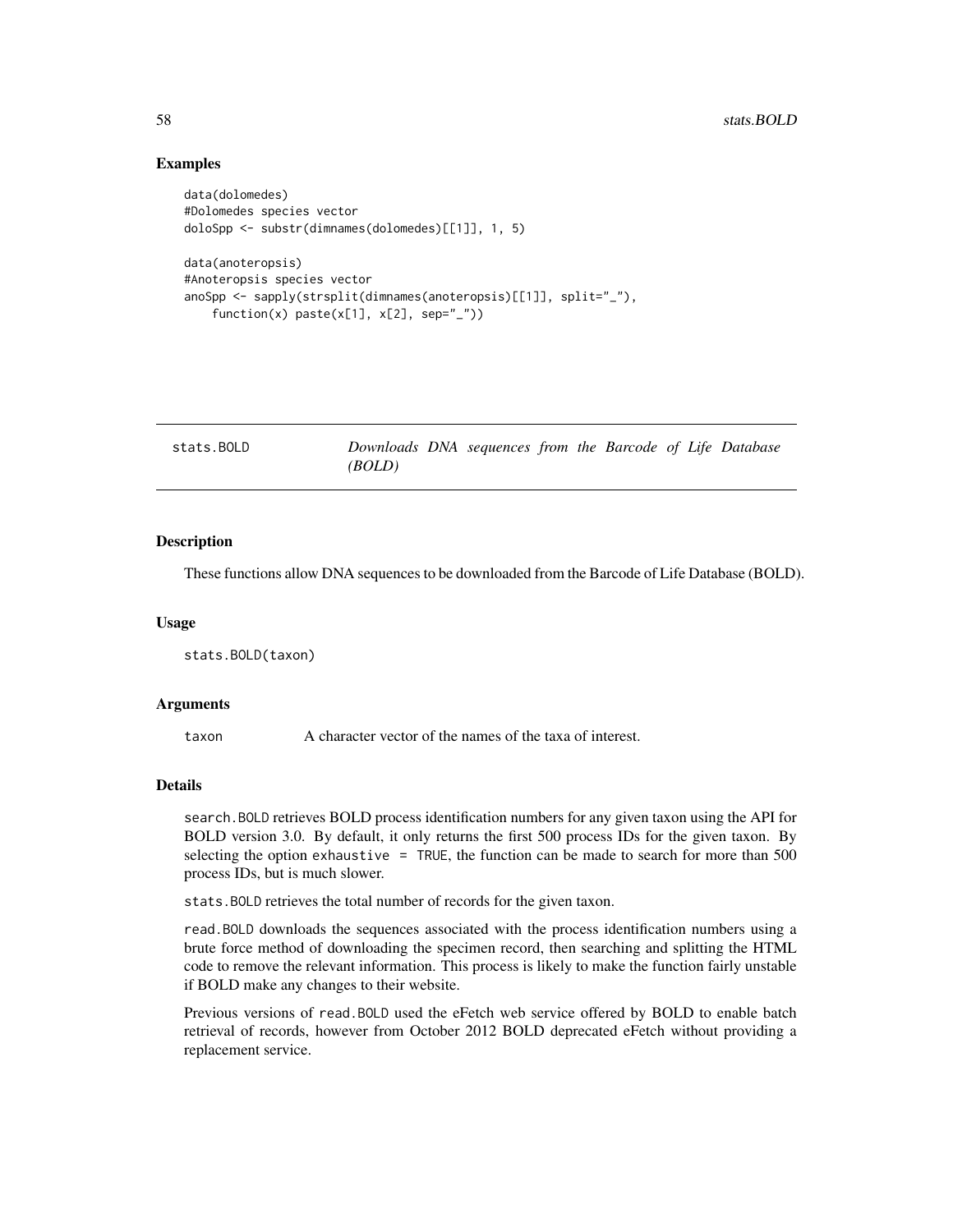### Examples

```
data(dolomedes)
#Dolomedes species vector
doloSpp <- substr(dimnames(dolomedes)[[1]], 1, 5)

data(anoteropsis)
#Anoteropsis species vector
anoSpp <- sapply(strsplit(dimnames(anoteropsis)[[1]], split="_"),
    function(x) paste(x[1], x[2], sep="_"))
```

---

## stats.BOLD *Downloads DNA sequences from the Barcode of Life Database (BOLD)*

---

### Description

These functions allow DNA sequences to be downloaded from the Barcode of Life Database (BOLD).

### Usage

```
stats.BOLD(taxon)
```

### Arguments

| | |
|---|---|
| taxon | A character vector of the names of the taxa of interest. |

### Details

`search.BOLD` retrieves BOLD process identification numbers for any given taxon using the API for BOLD version 3.0. By default, it only returns the first 500 process IDs for the given taxon. By selecting the option `exhaustive = TRUE`, the function can be made to search for more than 500 process IDs, but is much slower.

`stats.BOLD` retrieves the total number of records for the given taxon.

`read.BOLD` downloads the sequences associated with the process identification numbers using a brute force method of downloading the specimen record, then searching and splitting the HTML code to remove the relevant information. This process is likely to make the function fairly unstable if BOLD make any changes to their website.

Previous versions of `read.BOLD` used the eFetch web service offered by BOLD to enable batch retrieval of records, however from October 2012 BOLD deprecated eFetch without providing a replacement service.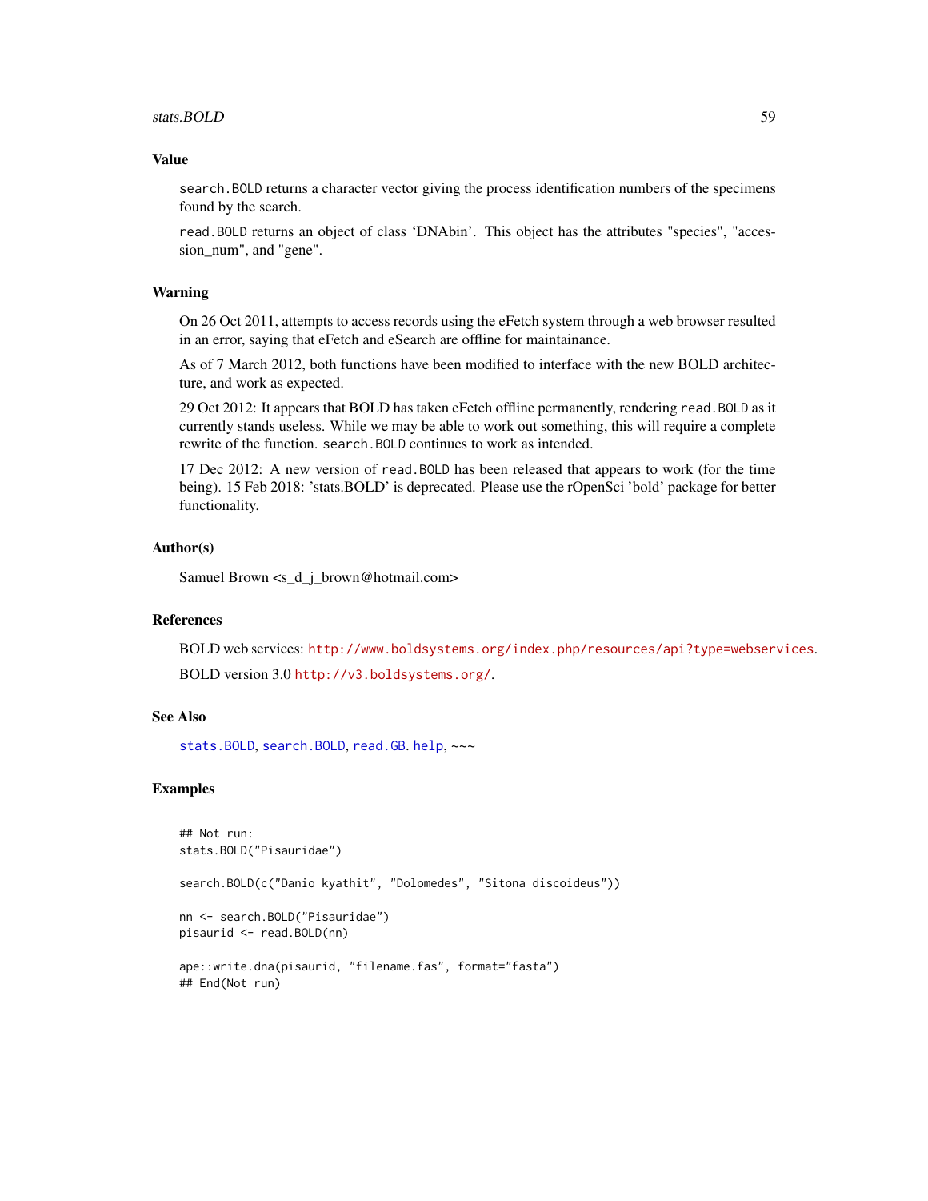## Value

`search.BOLD` returns a character vector giving the process identification numbers of the specimens found by the search.

`read.BOLD` returns an object of class 'DNAbin'. This object has the attributes "species", "accession_num", and "gene".

## Warning

On 26 Oct 2011, attempts to access records using the eFetch system through a web browser resulted in an error, saying that eFetch and eSearch are offline for maintainance.

As of 7 March 2012, both functions have been modified to interface with the new BOLD architecture, and work as expected.

29 Oct 2012: It appears that BOLD has taken eFetch offline permanently, rendering `read.BOLD` as it currently stands useless. While we may be able to work out something, this will require a complete rewrite of the function. `search.BOLD` continues to work as intended.

17 Dec 2012: A new version of `read.BOLD` has been released that appears to work (for the time being). 15 Feb 2018: 'stats.BOLD' is deprecated. Please use the rOpenSci 'bold' package for better functionality.

## Author(s)

Samuel Brown <s_d_j_brown@hotmail.com>

## References

BOLD web services: http://www.boldsystems.org/index.php/resources/api?type=webservices.

BOLD version 3.0 http://v3.boldsystems.org/.

## See Also

stats.BOLD, search.BOLD, read.GB. help, ~~~

## Examples

```
## Not run:
stats.BOLD("Pisauridae")

search.BOLD(c("Danio kyathit", "Dolomedes", "Sitona discoideus"))

nn <- search.BOLD("Pisauridae")
pisaurid <- read.BOLD(nn)

ape::write.dna(pisaurid, "filename.fas", format="fasta")
## End(Not run)
```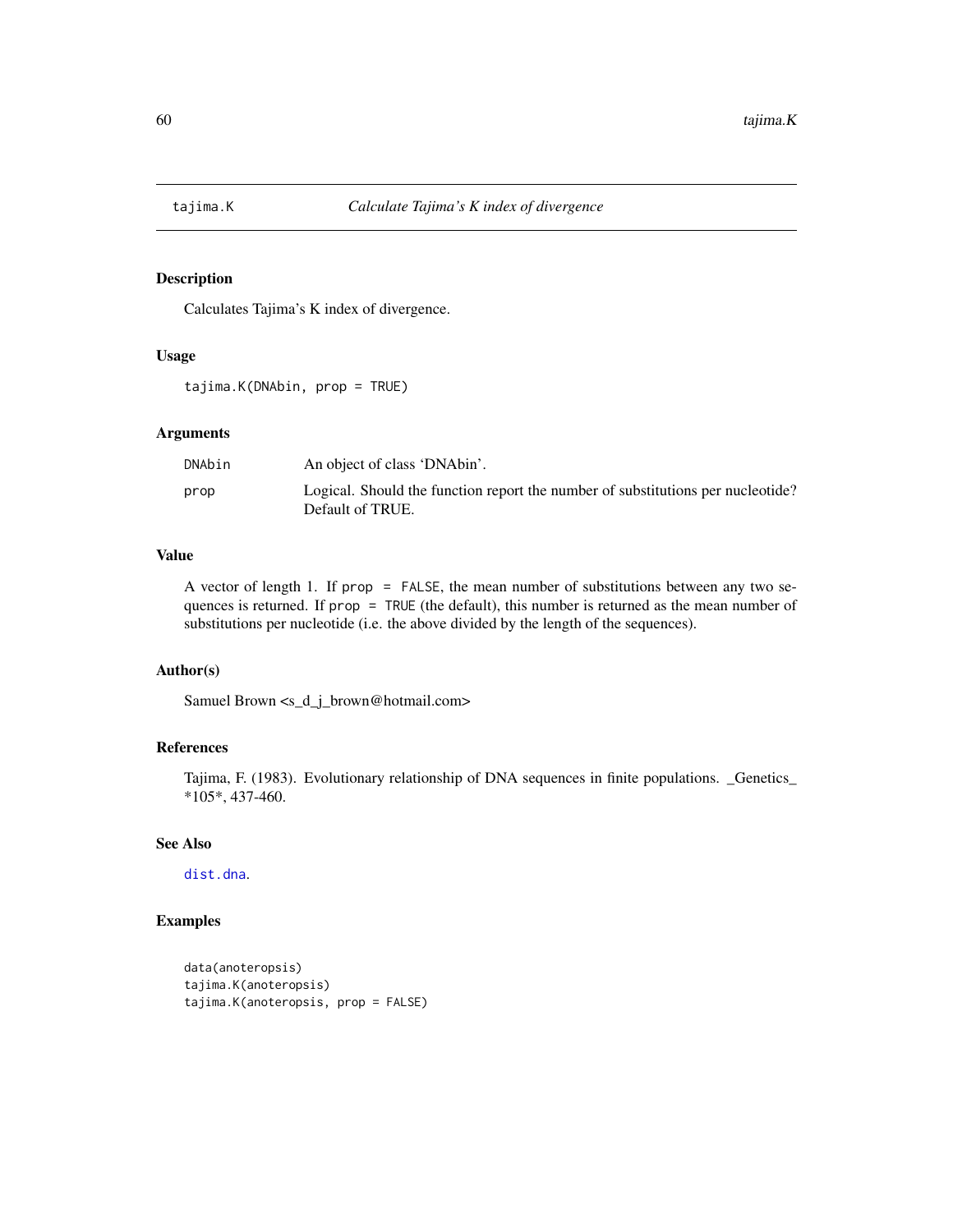## tajima.K — *Calculate Tajima's K index of divergence*

### Description

Calculates Tajima's K index of divergence.

### Usage

```
tajima.K(DNAbin, prop = TRUE)
```

### Arguments

| | |
|---|---|
| DNAbin | An object of class 'DNAbin'. |
| prop | Logical. Should the function report the number of substitutions per nucleotide? Default of TRUE. |

### Value

A vector of length 1. If `prop = FALSE`, the mean number of substitutions between any two sequences is returned. If `prop = TRUE` (the default), this number is returned as the mean number of substitutions per nucleotide (i.e. the above divided by the length of the sequences).

### Author(s)

Samuel Brown <s_d_j_brown@hotmail.com>

### References

Tajima, F. (1983). Evolutionary relationship of DNA sequences in finite populations. _Genetics_ *105*, 437-460.

### See Also

`dist.dna`.

### Examples

```
data(anoteropsis)
tajima.K(anoteropsis)
tajima.K(anoteropsis, prop = FALSE)
```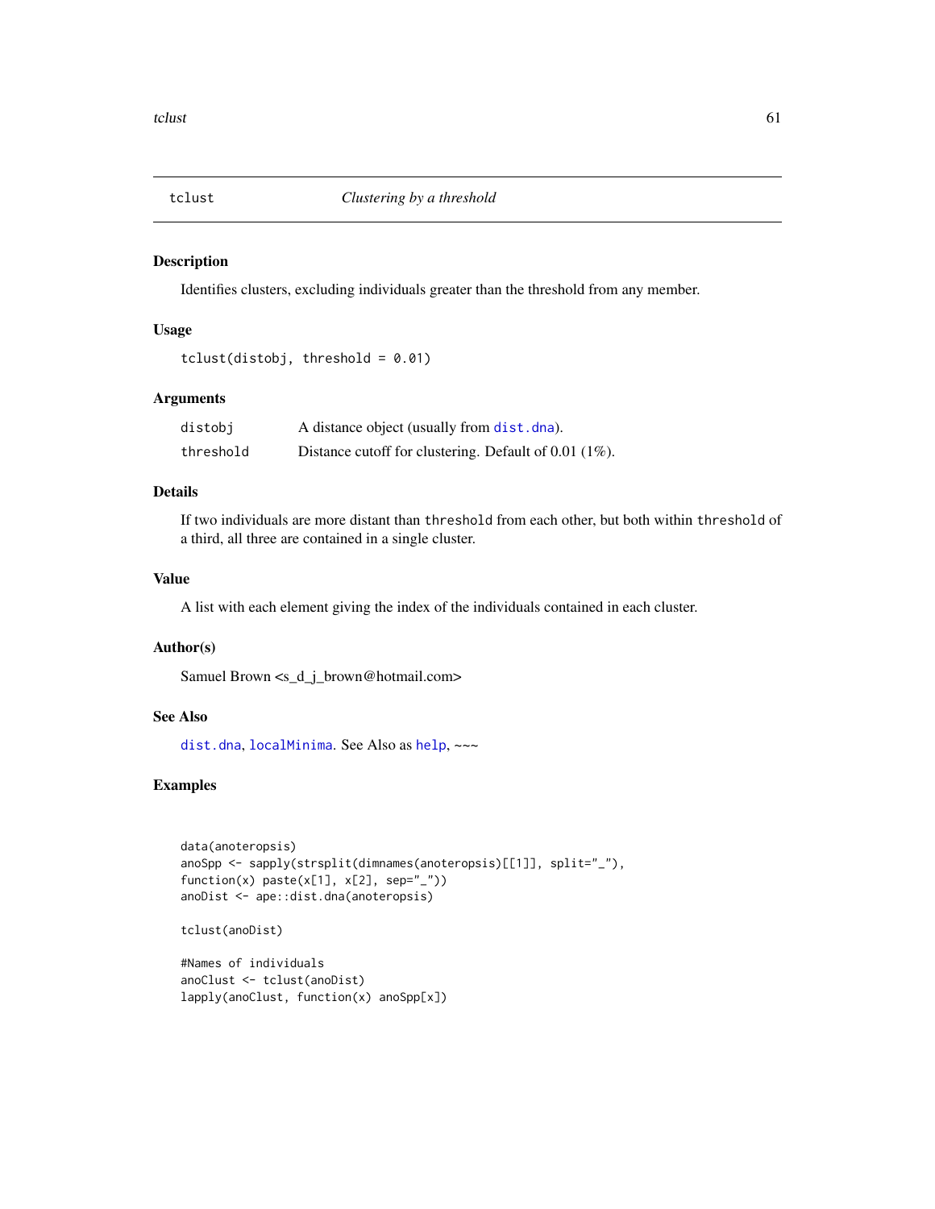# tclust — *Clustering by a threshold*

## Description

Identifies clusters, excluding individuals greater than the threshold from any member.

## Usage

```
tclust(distobj, threshold = 0.01)
```

## Arguments

| | |
|---|---|
| `distobj` | A distance object (usually from `dist.dna`). |
| `threshold` | Distance cutoff for clustering. Default of 0.01 (1%). |

## Details

If two individuals are more distant than `threshold` from each other, but both within `threshold` of a third, all three are contained in a single cluster.

## Value

A list with each element giving the index of the individuals contained in each cluster.

## Author(s)

Samuel Brown <s_d_j_brown@hotmail.com>

## See Also

`dist.dna`, `localMinima`. See Also as `help`, ~~~

## Examples

```
data(anoteropsis)
anoSpp <- sapply(strsplit(dimnames(anoteropsis)[[1]], split="_"),
function(x) paste(x[1], x[2], sep="_"))
anoDist <- ape::dist.dna(anoteropsis)

tclust(anoDist)

#Names of individuals
anoClust <- tclust(anoDist)
lapply(anoClust, function(x) anoSpp[x])
```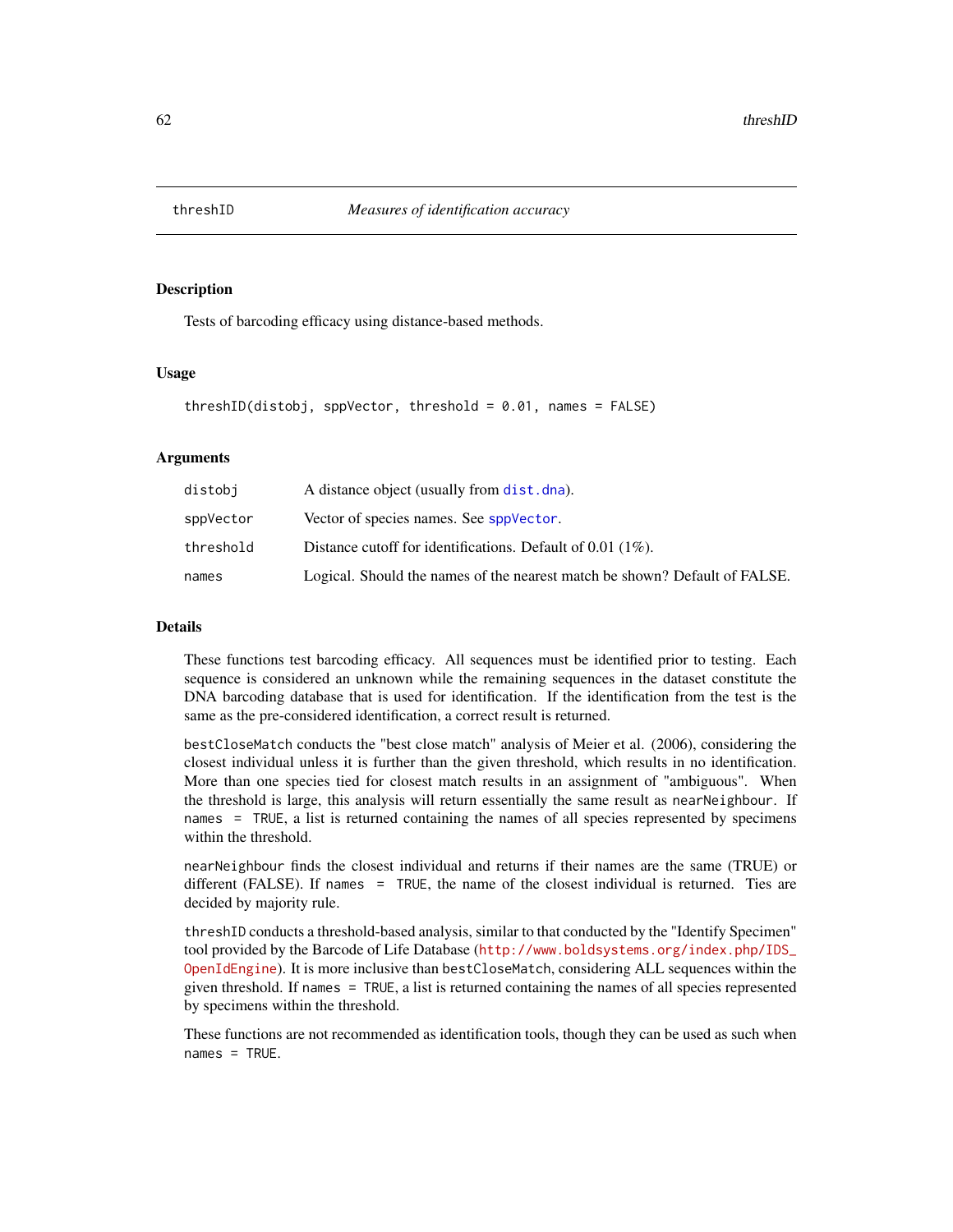# threshID *Measures of identification accuracy*

## Description

Tests of barcoding efficacy using distance-based methods.

## Usage

```
threshID(distobj, sppVector, threshold = 0.01, names = FALSE)
```

## Arguments

| | |
|---|---|
| distobj | A distance object (usually from dist.dna). |
| sppVector | Vector of species names. See sppVector. |
| threshold | Distance cutoff for identifications. Default of 0.01 (1%). |
| names | Logical. Should the names of the nearest match be shown? Default of FALSE. |

## Details

These functions test barcoding efficacy. All sequences must be identified prior to testing. Each sequence is considered an unknown while the remaining sequences in the dataset constitute the DNA barcoding database that is used for identification. If the identification from the test is the same as the pre-considered identification, a correct result is returned.

`bestCloseMatch` conducts the "best close match" analysis of Meier et al. (2006), considering the closest individual unless it is further than the given threshold, which results in no identification. More than one species tied for closest match results in an assignment of "ambiguous". When the threshold is large, this analysis will return essentially the same result as `nearNeighbour`. If `names = TRUE`, a list is returned containing the names of all species represented by specimens within the threshold.

`nearNeighbour` finds the closest individual and returns if their names are the same (TRUE) or different (FALSE). If `names = TRUE`, the name of the closest individual is returned. Ties are decided by majority rule.

`threshID` conducts a threshold-based analysis, similar to that conducted by the "Identify Specimen" tool provided by the Barcode of Life Database (http://www.boldsystems.org/index.php/IDS_OpenIdEngine). It is more inclusive than `bestCloseMatch`, considering ALL sequences within the given threshold. If `names = TRUE`, a list is returned containing the names of all species represented by specimens within the threshold.

These functions are not recommended as identification tools, though they can be used as such when `names = TRUE`.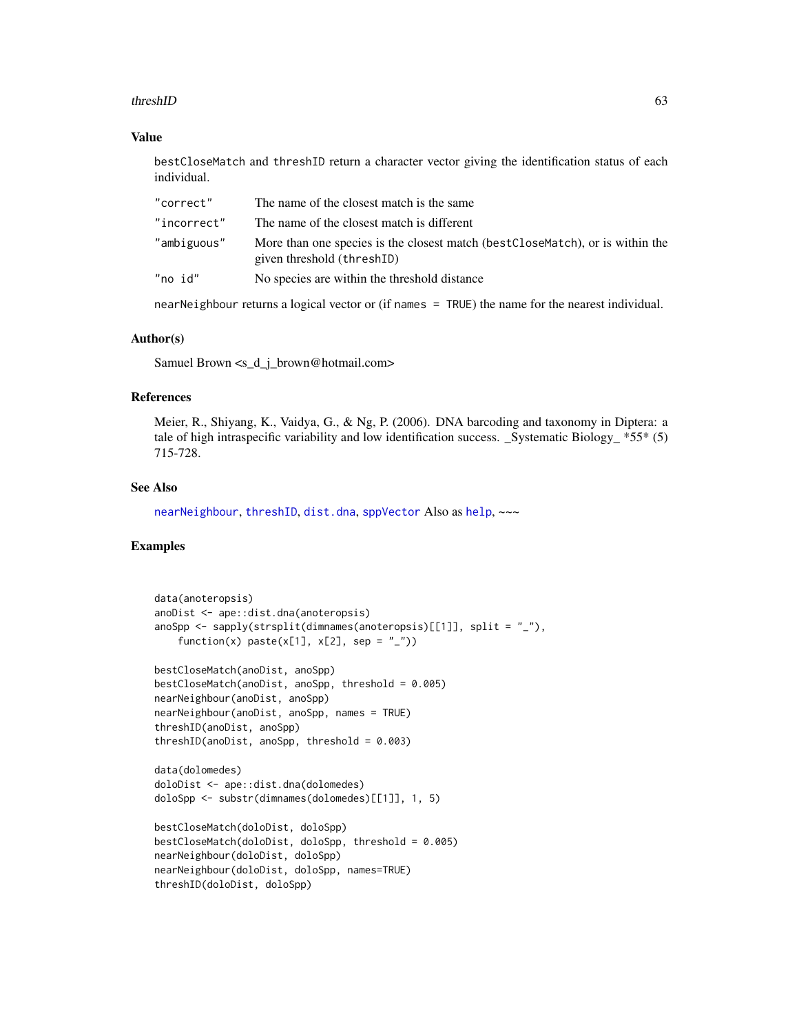## Value

bestCloseMatch and threshID return a character vector giving the identification status of each individual.

| | |
|---|---|
| "correct" | The name of the closest match is the same |
| "incorrect" | The name of the closest match is different |
| "ambiguous" | More than one species is the closest match (bestCloseMatch), or is within the given threshold (threshID) |
| "no id" | No species are within the threshold distance |

nearNeighbour returns a logical vector or (if names = TRUE) the name for the nearest individual.

## Author(s)

Samuel Brown <s_d_j_brown@hotmail.com>

## References

Meier, R., Shiyang, K., Vaidya, G., & Ng, P. (2006). DNA barcoding and taxonomy in Diptera: a tale of high intraspecific variability and low identification success. _Systematic Biology_ *55* (5) 715-728.

## See Also

nearNeighbour, threshID, dist.dna, sppVector Also as help, ~~~

## Examples

```
data(anoteropsis)
anoDist <- ape::dist.dna(anoteropsis)
anoSpp <- sapply(strsplit(dimnames(anoteropsis)[[1]], split = "_"),
    function(x) paste(x[1], x[2], sep = "_"))

bestCloseMatch(anoDist, anoSpp)
bestCloseMatch(anoDist, anoSpp, threshold = 0.005)
nearNeighbour(anoDist, anoSpp)
nearNeighbour(anoDist, anoSpp, names = TRUE)
threshID(anoDist, anoSpp)
threshID(anoDist, anoSpp, threshold = 0.003)

data(dolomedes)
doloDist <- ape::dist.dna(dolomedes)
doloSpp <- substr(dimnames(dolomedes)[[1]], 1, 5)

bestCloseMatch(doloDist, doloSpp)
bestCloseMatch(doloDist, doloSpp, threshold = 0.005)
nearNeighbour(doloDist, doloSpp)
nearNeighbour(doloDist, doloSpp, names=TRUE)
threshID(doloDist, doloSpp)
```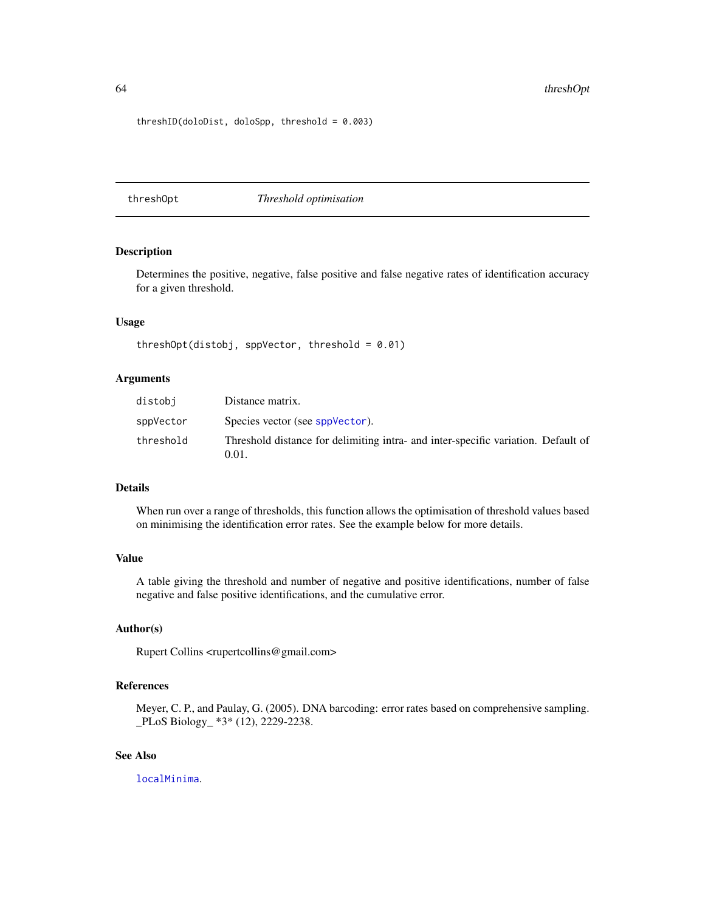```
threshID(doloDist, doloSpp, threshold = 0.003)
```

## threshOpt *Threshold optimisation*

### Description

Determines the positive, negative, false positive and false negative rates of identification accuracy for a given threshold.

### Usage

```
threshOpt(distobj, sppVector, threshold = 0.01)
```

### Arguments

| | |
|---|---|
| distobj | Distance matrix. |
| sppVector | Species vector (see sppVector). |
| threshold | Threshold distance for delimiting intra- and inter-specific variation. Default of 0.01. |

### Details

When run over a range of thresholds, this function allows the optimisation of threshold values based on minimising the identification error rates. See the example below for more details.

### Value

A table giving the threshold and number of negative and positive identifications, number of false negative and false positive identifications, and the cumulative error.

### Author(s)

Rupert Collins <rupertcollins@gmail.com>

### References

Meyer, C. P., and Paulay, G. (2005). DNA barcoding: error rates based on comprehensive sampling. _PLoS Biology_ *3* (12), 2229-2238.

### See Also

localMinima.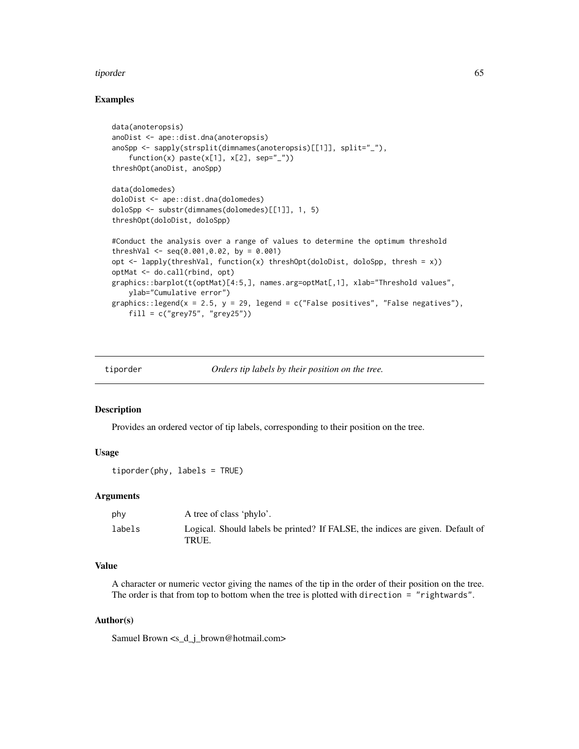### Examples

```
data(anoteropsis)
anoDist <- ape::dist.dna(anoteropsis)
anoSpp <- sapply(strsplit(dimnames(anoteropsis)[[1]], split="_"),
    function(x) paste(x[1], x[2], sep="_"))
threshOpt(anoDist, anoSpp)

data(dolomedes)
doloDist <- ape::dist.dna(dolomedes)
doloSpp <- substr(dimnames(dolomedes)[[1]], 1, 5)
threshOpt(doloDist, doloSpp)

#Conduct the analysis over a range of values to determine the optimum threshold
threshVal <- seq(0.001,0.02, by = 0.001)
opt <- lapply(threshVal, function(x) threshOpt(doloDist, doloSpp, thresh = x))
optMat <- do.call(rbind, opt)
graphics::barplot(t(optMat)[4:5,], names.arg=optMat[,1], xlab="Threshold values",
    ylab="Cumulative error")
graphics::legend(x = 2.5, y = 29, legend = c("False positives", "False negatives"),
    fill = c("grey75", "grey25"))
```

## tiporder — *Orders tip labels by their position on the tree.*

### Description

Provides an ordered vector of tip labels, corresponding to their position on the tree.

### Usage

```
tiporder(phy, labels = TRUE)
```

### Arguments

| | |
|---|---|
| phy | A tree of class 'phylo'. |
| labels | Logical. Should labels be printed? If FALSE, the indices are given. Default of TRUE. |

### Value

A character or numeric vector giving the names of the tip in the order of their position on the tree. The order is that from top to bottom when the tree is plotted with `direction = "rightwards"`.

### Author(s)

Samuel Brown <s_d_j_brown@hotmail.com>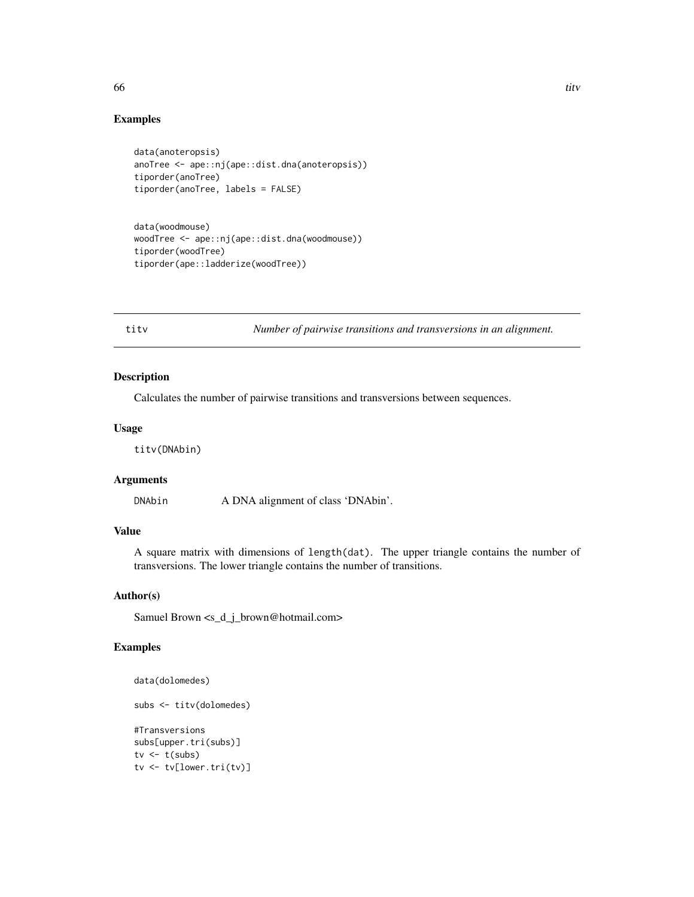## Examples

```
data(anoteropsis)
anoTree <- ape::nj(ape::dist.dna(anoteropsis))
tiporder(anoTree)
tiporder(anoTree, labels = FALSE)


data(woodmouse)
woodTree <- ape::nj(ape::dist.dna(woodmouse))
tiporder(woodTree)
tiporder(ape::ladderize(woodTree))
```

---

# titv — *Number of pairwise transitions and transversions in an alignment.*

---

## Description

Calculates the number of pairwise transitions and transversions between sequences.

## Usage

```
titv(DNAbin)
```

## Arguments

| | |
|---|---|
| DNAbin | A DNA alignment of class 'DNAbin'. |

## Value

A square matrix with dimensions of `length(dat)`. The upper triangle contains the number of transversions. The lower triangle contains the number of transitions.

## Author(s)

Samuel Brown <s_d_j_brown@hotmail.com>

## Examples

```
data(dolomedes)

subs <- titv(dolomedes)

#Transversions
subs[upper.tri(subs)]
tv <- t(subs)
tv <- tv[lower.tri(tv)]
```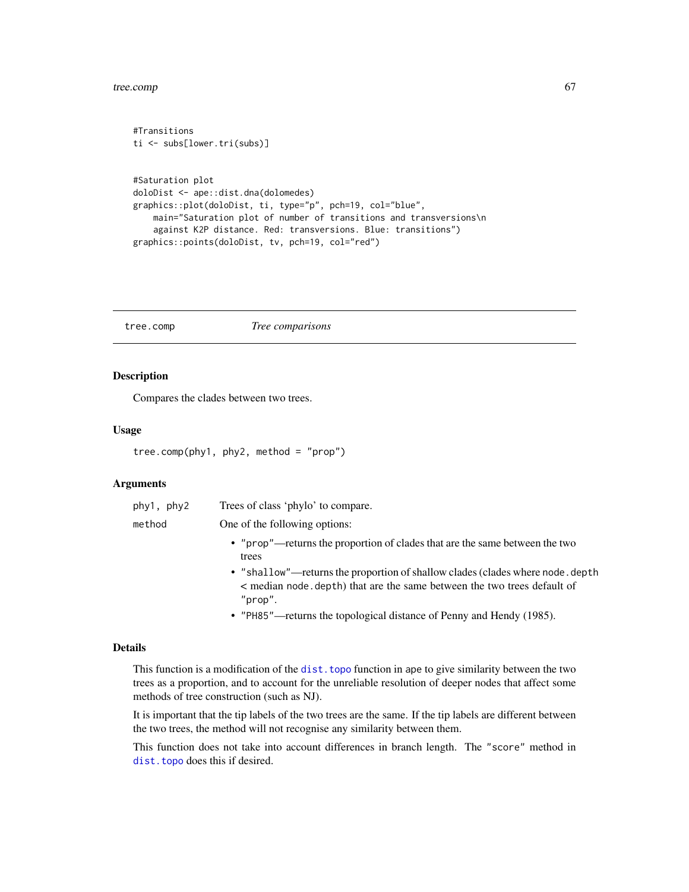```
#Transitions
ti <- subs[lower.tri(subs)]


#Saturation plot
doloDist <- ape::dist.dna(dolomedes)
graphics::plot(doloDist, ti, type="p", pch=19, col="blue",
    main="Saturation plot of number of transitions and transversions\n
    against K2P distance. Red: transversions. Blue: transitions")
graphics::points(doloDist, tv, pch=19, col="red")
```

---

## tree.comp — *Tree comparisons*

### Description

Compares the clades between two trees.

### Usage

```
tree.comp(phy1, phy2, method = "prop")
```

### Arguments

| | |
|---|---|
| `phy1, phy2` | Trees of class 'phylo' to compare. |
| `method` | One of the following options:<br>• `"prop"`—returns the proportion of clades that are the same between the two trees<br>• `"shallow"`—returns the proportion of shallow clades (clades where `node.depth` < median `node.depth`) that are the same between the two trees default of `"prop"`.<br>• `"PH85"`—returns the topological distance of Penny and Hendy (1985). |

### Details

This function is a modification of the `dist.topo` function in ape to give similarity between the two trees as a proportion, and to account for the unreliable resolution of deeper nodes that affect some methods of tree construction (such as NJ).

It is important that the tip labels of the two trees are the same. If the tip labels are different between the two trees, the method will not recognise any similarity between them.

This function does not take into account differences in branch length. The `"score"` method in `dist.topo` does this if desired.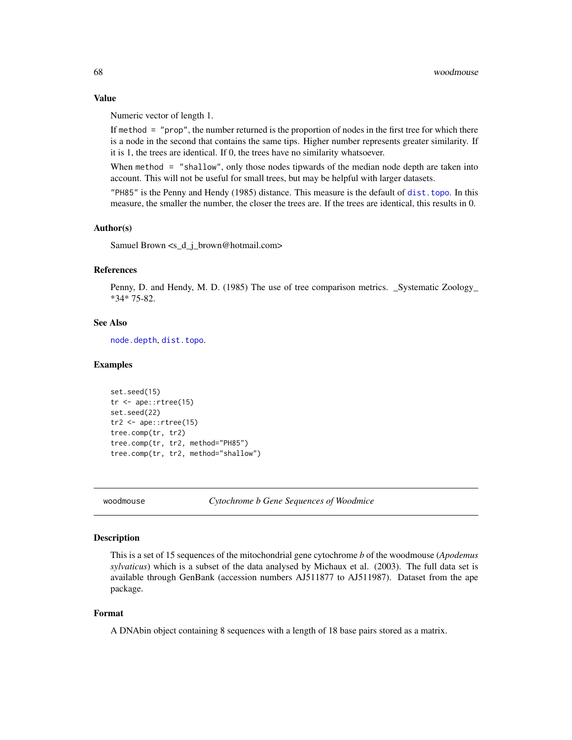### Value

Numeric vector of length 1.

If `method = "prop"`, the number returned is the proportion of nodes in the first tree for which there is a node in the second that contains the same tips. Higher number represents greater similarity. If it is 1, the trees are identical. If 0, the trees have no similarity whatsoever.

When `method = "shallow"`, only those nodes tipwards of the median node depth are taken into account. This will not be useful for small trees, but may be helpful with larger datasets.

`"PH85"` is the Penny and Hendy (1985) distance. This measure is the default of `dist.topo`. In this measure, the smaller the number, the closer the trees are. If the trees are identical, this results in 0.

### Author(s)

Samuel Brown <s_d_j_brown@hotmail.com>

### References

Penny, D. and Hendy, M. D. (1985) The use of tree comparison metrics. _Systematic Zoology_ *34* 75-82.

### See Also

`node.depth`, `dist.topo`.

### Examples

```
set.seed(15)
tr <- ape::rtree(15)
set.seed(22)
tr2 <- ape::rtree(15)
tree.comp(tr, tr2)
tree.comp(tr, tr2, method="PH85")
tree.comp(tr, tr2, method="shallow")
```

---

## woodmouse — *Cytochrome b Gene Sequences of Woodmice*

### Description

This is a set of 15 sequences of the mitochondrial gene cytochrome *b* of the woodmouse (*Apodemus sylvaticus*) which is a subset of the data analysed by Michaux et al. (2003). The full data set is available through GenBank (accession numbers AJ511877 to AJ511987). Dataset from the ape package.

### Format

A DNAbin object containing 8 sequences with a length of 18 base pairs stored as a matrix.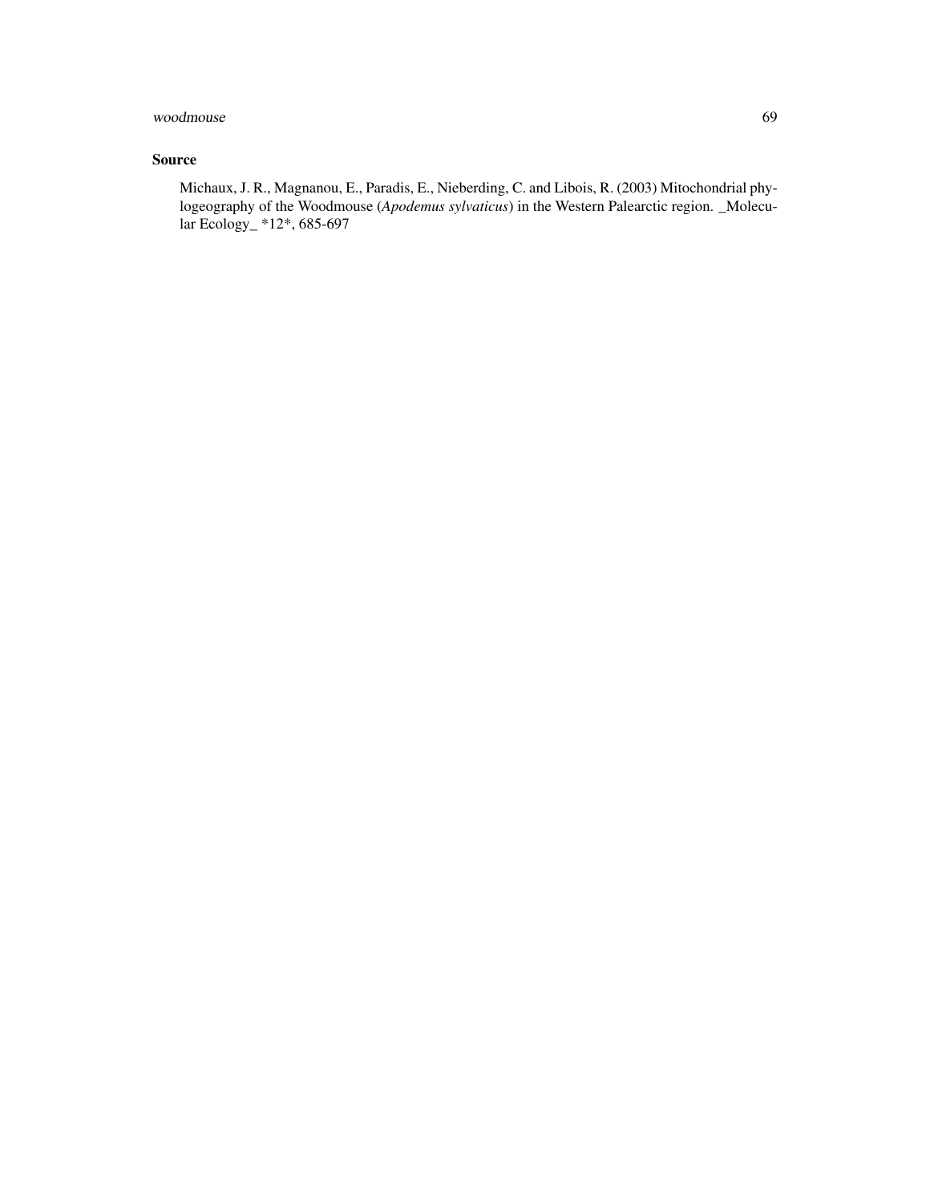### Source

Michaux, J. R., Magnanou, E., Paradis, E., Nieberding, C. and Libois, R. (2003) Mitochondrial phylogeography of the Woodmouse (*Apodemus sylvaticus*) in the Western Palearctic region. _Molecular Ecology_ *12*, 685-697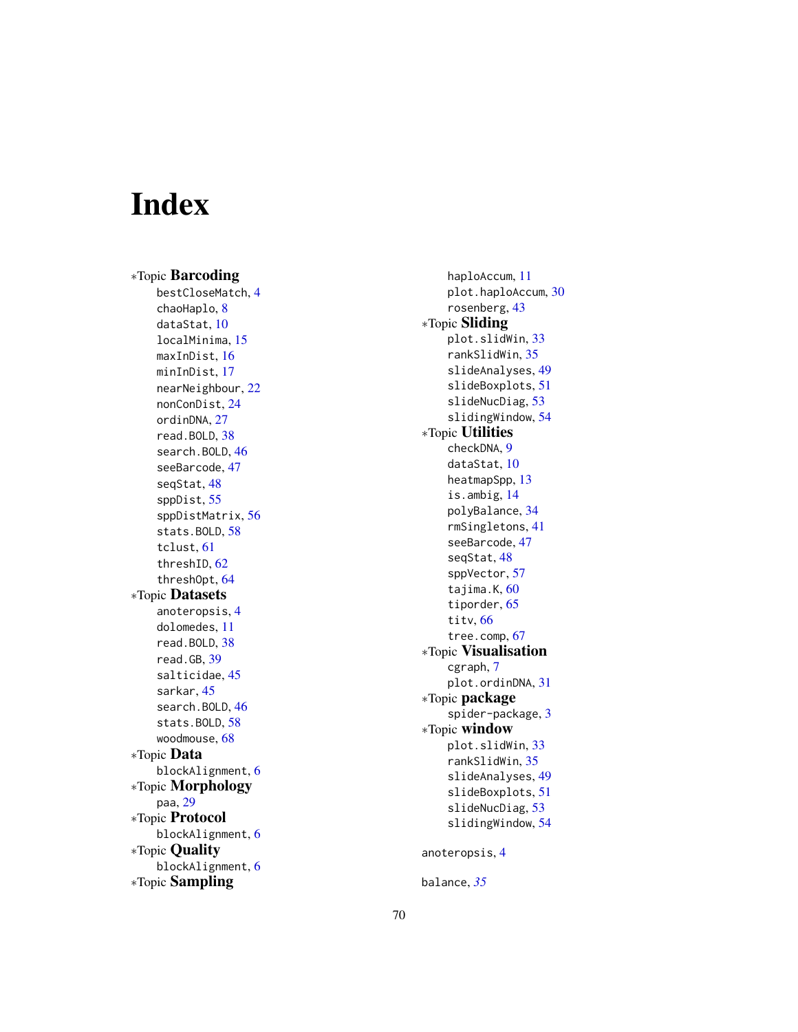# Index

∗Topic **Barcoding**
- bestCloseMatch, 4
- chaoHaplo, 8
- dataStat, 10
- localMinima, 15
- maxInDist, 16
- minInDist, 17
- nearNeighbour, 22
- nonConDist, 24
- ordinDNA, 27
- read.BOLD, 38
- search.BOLD, 46
- seeBarcode, 47
- seqStat, 48
- sppDist, 55
- sppDistMatrix, 56
- stats.BOLD, 58
- tclust, 61
- threshID, 62
- threshOpt, 64

∗Topic **Datasets**
- anoteropsis, 4
- dolomedes, 11
- read.BOLD, 38
- read.GB, 39
- salticidae, 45
- sarkar, 45
- search.BOLD, 46
- stats.BOLD, 58
- woodmouse, 68

∗Topic **Data**
- blockAlignment, 6

∗Topic **Morphology**
- paa, 29

∗Topic **Protocol**
- blockAlignment, 6

∗Topic **Quality**
- blockAlignment, 6

∗Topic **Sampling**
- haploAccum, 11
- plot.haploAccum, 30
- rosenberg, 43

∗Topic **Sliding**
- plot.slidWin, 33
- rankSlidWin, 35
- slideAnalyses, 49
- slideBoxplots, 51
- slideNucDiag, 53
- slidingWindow, 54

∗Topic **Utilities**
- checkDNA, 9
- dataStat, 10
- heatmapSpp, 13
- is.ambig, 14
- polyBalance, 34
- rmSingletons, 41
- seeBarcode, 47
- seqStat, 48
- sppVector, 57
- tajima.K, 60
- tiporder, 65
- titv, 66
- tree.comp, 67

∗Topic **Visualisation**
- cgraph, 7
- plot.ordinDNA, 31

∗Topic **package**
- spider-package, 3

∗Topic **window**
- plot.slidWin, 33
- rankSlidWin, 35
- slideAnalyses, 49
- slideBoxplots, 51
- slideNucDiag, 53
- slidingWindow, 54

anoteropsis, 4

balance, *35*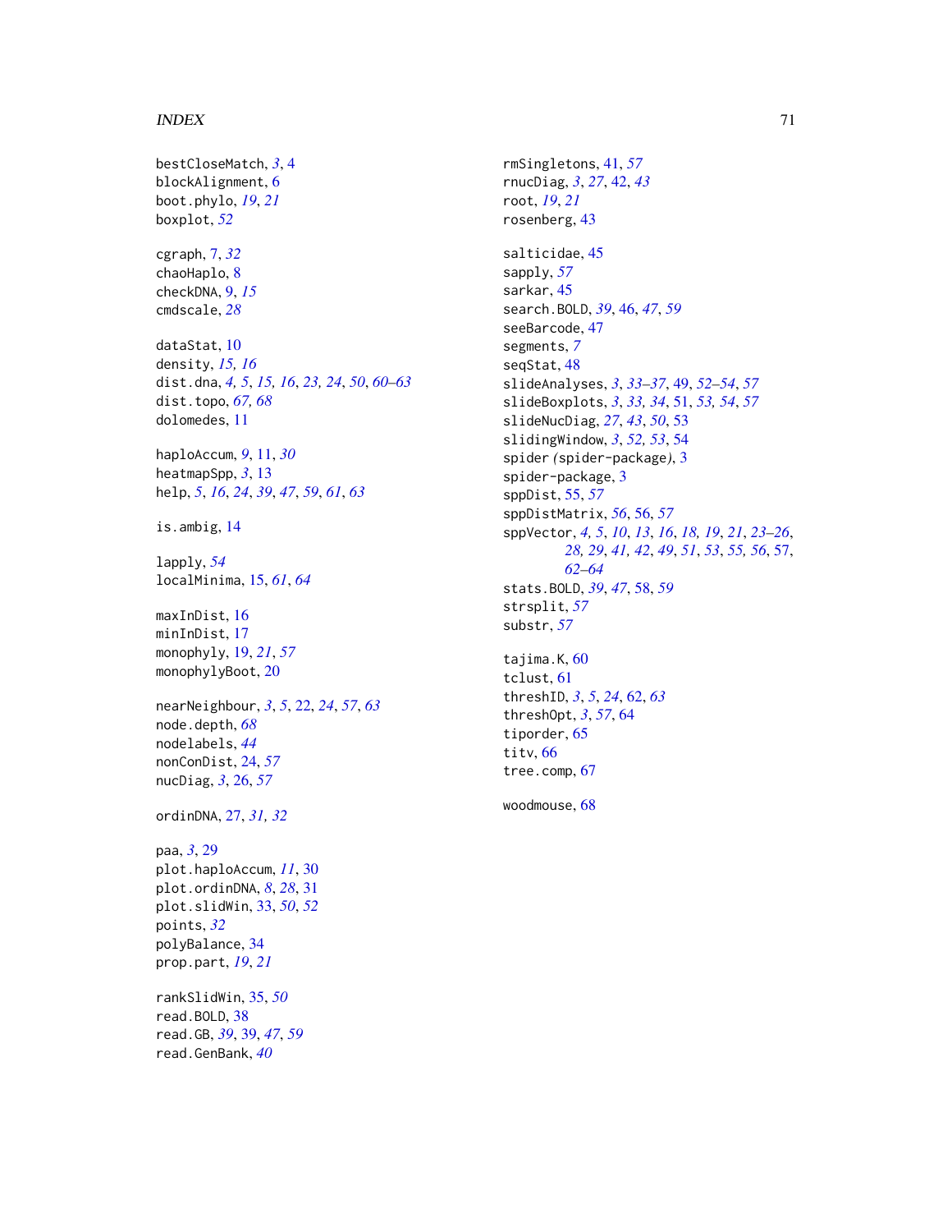bestCloseMatch, *3*, 4
blockAlignment, 6
boot.phylo, *19*, *21*
boxplot, *52*

cgraph, 7, *32*
chaoHaplo, 8
checkDNA, 9, *15*
cmdscale, *28*

dataStat, 10
density, *15, 16*
dist.dna, *4, 5*, *15, 16*, *23, 24*, *50*, *60–63*
dist.topo, *67, 68*
dolomedes, 11

haploAccum, *9*, 11, *30*
heatmapSpp, *3*, 13
help, *5*, *16*, *24*, *39*, *47*, *59*, *61*, *63*

is.ambig, 14

lapply, *54*
localMinima, 15, *61*, *64*

maxInDist, 16
minInDist, 17
monophyly, 19, *21*, *57*
monophylyBoot, 20

nearNeighbour, *3*, *5*, 22, *24*, *57*, *63*
node.depth, *68*
nodelabels, *44*
nonConDist, 24, *57*
nucDiag, *3*, 26, *57*

ordinDNA, 27, *31, 32*

paa, *3*, 29
plot.haploAccum, *11*, 30
plot.ordinDNA, *8*, *28*, 31
plot.slidWin, 33, *50*, *52*
points, *32*
polyBalance, 34
prop.part, *19*, *21*

rankSlidWin, 35, *50*
read.BOLD, 38
read.GB, *39*, 39, *47*, *59*
read.GenBank, *40*
rmSingletons, 41, *57*
rnucDiag, *3*, *27*, 42, *43*
root, *19*, *21*
rosenberg, 43

salticidae, 45
sapply, *57*
sarkar, 45
search.BOLD, *39*, 46, *47*, *59*
seeBarcode, 47
segments, *7*
seqStat, 48
slideAnalyses, *3*, *33–37*, 49, *52–54*, *57*
slideBoxplots, *3*, *33*, *34*, 51, *53, 54*, *57*
slideNucDiag, *27*, *43*, *50*, 53
slidingWindow, *3*, *52, 53*, 54
spider *(*spider-package*)*, 3
spider-package, 3
sppDist, 55, *57*
sppDistMatrix, *56*, 56, *57*
sppVector, *4, 5*, *10*, *13*, *16*, *18, 19*, *21*, *23–26*, *28, 29*, *41, 42*, *49*, *51*, *53*, *55, 56*, 57, *62–64*
stats.BOLD, *39*, *47*, 58, *59*
strsplit, *57*
substr, *57*

tajima.K, 60
tclust, 61
threshID, *3*, *5*, *24*, 62, *63*
threshOpt, *3*, *57*, 64
tiporder, 65
titv, 66
tree.comp, 67

woodmouse, 68